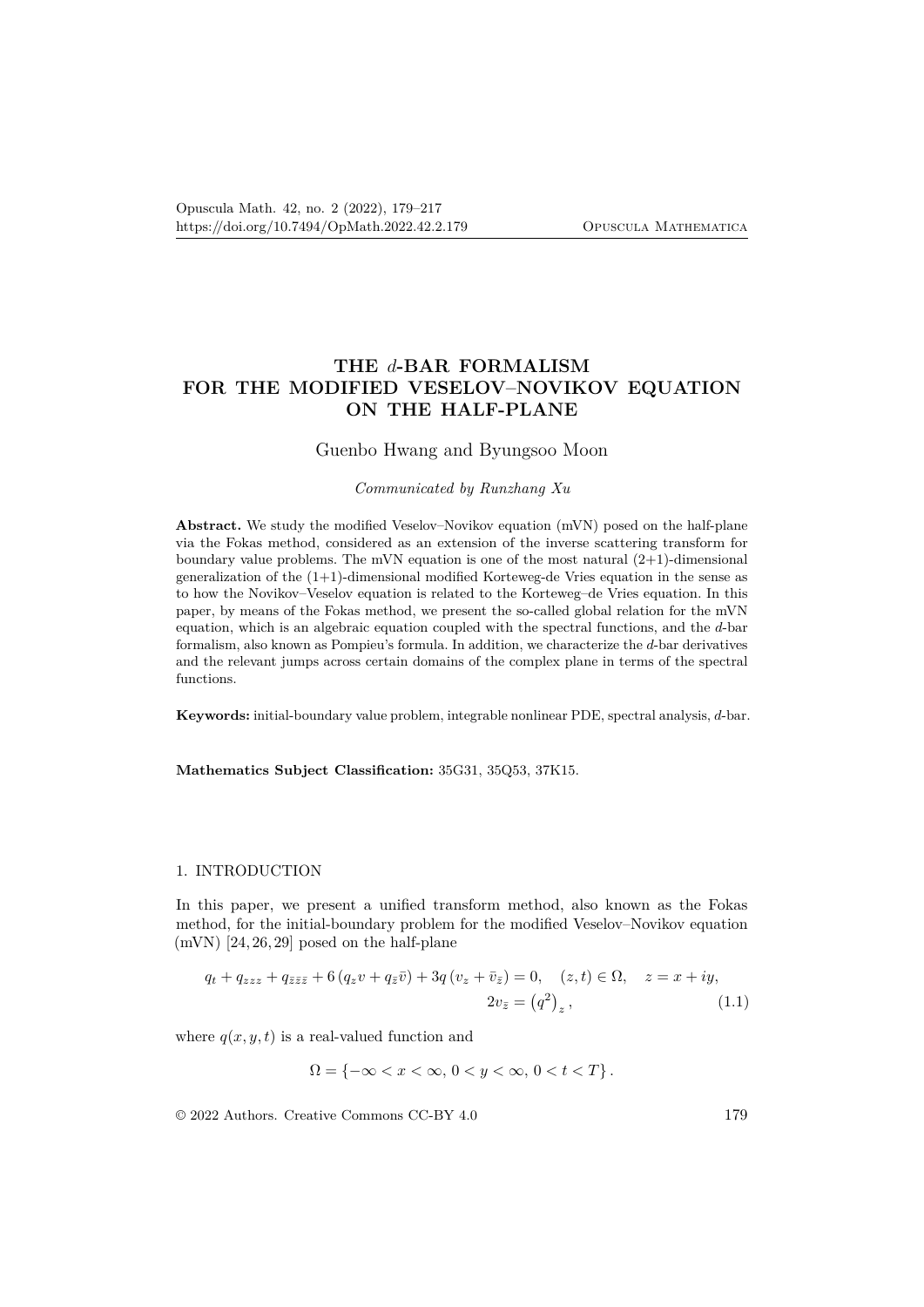# THE $d$-BAR FORMALISM FOR THE MODIFIED VESELOV–NOVIKOV EQUATION ON THE HALF-PLANE

Guenbo Hwang and Byungsoo Moon

*Communicated by Runzhang Xu*

**Abstract.** We study the modified Veselov–Novikov equation (mVN) posed on the half-plane via the Fokas method, considered as an extension of the inverse scattering transform for boundary value problems. The mVN equation is one of the most natural (2+1)-dimensional generalization of the (1+1)-dimensional modified Korteweg-de Vries equation in the sense as to how the Novikov–Veselov equation is related to the Korteweg–de Vries equation. In this paper, by means of the Fokas method, we present the so-called global relation for the mVN equation, which is an algebraic equation coupled with the spectral functions, and the $d$-bar formalism, also known as Pompieu's formula. In addition, we characterize the $d$-bar derivatives and the relevant jumps across certain domains of the complex plane in terms of the spectral functions.

**Keywords:** initial-boundary value problem, integrable nonlinear PDE, spectral analysis, $d$-bar.

**Mathematics Subject Classification:** 35G31, 35Q53, 37K15.

## 1. INTRODUCTION

In this paper, we present a unified transform method, also known as the Fokas method, for the initial-boundary problem for the modified Veselov–Novikov equation (mVN) [24, 26, 29] posed on the half-plane

$$
\begin{aligned}
q_t + q_{zzz} + q_{\bar{z}\bar{z}\bar{z}} + 6\left(q_z v + q_{\bar{z}}\bar{v}\right) + 3q\left(v_z + \bar{v}_{\bar{z}}\right) = 0, \quad (z,t) \in \Omega, \quad z = x + iy,& \\
2v_{\bar{z}} = \left(q^2\right)_z,& \qquad (1.1)
\end{aligned}
$$

where $q(x, y, t)$ is a real-valued function and

$$
\Omega = \{-\infty < x < \infty,\, 0 < y < \infty,\, 0 < t < T\}.
$$

© 2022 Authors. Creative Commons CC-BY 4.0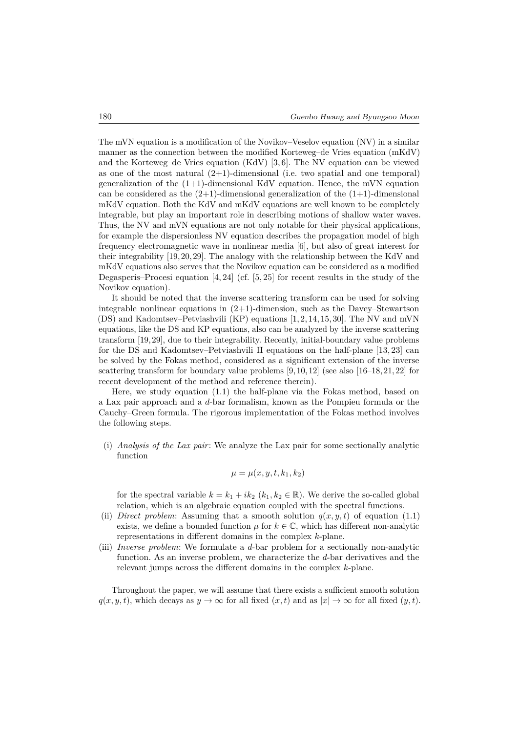The mVN equation is a modification of the Novikov–Veselov equation (NV) in a similar manner as the connection between the modified Korteweg–de Vries equation (mKdV) and the Korteweg–de Vries equation (KdV) [3, 6]. The NV equation can be viewed as one of the most natural (2+1)-dimensional (i.e. two spatial and one temporal) generalization of the (1+1)-dimensional KdV equation. Hence, the mVN equation can be considered as the (2+1)-dimensional generalization of the (1+1)-dimensional mKdV equation. Both the KdV and mKdV equations are well known to be completely integrable, but play an important role in describing motions of shallow water waves. Thus, the NV and mVN equations are not only notable for their physical applications, for example the dispersionless NV equation describes the propagation model of high frequency electromagnetic wave in nonlinear media [6], but also of great interest for their integrability [19, 20, 29]. The analogy with the relationship between the KdV and mKdV equations also serves that the Novikov equation can be considered as a modified Degasperis–Procesi equation [4, 24] (cf. [5, 25] for recent results in the study of the Novikov equation).

It should be noted that the inverse scattering transform can be used for solving integrable nonlinear equations in (2+1)-dimension, such as the Davey–Stewartson (DS) and Kadomtsev–Petviashvili (KP) equations [1, 2, 14, 15, 30]. The NV and mVN equations, like the DS and KP equations, also can be analyzed by the inverse scattering transform [19, 29], due to their integrability. Recently, initial-boundary value problems for the DS and Kadomtsev–Petviashvili II equations on the half-plane [13, 23] can be solved by the Fokas method, considered as a significant extension of the inverse scattering transform for boundary value problems [9, 10, 12] (see also [16–18, 21, 22] for recent development of the method and reference therein).

Here, we study equation (1.1) the half-plane via the Fokas method, based on a Lax pair approach and a $d$-bar formalism, known as the Pompieu formula or the Cauchy–Green formula. The rigorous implementation of the Fokas method involves the following steps.

(i) *Analysis of the Lax pair*: We analyze the Lax pair for some sectionally analytic function

$$\mu = \mu(x, y, t, k_1, k_2)$$

for the spectral variable $k = k_1 + ik_2$ ($k_1, k_2 \in \mathbb{R}$). We derive the so-called global relation, which is an algebraic equation coupled with the spectral functions.

(ii) *Direct problem*: Assuming that a smooth solution $q(x, y, t)$ of equation (1.1) exists, we define a bounded function $\mu$ for $k \in \mathbb{C}$, which has different non-analytic representations in different domains in the complex $k$-plane.

(iii) *Inverse problem*: We formulate a $d$-bar problem for a sectionally non-analytic function. As an inverse problem, we characterize the $d$-bar derivatives and the relevant jumps across the different domains in the complex $k$-plane.

Throughout the paper, we will assume that there exists a sufficient smooth solution $q(x, y, t)$, which decays as $y \to \infty$ for all fixed $(x, t)$ and as $|x| \to \infty$ for all fixed $(y, t)$.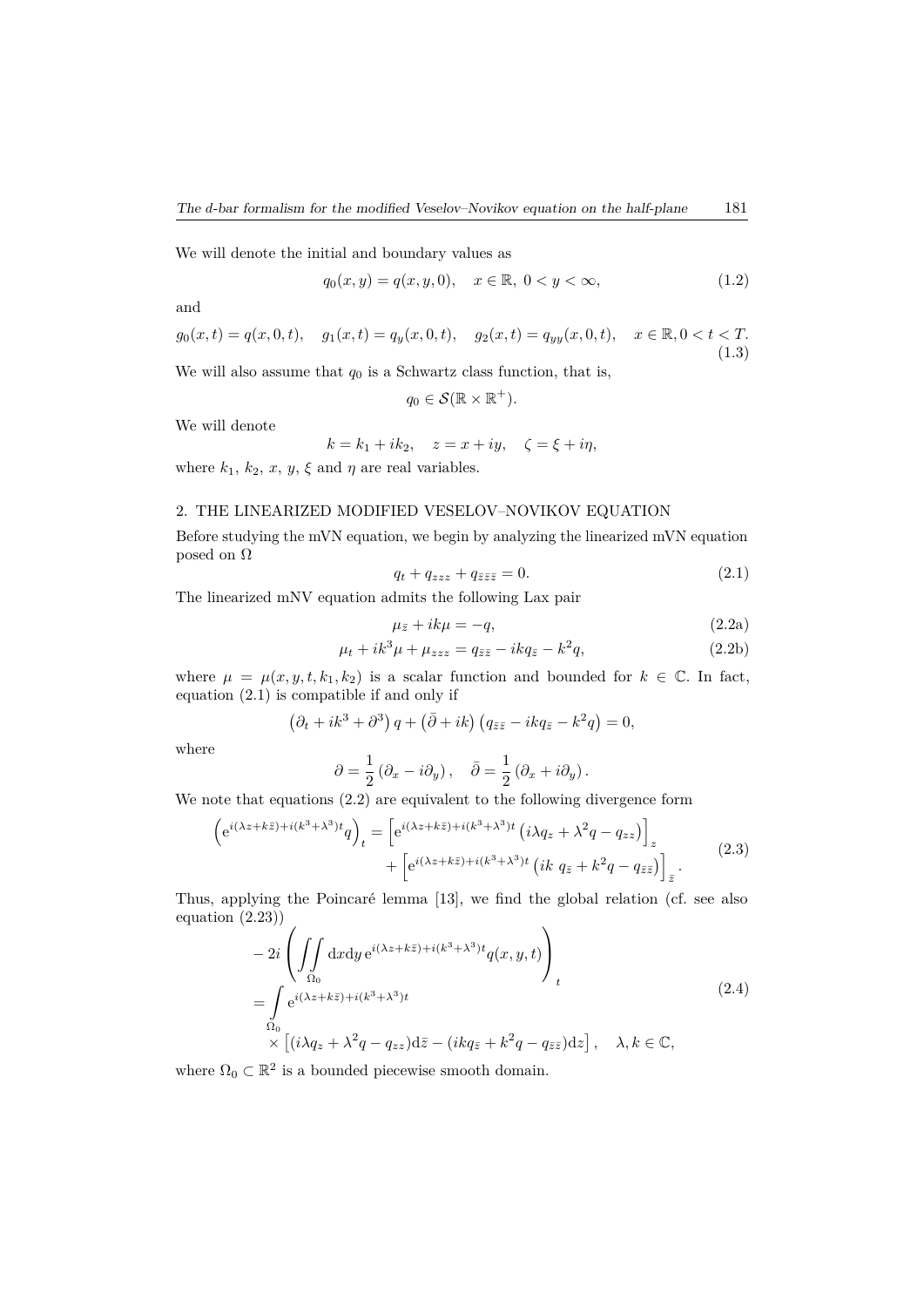We will denote the initial and boundary values as

$$q_0(x,y) = q(x,y,0), \quad x \in \mathbb{R},\ 0 < y < \infty, \tag{1.2}$$

and

$$g_0(x,t) = q(x,0,t), \quad g_1(x,t) = q_y(x,0,t), \quad g_2(x,t) = q_{yy}(x,0,t), \quad x \in \mathbb{R}, 0 < t < T. \tag{1.3}$$

We will also assume that $q_0$ is a Schwartz class function, that is,

$$q_0 \in \mathcal{S}(\mathbb{R} \times \mathbb{R}^+).$$

We will denote

$$k = k_1 + ik_2, \quad z = x + iy, \quad \zeta = \xi + i\eta,$$

where $k_1$, $k_2$, $x$, $y$, $\xi$ and $\eta$ are real variables.

## 2. THE LINEARIZED MODIFIED VESELOV–NOVIKOV EQUATION

Before studying the mVN equation, we begin by analyzing the linearized mVN equation posed on $\Omega$

$$q_t + q_{zzz} + q_{\bar{z}\bar{z}\bar{z}} = 0. \tag{2.1}$$

The linearized mNV equation admits the following Lax pair

$$\mu_{\bar{z}} + ik\mu = -q, \tag{2.2a}$$

$$\mu_t + ik^3\mu + \mu_{zzz} = q_{\bar{z}\bar{z}} - ikq_{\bar{z}} - k^2 q, \tag{2.2b}$$

where $\mu = \mu(x,y,t,k_1,k_2)$ is a scalar function and bounded for $k \in \mathbb{C}$. In fact, equation (2.1) is compatible if and only if

$$\left(\partial_t + ik^3 + \partial^3\right) q + \left(\bar{\partial} + ik\right)\left(q_{\bar{z}\bar{z}} - ikq_{\bar{z}} - k^2 q\right) = 0,$$

where

$$\partial = \frac{1}{2}\left(\partial_x - i\partial_y\right), \quad \bar{\partial} = \frac{1}{2}\left(\partial_x + i\partial_y\right).$$

We note that equations (2.2) are equivalent to the following divergence form

$$\begin{aligned}\left(\mathrm{e}^{i(\lambda z + k\bar{z}) + i(k^3+\lambda^3)t} q\right)_t &= \left[\mathrm{e}^{i(\lambda z + k\bar{z}) + i(k^3+\lambda^3)t}\left(i\lambda q_z + \lambda^2 q - q_{zz}\right)\right]_z \\ &\quad + \left[\mathrm{e}^{i(\lambda z + k\bar{z}) + i(k^3+\lambda^3)t}\left(ik\ q_{\bar{z}} + k^2 q - q_{\bar{z}\bar{z}}\right)\right]_{\bar{z}}.\end{aligned} \tag{2.3}$$

Thus, applying the Poincaré lemma [13], we find the global relation (cf. see also equation (2.23))

$$\begin{aligned}&-2i\left(\iint\limits_{\Omega_0} \mathrm{d}x\mathrm{d}y\, \mathrm{e}^{i(\lambda z + k\bar{z}) + i(k^3+\lambda^3)t} q(x,y,t)\right)_t \\ &= \int\limits_{\partial\Omega_0} \mathrm{e}^{i(\lambda z + k\bar{z}) + i(k^3+\lambda^3)t} \\ &\quad \times \left[(i\lambda q_z + \lambda^2 q - q_{zz})\mathrm{d}\bar{z} - (ikq_{\bar{z}} + k^2 q - q_{\bar{z}\bar{z}})\mathrm{d}z\right], \quad \lambda, k \in \mathbb{C},\end{aligned} \tag{2.4}$$

where $\Omega_0 \subset \mathbb{R}^2$ is a bounded piecewise smooth domain.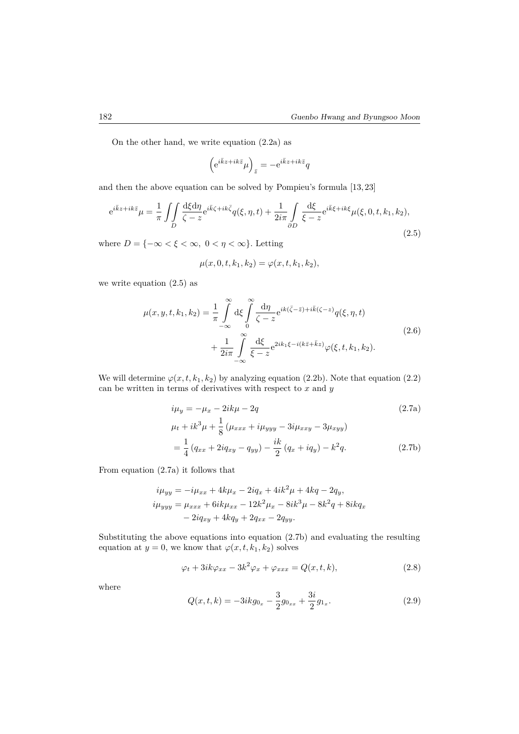On the other hand, we write equation (2.2a) as

$$\left(\mathrm{e}^{i\bar{k}z+ik\bar{z}}\mu\right)_{\bar{z}} = -\mathrm{e}^{i\bar{k}z+ik\bar{z}}q$$

and then the above equation can be solved by Pompieu's formula [13, 23]

$$\mathrm{e}^{i\bar{k}z+ik\bar{z}}\mu = \frac{1}{\pi}\iint\limits_{D} \frac{\mathrm{d}\xi\mathrm{d}\eta}{\zeta - z}\mathrm{e}^{i\bar{k}\zeta+ik\bar{\zeta}}q(\xi,\eta,t) + \frac{1}{2i\pi}\int\limits_{\partial D}\frac{\mathrm{d}\xi}{\xi - z}\mathrm{e}^{i\bar{k}\xi+ik\xi}\mu(\xi,0,t,k_1,k_2), \tag{2.5}$$

where $D = \{-\infty < \xi < \infty,\ 0 < \eta < \infty\}$. Letting

$$\mu(x,0,t,k_1,k_2) = \varphi(x,t,k_1,k_2),$$

we write equation (2.5) as

$$\begin{aligned}\mu(x,y,t,k_1,k_2) = \frac{1}{\pi}\int\limits_{-\infty}^{\infty}\mathrm{d}\xi\int\limits_{0}^{\infty}\frac{\mathrm{d}\eta}{\zeta - z}\mathrm{e}^{ik(\bar{\zeta}-\bar{z})+i\bar{k}(\zeta - z)}q(\xi,\eta,t)\\ + \frac{1}{2i\pi}\int\limits_{-\infty}^{\infty}\frac{\mathrm{d}\xi}{\xi - z}\mathrm{e}^{2ik_1\xi - i(k\bar{z}+\bar{k}z)}\varphi(\xi,t,k_1,k_2).\end{aligned} \tag{2.6}$$

We will determine $\varphi(x,t,k_1,k_2)$ by analyzing equation (2.2b). Note that equation (2.2) can be written in terms of derivatives with respect to $x$ and $y$

$$i\mu_y = -\mu_x - 2ik\mu - 2q \tag{2.7a}$$

$$\begin{aligned}&\mu_t + ik^3\mu + \frac{1}{8}\left(\mu_{xxx} + i\mu_{yyy} - 3i\mu_{xxy} - 3\mu_{xyy}\right)\\ &= \frac{1}{4}\left(q_{xx} + 2iq_{xy} - q_{yy}\right) - \frac{ik}{2}\left(q_x + iq_y\right) - k^2 q.\end{aligned} \tag{2.7b}$$

From equation (2.7a) it follows that

$$\begin{aligned}i\mu_{yy} &= -i\mu_{xx} + 4k\mu_x - 2iq_x + 4ik^2\mu + 4kq - 2q_y,\\ i\mu_{yyy} &= \mu_{xxx} + 6ik\mu_{xx} - 12k^2\mu_x - 8ik^3\mu - 8k^2 q + 8ikq_x\\ &\quad - 2iq_{xy} + 4kq_y + 2q_{xx} - 2q_{yy}.\end{aligned}$$

Substituting the above equations into equation (2.7b) and evaluating the resulting equation at $y = 0$, we know that $\varphi(x,t,k_1,k_2)$ solves

$$\varphi_t + 3ik\varphi_{xx} - 3k^2\varphi_x + \varphi_{xxx} = Q(x,t,k), \tag{2.8}$$

where

$$Q(x,t,k) = -3ikg_{0_x} - \frac{3}{2}g_{0_{xx}} + \frac{3i}{2}g_{1_x}. \tag{2.9}$$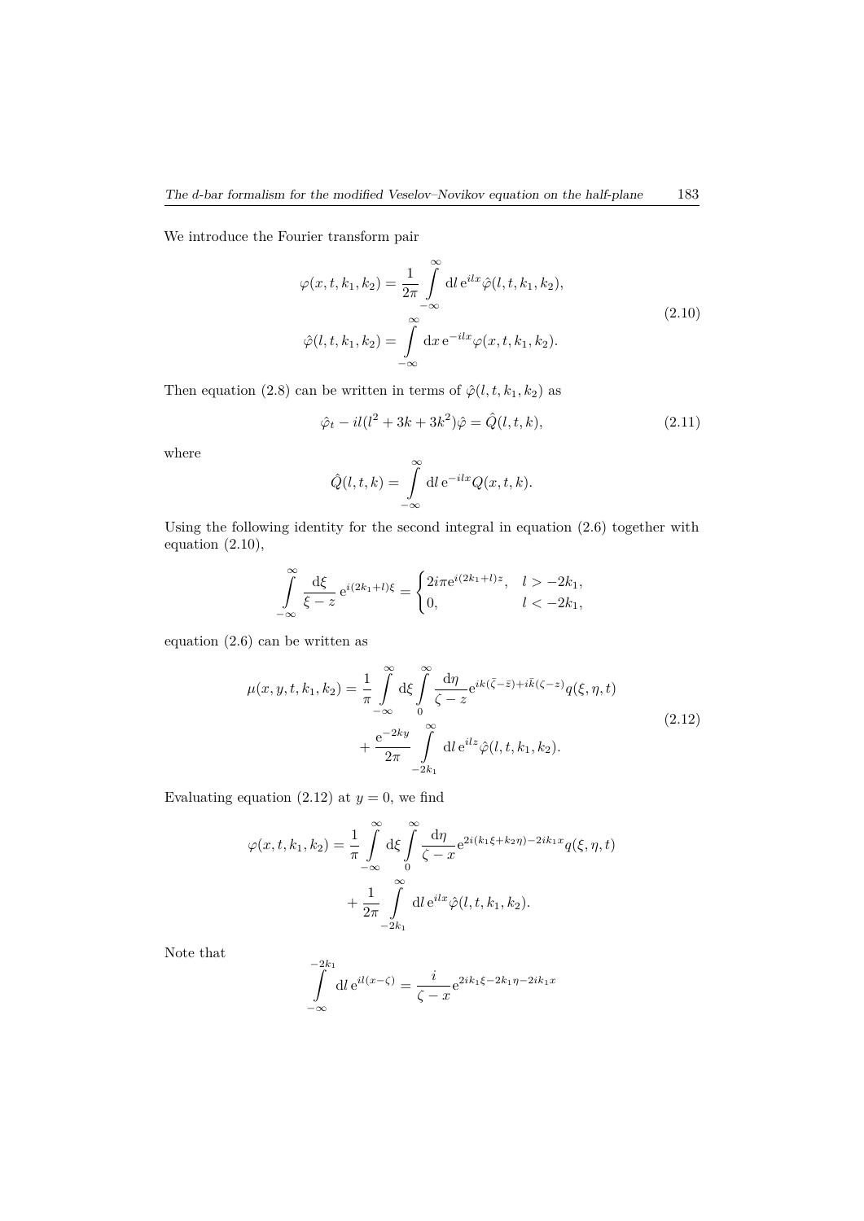We introduce the Fourier transform pair

$$
\begin{aligned}
\varphi(x,t,k_1,k_2) &= \frac{1}{2\pi}\int_{-\infty}^{\infty} \mathrm{d}l\, \mathrm{e}^{ilx}\hat{\varphi}(l,t,k_1,k_2),\\
\hat{\varphi}(l,t,k_1,k_2) &= \int_{-\infty}^{\infty} \mathrm{d}x\, \mathrm{e}^{-ilx}\varphi(x,t,k_1,k_2).
\end{aligned}
\tag{2.10}
$$

Then equation (2.8) can be written in terms of $\hat{\varphi}(l,t,k_1,k_2)$ as

$$
\hat{\varphi}_t - il(l^2+3k+3k^2)\hat{\varphi} = \hat{Q}(l,t,k), \tag{2.11}
$$

where

$$
\hat{Q}(l,t,k) = \int_{-\infty}^{\infty} \mathrm{d}l\, \mathrm{e}^{-ilx}Q(x,t,k).
$$

Using the following identity for the second integral in equation (2.6) together with equation (2.10),

$$
\int_{-\infty}^{\infty} \frac{\mathrm{d}\xi}{\xi - z}\, \mathrm{e}^{i(2k_1+l)\xi} = \begin{cases} 2i\pi \mathrm{e}^{i(2k_1+l)z}, & l > -2k_1,\\ 0, & l < -2k_1, \end{cases}
$$

equation (2.6) can be written as

$$
\begin{aligned}
\mu(x,y,t,k_1,k_2) = \frac{1}{\pi}\int_{-\infty}^{\infty} \mathrm{d}\xi \int_{0}^{\infty} \frac{\mathrm{d}\eta}{\zeta - z}\mathrm{e}^{ik(\bar{\zeta}-\bar{z})+i\bar{k}(\zeta-z)}q(\xi,\eta,t)&\\
+\frac{\mathrm{e}^{-2ky}}{2\pi}\int_{-2k_1}^{\infty} \mathrm{d}l\, \mathrm{e}^{ilz}\hat{\varphi}(l,t,k_1,k_2)&.
\end{aligned}
\tag{2.12}
$$

Evaluating equation (2.12) at $y = 0$, we find

$$
\begin{aligned}
\varphi(x,t,k_1,k_2) = \frac{1}{\pi}\int_{-\infty}^{\infty} \mathrm{d}\xi \int_{0}^{\infty} \frac{\mathrm{d}\eta}{\zeta - x}\mathrm{e}^{2i(k_1\xi+k_2\eta)-2ik_1x}q(\xi,\eta,t)&\\
+\frac{1}{2\pi}\int_{-2k_1}^{\infty} \mathrm{d}l\, \mathrm{e}^{ilx}\hat{\varphi}(l,t,k_1,k_2)&.
\end{aligned}
$$

Note that

$$
\int_{-\infty}^{-2k_1} \mathrm{d}l\, \mathrm{e}^{il(x-\zeta)} = \frac{i}{\zeta - x}\mathrm{e}^{2ik_1\xi-2k_1\eta-2ik_1x}
$$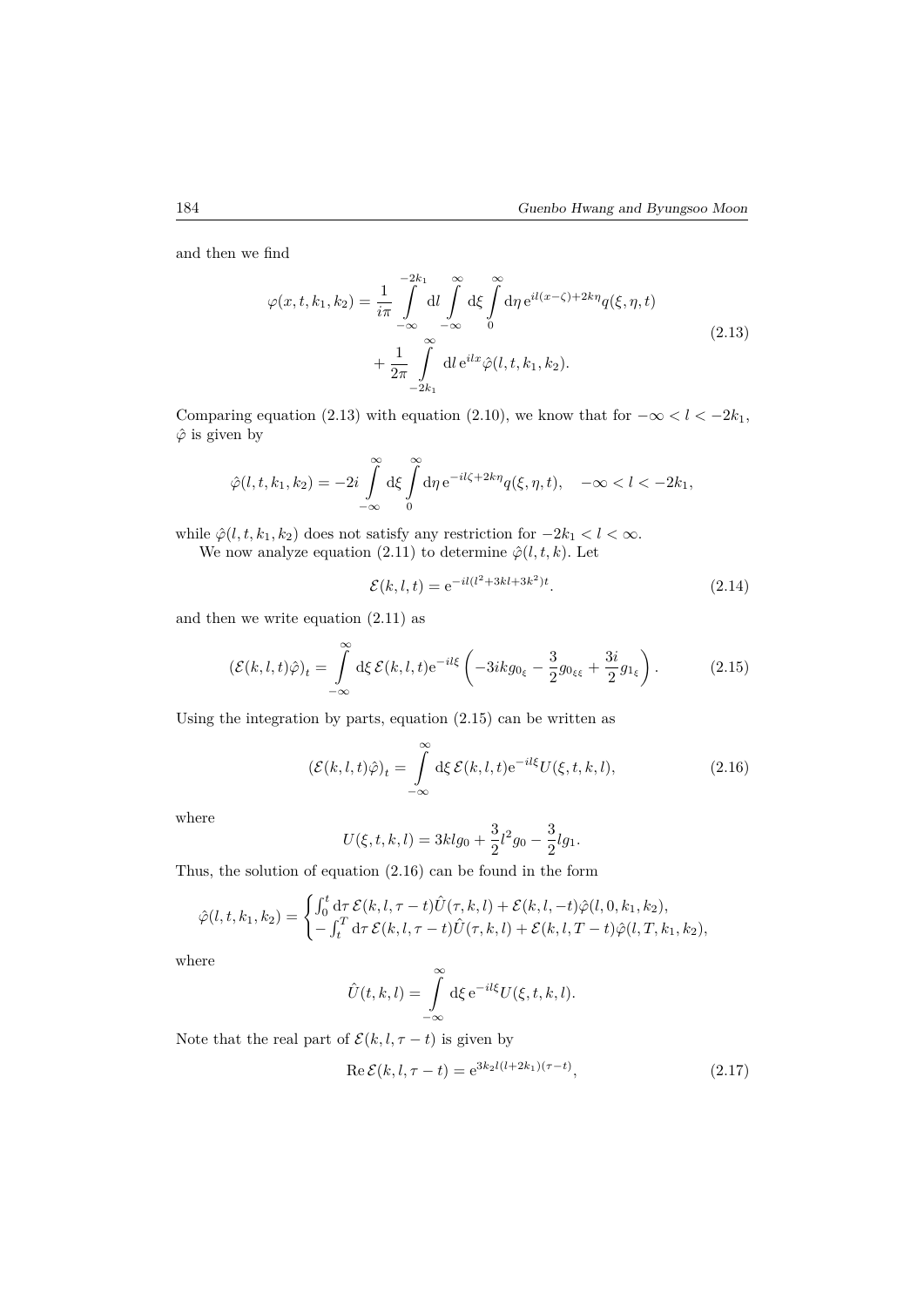and then we find

$$
\begin{aligned}
\varphi(x,t,k_1,k_2) = \frac{1}{i\pi} \int_{-\infty}^{-2k_1} \mathrm{d}l \int_{-\infty}^{\infty} \mathrm{d}\xi \int_{0}^{\infty} \mathrm{d}\eta \, \mathrm{e}^{il(x-\zeta)+2k\eta} q(\xi,\eta,t) \\
+ \frac{1}{2\pi} \int_{-2k_1}^{\infty} \mathrm{d}l \, \mathrm{e}^{ilx} \hat{\varphi}(l,t,k_1,k_2).
\end{aligned}
\tag{2.13}
$$

Comparing equation (2.13) with equation (2.10), we know that for $-\infty < l < -2k_1$, $\hat{\varphi}$ is given by

$$
\hat{\varphi}(l,t,k_1,k_2) = -2i \int_{-\infty}^{\infty} \mathrm{d}\xi \int_{0}^{\infty} \mathrm{d}\eta \, \mathrm{e}^{-il\zeta+2k\eta} q(\xi,\eta,t), \quad -\infty < l < -2k_1,
$$

while $\hat{\varphi}(l,t,k_1,k_2)$ does not satisfy any restriction for $-2k_1 < l < \infty$.

We now analyze equation (2.11) to determine $\hat{\varphi}(l,t,k)$. Let

$$
\mathcal{E}(k,l,t) = \mathrm{e}^{-il(l^2+3kl+3k^2)t}. \tag{2.14}
$$

and then we write equation (2.11) as

$$
\left(\mathcal{E}(k,l,t)\hat{\varphi}\right)_t = \int_{-\infty}^{\infty} \mathrm{d}\xi \, \mathcal{E}(k,l,t) \mathrm{e}^{-il\xi} \left( -3ikg_{0_\xi} - \frac{3}{2} g_{0_{\xi\xi}} + \frac{3i}{2} g_{1_\xi} \right). \tag{2.15}
$$

Using the integration by parts, equation (2.15) can be written as

$$
\left(\mathcal{E}(k,l,t)\hat{\varphi}\right)_t = \int_{-\infty}^{\infty} \mathrm{d}\xi \, \mathcal{E}(k,l,t) \mathrm{e}^{-il\xi} U(\xi,t,k,l), \tag{2.16}
$$

where

$$
U(\xi,t,k,l) = 3klg_0 + \frac{3}{2} l^2 g_0 - \frac{3}{2} l g_1.
$$

Thus, the solution of equation (2.16) can be found in the form

$$
\hat{\varphi}(l,t,k_1,k_2) = \begin{cases} \int_0^t \mathrm{d}\tau \, \mathcal{E}(k,l,\tau-t)\hat{U}(\tau,k,l) + \mathcal{E}(k,l,-t)\hat{\varphi}(l,0,k_1,k_2), \\ -\int_t^T \mathrm{d}\tau \, \mathcal{E}(k,l,\tau-t)\hat{U}(\tau,k,l) + \mathcal{E}(k,l,T-t)\hat{\varphi}(l,T,k_1,k_2), \end{cases}
$$

where

$$
\hat{U}(t,k,l) = \int_{-\infty}^{\infty} \mathrm{d}\xi \, \mathrm{e}^{-il\xi} U(\xi,t,k,l).
$$

Note that the real part of $\mathcal{E}(k,l,\tau-t)$ is given by

$$
\operatorname{Re} \mathcal{E}(k,l,\tau-t) = \mathrm{e}^{3k_2 l(l+2k_1)(\tau-t)}, \tag{2.17}
$$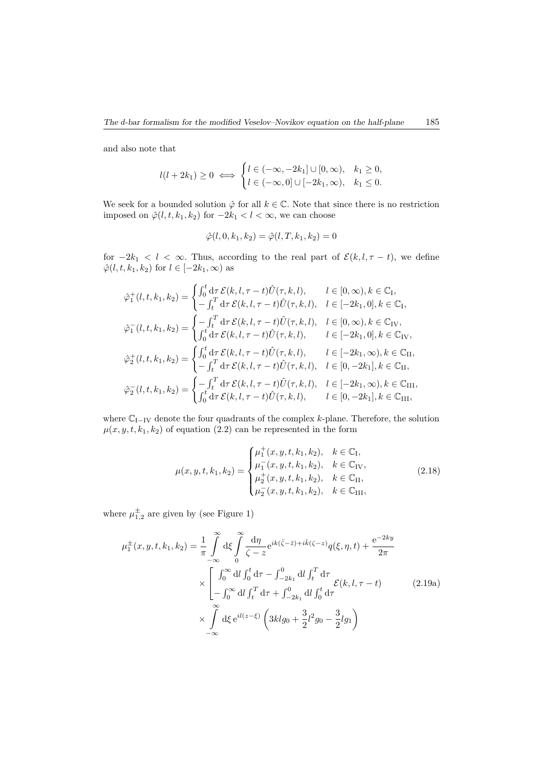and also note that

$$l(l+2k_1) \geq 0 \iff \begin{cases} l \in (-\infty, -2k_1] \cup [0, \infty), & k_1 \geq 0, \\ l \in (-\infty, 0] \cup [-2k_1, \infty), & k_1 \leq 0. \end{cases}$$

We seek for a bounded solution $\hat{\varphi}$ for all $k \in \mathbb{C}$. Note that since there is no restriction imposed on $\hat{\varphi}(l, t, k_1, k_2)$ for $-2k_1 < l < \infty$, we can choose

$$\hat{\varphi}(l, 0, k_1, k_2) = \hat{\varphi}(l, T, k_1, k_2) = 0$$

for $-2k_1 < l < \infty$. Thus, according to the real part of $\mathcal{E}(k, l, \tau - t)$, we define $\hat{\varphi}(l, t, k_1, k_2)$ for $l \in [-2k_1, \infty)$ as

$$\hat{\varphi}_1^+(l, t, k_1, k_2) = \begin{cases} \int_0^t \mathrm{d}\tau\, \mathcal{E}(k, l, \tau - t) \hat{U}(\tau, k, l), & l \in [0, \infty), k \in \mathbb{C}_{\mathrm{I}}, \\ -\int_t^T \mathrm{d}\tau\, \mathcal{E}(k, l, \tau - t) \hat{U}(\tau, k, l), & l \in [-2k_1, 0], k \in \mathbb{C}_{\mathrm{I}}, \end{cases}$$

$$\hat{\varphi}_1^-(l, t, k_1, k_2) = \begin{cases} -\int_t^T \mathrm{d}\tau\, \mathcal{E}(k, l, \tau - t) \hat{U}(\tau, k, l), & l \in [0, \infty), k \in \mathbb{C}_{\mathrm{IV}}, \\ \int_0^t \mathrm{d}\tau\, \mathcal{E}(k, l, \tau - t) \hat{U}(\tau, k, l), & l \in [-2k_1, 0], k \in \mathbb{C}_{\mathrm{IV}}, \end{cases}$$

$$\hat{\varphi}_2^+(l, t, k_1, k_2) = \begin{cases} \int_0^t \mathrm{d}\tau\, \mathcal{E}(k, l, \tau - t) \hat{U}(\tau, k, l), & l \in [-2k_1, \infty), k \in \mathbb{C}_{\mathrm{II}}, \\ -\int_t^T \mathrm{d}\tau\, \mathcal{E}(k, l, \tau - t) \hat{U}(\tau, k, l), & l \in [0, -2k_1], k \in \mathbb{C}_{\mathrm{II}}, \end{cases}$$

$$\hat{\varphi}_2^-(l, t, k_1, k_2) = \begin{cases} -\int_t^T \mathrm{d}\tau\, \mathcal{E}(k, l, \tau - t) \hat{U}(\tau, k, l), & l \in [-2k_1, \infty), k \in \mathbb{C}_{\mathrm{III}}, \\ \int_0^t \mathrm{d}\tau\, \mathcal{E}(k, l, \tau - t) \hat{U}(\tau, k, l), & l \in [0, -2k_1], k \in \mathbb{C}_{\mathrm{III}}, \end{cases}$$

where $\mathbb{C}_{\mathrm{I-IV}}$ denote the four quadrants of the complex $k$-plane. Therefore, the solution $\mu(x, y, t, k_1, k_2)$ of equation (2.2) can be represented in the form

$$\mu(x, y, t, k_1, k_2) = \begin{cases} \mu_1^+(x, y, t, k_1, k_2), & k \in \mathbb{C}_{\mathrm{I}}, \\ \mu_1^-(x, y, t, k_1, k_2), & k \in \mathbb{C}_{\mathrm{IV}}, \\ \mu_2^+(x, y, t, k_1, k_2), & k \in \mathbb{C}_{\mathrm{II}}, \\ \mu_2^-(x, y, t, k_1, k_2), & k \in \mathbb{C}_{\mathrm{III}}, \end{cases} \tag{2.18}$$

where $\mu_{1,2}^\pm$ are given by (see Figure 1)

$$\begin{aligned} \mu_1^\pm(x, y, t, k_1, k_2) = {} & \frac{1}{\pi} \int_{-\infty}^{\infty} \mathrm{d}\xi \int_0^{\infty} \frac{\mathrm{d}\eta}{\zeta - z} \mathrm{e}^{ik(\bar{\zeta} - \bar{z}) + i\bar{k}(\zeta - z)} q(\xi, \eta, t) + \frac{\mathrm{e}^{-2ky}}{2\pi} \\ & \times \begin{bmatrix} \int_0^\infty \mathrm{d}l \int_0^t \mathrm{d}\tau - \int_{-2k_1}^0 \mathrm{d}l \int_t^T \mathrm{d}\tau \\ -\int_0^\infty \mathrm{d}l \int_t^T \mathrm{d}\tau + \int_{-2k_1}^0 \mathrm{d}l \int_0^t \mathrm{d}\tau \end{bmatrix} \mathcal{E}(k, l, \tau - t) \\ & \times \int_{-\infty}^{\infty} \mathrm{d}\xi\, \mathrm{e}^{il(z - \xi)} \left( 3klg_0 + \frac{3}{2} l^2 g_0 - \frac{3}{2} lg_1 \right) \end{aligned} \tag{2.19a}$$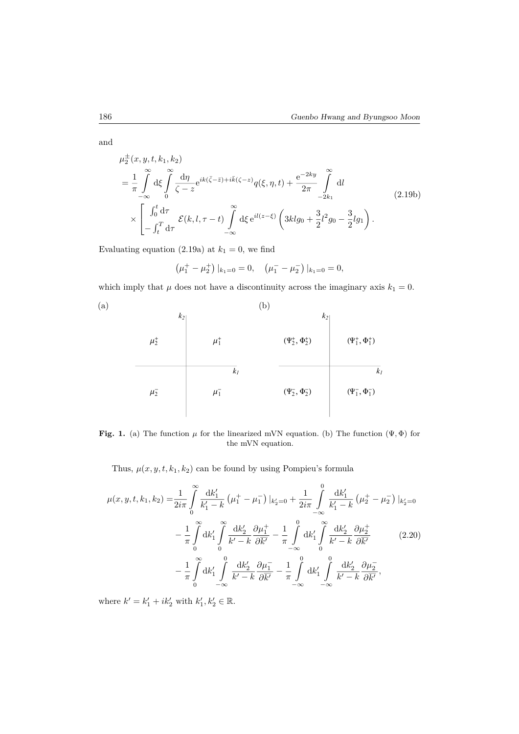and

$$
\begin{aligned}
&\mu_2^{\pm}(x,y,t,k_1,k_2) \\
&= \frac{1}{\pi}\int_{-\infty}^{\infty} \mathrm{d}\xi \int_{0}^{\infty} \frac{\mathrm{d}\eta}{\zeta - z} \mathrm{e}^{ik(\bar{\zeta}-\bar{z})+i\bar{k}(\zeta - z)} q(\xi,\eta,t) + \frac{\mathrm{e}^{-2ky}}{2\pi}\int_{-2k_1}^{\infty} \mathrm{d}l \\
&\quad \times \begin{bmatrix} \int_0^t \mathrm{d}\tau \\ -\int_t^T \mathrm{d}\tau \end{bmatrix} \mathcal{E}(k,l,\tau - t) \int_{-\infty}^{\infty} \mathrm{d}\xi\, \mathrm{e}^{il(z-\xi)} \left( 3klg_0 + \frac{3}{2} l^2 g_0 - \frac{3}{2} l g_1 \right).
\end{aligned}
\tag{2.19b}
$$

Evaluating equation (2.19a) at $k_1 = 0$, we find

$$
\left(\mu_1^+ - \mu_2^+\right)|_{k_1=0} = 0, \quad \left(\mu_1^- - \mu_2^-\right)|_{k_1=0} = 0,
$$

which imply that $\mu$ does not have a discontinuity across the imaginary axis $k_1 = 0$.

| (a) | $k_2$ | | (b) | $k_2$ | |
|---|---|---|---|---|---|
| $\mu_2^+$ | | $\mu_1^+$ | $(\Psi_2^+, \Phi_2^+)$ | | $(\Psi_1^+, \Phi_1^+)$ |
| | | $k_1$ | | | $k_1$ |
| $\mu_2^-$ | | $\mu_1^-$ | $(\Psi_2^-, \Phi_2^-)$ | | $(\Psi_1^-, \Phi_1^-)$ |

**Fig. 1.** (a) The function $\mu$ for the linearized mVN equation. (b) The function $(\Psi, \Phi)$ for the mVN equation.

Thus, $\mu(x,y,t,k_1,k_2)$ can be found by using Pompieu's formula

$$
\begin{aligned}
\mu(x,y,t,k_1,k_2) =& \frac{1}{2i\pi}\int_0^{\infty} \frac{\mathrm{d}k_1'}{k_1' - k}\left(\mu_1^+ - \mu_1^-\right)|_{k_2'=0} + \frac{1}{2i\pi}\int_{-\infty}^{0} \frac{\mathrm{d}k_1'}{k_1' - k}\left(\mu_2^+ - \mu_2^-\right)|_{k_2'=0} \\
&- \frac{1}{\pi}\int_0^{\infty} \mathrm{d}k_1' \int_0^{\infty} \frac{\mathrm{d}k_2'}{k' - k}\frac{\partial \mu_1^+}{\partial \bar{k}'} - \frac{1}{\pi}\int_{-\infty}^{0} \mathrm{d}k_1' \int_0^{\infty} \frac{\mathrm{d}k_2'}{k' - k}\frac{\partial \mu_2^+}{\partial \bar{k}'} \\
&- \frac{1}{\pi}\int_0^{\infty} \mathrm{d}k_1' \int_{-\infty}^{0} \frac{\mathrm{d}k_2'}{k' - k}\frac{\partial \mu_1^-}{\partial \bar{k}'} - \frac{1}{\pi}\int_{-\infty}^{0} \mathrm{d}k_1' \int_{-\infty}^{0} \frac{\mathrm{d}k_2'}{k' - k}\frac{\partial \mu_2^-}{\partial \bar{k}'},
\end{aligned}
\tag{2.20}
$$

where $k' = k_1' + ik_2'$ with $k_1', k_2' \in \mathbb{R}$.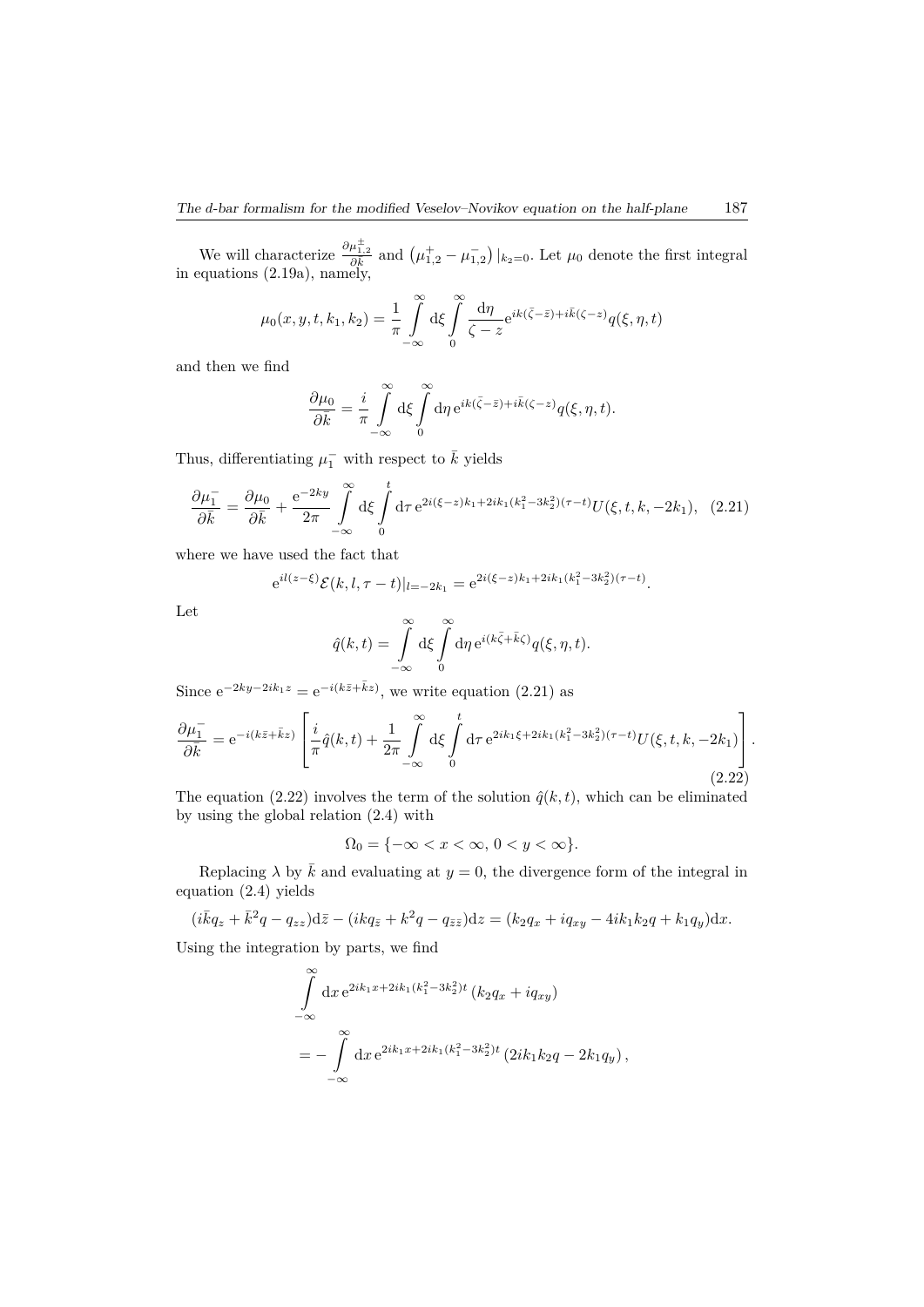We will characterize $\frac{\partial \mu^{\pm}_{1,2}}{\partial \bar{k}}$ and $\left(\mu^{+}_{1,2} - \mu^{-}_{1,2}\right)|_{k_2=0}$. Let $\mu_0$ denote the first integral in equations (2.19a), namely,

$$\mu_0(x, y, t, k_1, k_2) = \frac{1}{\pi} \int_{-\infty}^{\infty} \mathrm{d}\xi \int_{0}^{\infty} \frac{\mathrm{d}\eta}{\zeta - z} \mathrm{e}^{ik(\bar{\zeta}-\bar{z})+i\bar{k}(\zeta-z)} q(\xi, \eta, t)$$

and then we find

$$\frac{\partial \mu_0}{\partial \bar{k}} = \frac{i}{\pi} \int_{-\infty}^{\infty} \mathrm{d}\xi \int_{0}^{\infty} \mathrm{d}\eta \, \mathrm{e}^{ik(\bar{\zeta}-\bar{z})+i\bar{k}(\zeta-z)} q(\xi, \eta, t).$$

Thus, differentiating $\mu_1^-$ with respect to $\bar{k}$ yields

$$\frac{\partial \mu_1^-}{\partial \bar{k}} = \frac{\partial \mu_0}{\partial \bar{k}} + \frac{\mathrm{e}^{-2ky}}{2\pi} \int_{-\infty}^{\infty} \mathrm{d}\xi \int_{0}^{t} \mathrm{d}\tau \, \mathrm{e}^{2i(\xi-z)k_1+2ik_1(k_1^2-3k_2^2)(\tau-t)} U(\xi, t, k, -2k_1), \quad (2.21)$$

where we have used the fact that

$$\mathrm{e}^{il(z-\xi)} \mathcal{E}(k, l, \tau - t)|_{l=-2k_1} = \mathrm{e}^{2i(\xi-z)k_1+2ik_1(k_1^2-3k_2^2)(\tau-t)}.$$

Let

$$\hat{q}(k, t) = \int_{-\infty}^{\infty} \mathrm{d}\xi \int_{0}^{\infty} \mathrm{d}\eta \, \mathrm{e}^{i(k\bar{\zeta}+\bar{k}\zeta)} q(\xi, \eta, t).$$

Since $\mathrm{e}^{-2ky-2ik_1z} = \mathrm{e}^{-i(k\bar{z}+\bar{k}z)}$, we write equation (2.21) as

$$\frac{\partial \mu_1^-}{\partial \bar{k}} = \mathrm{e}^{-i(k\bar{z}+\bar{k}z)} \left[ \frac{i}{\pi} \hat{q}(k, t) + \frac{1}{2\pi} \int_{-\infty}^{\infty} \mathrm{d}\xi \int_{0}^{t} \mathrm{d}\tau \, \mathrm{e}^{2ik_1\xi+2ik_1(k_1^2-3k_2^2)(\tau-t)} U(\xi, t, k, -2k_1) \right]. \quad (2.22)$$

The equation (2.22) involves the term of the solution $\hat{q}(k, t)$, which can be eliminated by using the global relation (2.4) with

$$\Omega_0 = \{-\infty < x < \infty, \, 0 < y < \infty\}.$$

Replacing $\lambda$ by $\bar{k}$ and evaluating at $y = 0$, the divergence form of the integral in equation (2.4) yields

$$(i\bar{k}q_z + \bar{k}^2 q - q_{zz})\mathrm{d}\bar{z} - (ikq_{\bar{z}} + k^2 q - q_{\bar{z}\bar{z}})\mathrm{d}z = (k_2 q_x + iq_{xy} - 4ik_1k_2 q + k_1 q_y)\mathrm{d}x.$$

Using the integration by parts, we find

$$\begin{aligned}
&\int_{-\infty}^{\infty} \mathrm{d}x \, \mathrm{e}^{2ik_1x+2ik_1(k_1^2-3k_2^2)t} \left(k_2 q_x + iq_{xy}\right) \\
&= -\int_{-\infty}^{\infty} \mathrm{d}x \, \mathrm{e}^{2ik_1x+2ik_1(k_1^2-3k_2^2)t} \left(2ik_1k_2 q - 2k_1 q_y\right),
\end{aligned}$$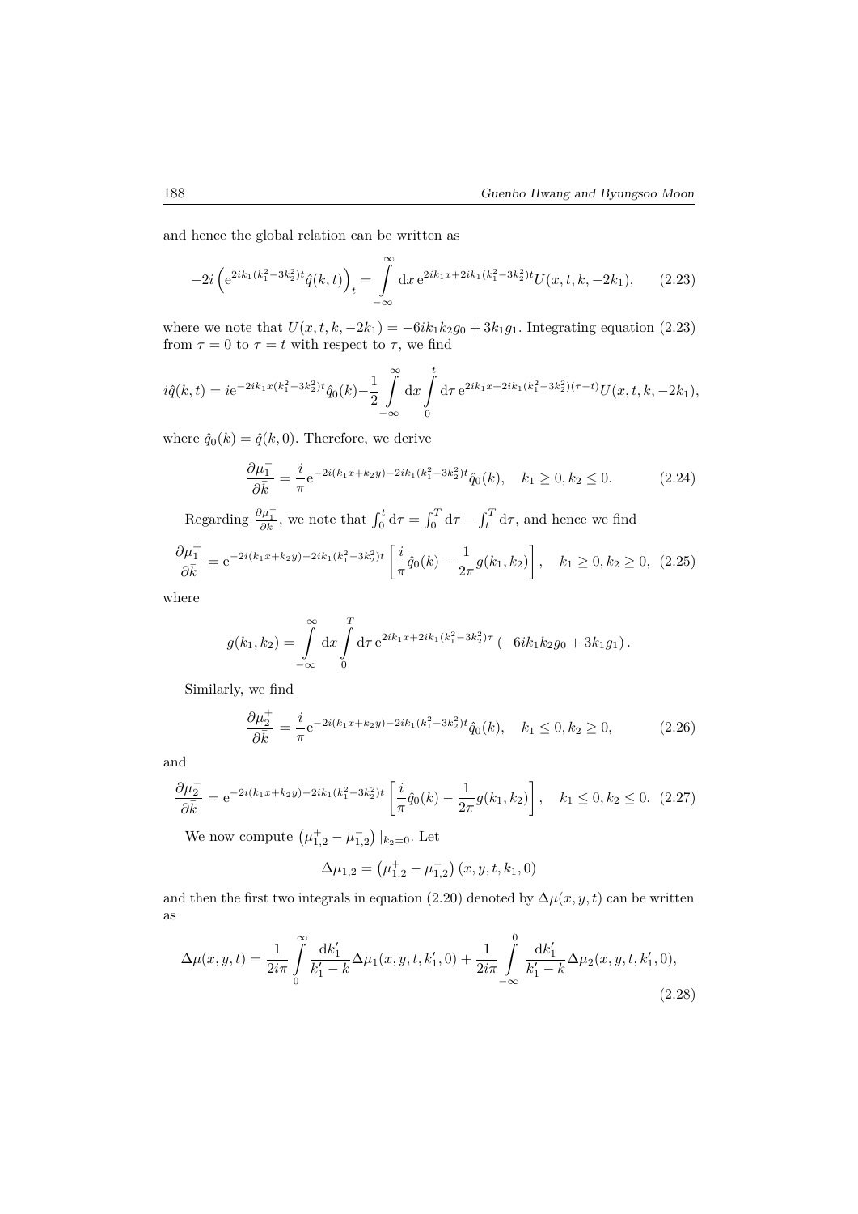and hence the global relation can be written as

$$-2i\left(\mathrm{e}^{2ik_1(k_1^2-3k_2^2)t}\hat{q}(k,t)\right)_t = \int\limits_{-\infty}^{\infty} \mathrm{d}x\, \mathrm{e}^{2ik_1x+2ik_1(k_1^2-3k_2^2)t}U(x,t,k,-2k_1), \qquad (2.23)$$

where we note that $U(x,t,k,-2k_1) = -6ik_1k_2g_0 + 3k_1g_1$. Integrating equation (2.23) from $\tau = 0$ to $\tau = t$ with respect to $\tau$, we find

$$i\hat{q}(k,t) = i\mathrm{e}^{-2ik_1x(k_1^2-3k_2^2)t}\hat{q}_0(k) - \frac{1}{2}\int\limits_{-\infty}^{\infty} \mathrm{d}x \int\limits_{0}^{t} \mathrm{d}\tau\, \mathrm{e}^{2ik_1x+2ik_1(k_1^2-3k_2^2)(\tau-t)}U(x,t,k,-2k_1),$$

where $\hat{q}_0(k) = \hat{q}(k,0)$. Therefore, we derive

$$\frac{\partial \mu_1^-}{\partial \bar{k}} = \frac{i}{\pi}\mathrm{e}^{-2i(k_1x+k_2y)-2ik_1(k_1^2-3k_2^2)t}\hat{q}_0(k), \quad k_1 \geq 0, k_2 \leq 0. \qquad (2.24)$$

Regarding $\frac{\partial \mu_1^+}{\partial \bar{k}}$, we note that $\int_0^t \mathrm{d}\tau = \int_0^T \mathrm{d}\tau - \int_t^T \mathrm{d}\tau$, and hence we find

$$\frac{\partial \mu_1^+}{\partial \bar{k}} = \mathrm{e}^{-2i(k_1x+k_2y)-2ik_1(k_1^2-3k_2^2)t}\left[\frac{i}{\pi}\hat{q}_0(k) - \frac{1}{2\pi}g(k_1,k_2)\right], \quad k_1 \geq 0, k_2 \geq 0, \quad (2.25)$$

where

$$g(k_1,k_2) = \int\limits_{-\infty}^{\infty} \mathrm{d}x \int\limits_{0}^{T} \mathrm{d}\tau\, \mathrm{e}^{2ik_1x+2ik_1(k_1^2-3k_2^2)\tau}\left(-6ik_1k_2g_0 + 3k_1g_1\right).$$

Similarly, we find

$$\frac{\partial \mu_2^+}{\partial \bar{k}} = \frac{i}{\pi}\mathrm{e}^{-2i(k_1x+k_2y)-2ik_1(k_1^2-3k_2^2)t}\hat{q}_0(k), \quad k_1 \leq 0, k_2 \geq 0, \qquad (2.26)$$

and

$$\frac{\partial \mu_2^-}{\partial \bar{k}} = \mathrm{e}^{-2i(k_1x+k_2y)-2ik_1(k_1^2-3k_2^2)t}\left[\frac{i}{\pi}\hat{q}_0(k) - \frac{1}{2\pi}g(k_1,k_2)\right], \quad k_1 \leq 0, k_2 \leq 0. \quad (2.27)$$

We now compute $\left(\mu_{1,2}^+ - \mu_{1,2}^-\right)|_{k_2=0}$. Let

$$\Delta\mu_{1,2} = \left(\mu_{1,2}^+ - \mu_{1,2}^-\right)(x,y,t,k_1,0)$$

and then the first two integrals in equation (2.20) denoted by $\Delta\mu(x,y,t)$ can be written as

$$\Delta\mu(x,y,t) = \frac{1}{2i\pi}\int\limits_{0}^{\infty} \frac{\mathrm{d}k_1'}{k_1'-k}\Delta\mu_1(x,y,t,k_1',0) + \frac{1}{2i\pi}\int\limits_{-\infty}^{0} \frac{\mathrm{d}k_1'}{k_1'-k}\Delta\mu_2(x,y,t,k_1',0), \qquad (2.28)$$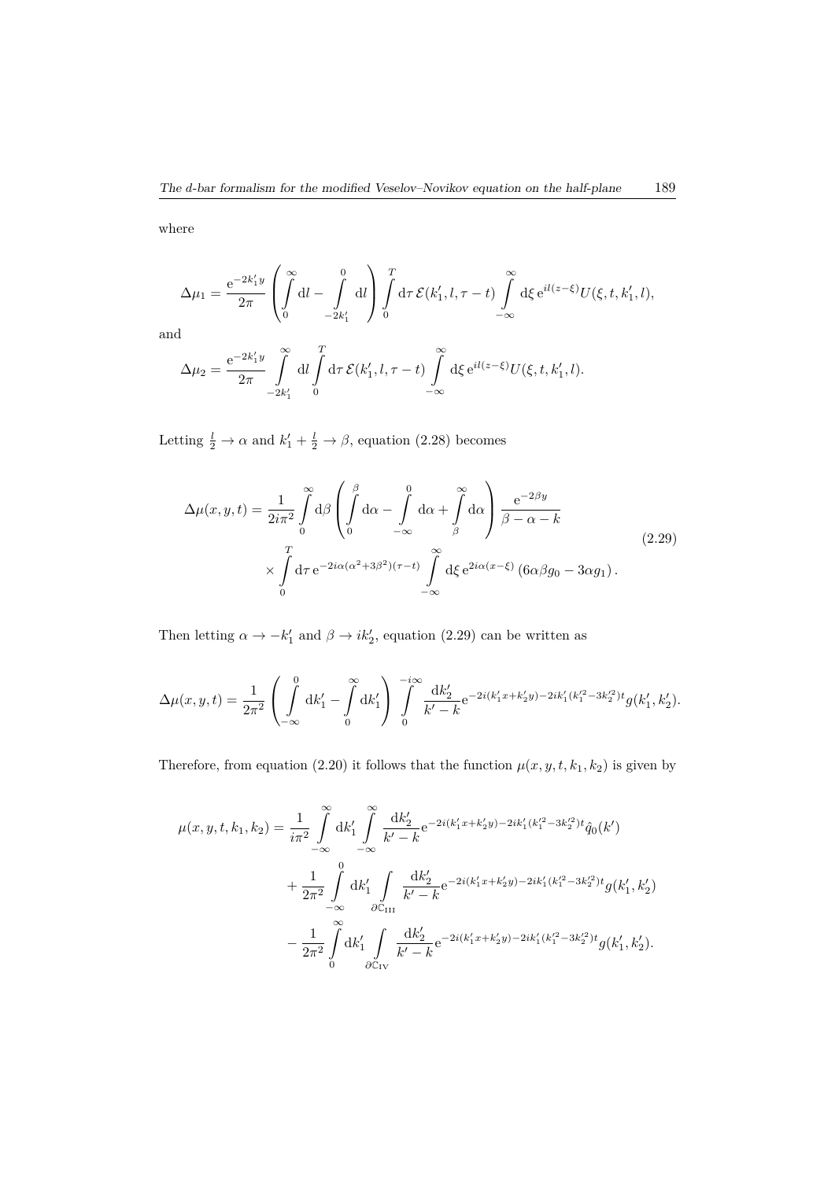where

$$
\Delta\mu_1 = \frac{\mathrm{e}^{-2k_1'y}}{2\pi}\left(\int_0^\infty \mathrm{d}l - \int_{-2k_1'}^0 \mathrm{d}l\right)\int_0^T \mathrm{d}\tau\, \mathcal{E}(k_1', l, \tau - t)\int_{-\infty}^{\infty}\mathrm{d}\xi\, \mathrm{e}^{il(z-\xi)}U(\xi, t, k_1', l),
$$

and

$$
\Delta\mu_2 = \frac{\mathrm{e}^{-2k_1'y}}{2\pi}\int_{-2k_1'}^{\infty}\mathrm{d}l\int_0^T \mathrm{d}\tau\, \mathcal{E}(k_1', l, \tau - t)\int_{-\infty}^{\infty}\mathrm{d}\xi\, \mathrm{e}^{il(z-\xi)}U(\xi, t, k_1', l).
$$

Letting $\frac{l}{2} \to \alpha$ and $k_1' + \frac{l}{2} \to \beta$, equation (2.28) becomes

$$
\begin{aligned}
\Delta\mu(x, y, t) = \frac{1}{2i\pi^2}\int_0^\infty \mathrm{d}\beta &\left(\int_0^\beta \mathrm{d}\alpha - \int_{-\infty}^0 \mathrm{d}\alpha + \int_\beta^\infty \mathrm{d}\alpha\right)\frac{\mathrm{e}^{-2\beta y}}{\beta - \alpha - k} \\
&\times \int_0^T \mathrm{d}\tau\, \mathrm{e}^{-2i\alpha(\alpha^2+3\beta^2)(\tau - t)}\int_{-\infty}^{\infty}\mathrm{d}\xi\, \mathrm{e}^{2i\alpha(x-\xi)}\left(6\alpha\beta g_0 - 3\alpha g_1\right).
\end{aligned}
\tag{2.29}
$$

Then letting $\alpha \to -k_1'$ and $\beta \to ik_2'$, equation (2.29) can be written as

$$
\Delta\mu(x, y, t) = \frac{1}{2\pi^2}\left(\int_{-\infty}^0 \mathrm{d}k_1' - \int_0^\infty \mathrm{d}k_1'\right)\int_0^{-i\infty}\frac{\mathrm{d}k_2'}{k' - k}\mathrm{e}^{-2i(k_1'x + k_2'y) - 2ik_1'(k_1'^2 - 3k_2'^2)t}g(k_1', k_2').
$$

Therefore, from equation (2.20) it follows that the function $\mu(x, y, t, k_1, k_2)$ is given by

$$
\begin{aligned}
\mu(x, y, t, k_1, k_2) = \frac{1}{i\pi^2}&\int_{-\infty}^\infty \mathrm{d}k_1'\int_{-\infty}^\infty \frac{\mathrm{d}k_2'}{k' - k}\mathrm{e}^{-2i(k_1'x + k_2'y) - 2ik_1'(k_1'^2 - 3k_2'^2)t}\hat{q}_0(k') \\
&+ \frac{1}{2\pi^2}\int_{-\infty}^0 \mathrm{d}k_1'\int_{\partial\mathbb{C}_{\mathrm{III}}}\frac{\mathrm{d}k_2'}{k' - k}\mathrm{e}^{-2i(k_1'x + k_2'y) - 2ik_1'(k_1'^2 - 3k_2'^2)t}g(k_1', k_2') \\
&- \frac{1}{2\pi^2}\int_0^\infty \mathrm{d}k_1'\int_{\partial\mathbb{C}_{\mathrm{IV}}}\frac{\mathrm{d}k_2'}{k' - k}\mathrm{e}^{-2i(k_1'x + k_2'y) - 2ik_1'(k_1'^2 - 3k_2'^2)t}g(k_1', k_2').
\end{aligned}
$$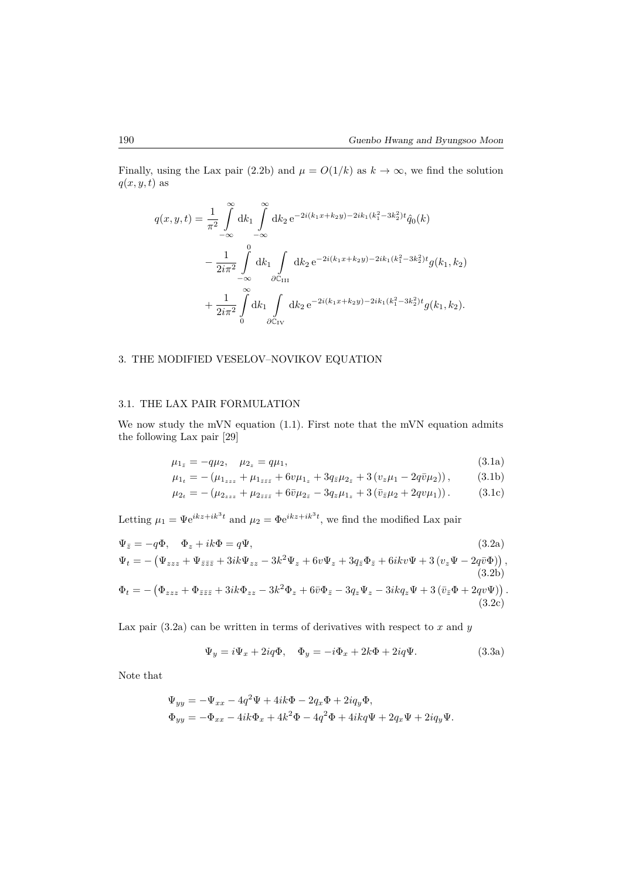Finally, using the Lax pair (2.2b) and $\mu = O(1/k)$ as $k \to \infty$, we find the solution $q(x, y, t)$ as

$$
\begin{aligned}
q(x,y,t) = \frac{1}{\pi^2} \int_{-\infty}^{\infty} \mathrm{d}k_1 \int_{-\infty}^{\infty} \mathrm{d}k_2 \, \mathrm{e}^{-2i(k_1 x + k_2 y) - 2ik_1(k_1^2 - 3k_2^2)t} \hat{q}_0(k) \\
- \frac{1}{2i\pi^2} \int_{-\infty}^{0} \mathrm{d}k_1 \int_{\partial \mathbb{C}_{\mathrm{III}}} \mathrm{d}k_2 \, \mathrm{e}^{-2i(k_1 x + k_2 y) - 2ik_1(k_1^2 - 3k_2^2)t} g(k_1, k_2) \\
+ \frac{1}{2i\pi^2} \int_{0}^{\infty} \mathrm{d}k_1 \int_{\partial \mathbb{C}_{\mathrm{IV}}} \mathrm{d}k_2 \, \mathrm{e}^{-2i(k_1 x + k_2 y) - 2ik_1(k_1^2 - 3k_2^2)t} g(k_1, k_2).
\end{aligned}
$$

## 3. THE MODIFIED VESELOV–NOVIKOV EQUATION

### 3.1. THE LAX PAIR FORMULATION

We now study the mVN equation (1.1). First note that the mVN equation admits the following Lax pair [29]

$$\mu_{1_{\bar{z}}} = -q\mu_2, \quad \mu_{2_z} = q\mu_1, \tag{3.1a}$$

$$\mu_{1_t} = -\left(\mu_{1_{zzz}} + \mu_{1_{\bar{z}\bar{z}\bar{z}}} + 6v\mu_{1_z} + 3q_{\bar{z}}\mu_{2_{\bar{z}}} + 3\left(v_z\mu_1 - 2q\bar{v}\mu_2\right)\right), \tag{3.1b}$$

$$\mu_{2_t} = -\left(\mu_{2_{zzz}} + \mu_{2_{\bar{z}\bar{z}\bar{z}}} + 6\bar{v}\mu_{2_{\bar{z}}} - 3q_z\mu_{1_z} + 3\left(\bar{v}_{\bar{z}}\mu_2 + 2qv\mu_1\right)\right). \tag{3.1c}$$

Letting $\mu_1 = \Psi \mathrm{e}^{ikz + ik^3 t}$ and $\mu_2 = \Phi \mathrm{e}^{ikz + ik^3 t}$, we find the modified Lax pair

$$\Psi_{\bar{z}} = -q\Phi, \quad \Phi_z + ik\Phi = q\Psi, \tag{3.2a}$$

$$\Psi_t = -\left(\Psi_{zzz} + \Psi_{\bar{z}\bar{z}\bar{z}} + 3ik\Psi_{zz} - 3k^2\Psi_z + 6v\Psi_z + 3q_{\bar{z}}\Phi_{\bar{z}} + 6ikv\Psi + 3\left(v_z\Psi - 2q\bar{v}\Phi\right)\right), \tag{3.2b}$$

$$\Phi_t = -\left(\Phi_{zzz} + \Phi_{\bar{z}\bar{z}\bar{z}} + 3ik\Phi_{zz} - 3k^2\Phi_z + 6\bar{v}\Phi_{\bar{z}} - 3q_z\Psi_z - 3ikq_z\Psi + 3\left(\bar{v}_{\bar{z}}\Phi + 2qv\Psi\right)\right). \tag{3.2c}$$

Lax pair (3.2a) can be written in terms of derivatives with respect to $x$ and $y$

$$\Psi_y = i\Psi_x + 2iq\Phi, \quad \Phi_y = -i\Phi_x + 2k\Phi + 2iq\Psi. \tag{3.3a}$$

Note that

$$
\begin{aligned}
\Psi_{yy} &= -\Psi_{xx} - 4q^2\Psi + 4ik\Phi - 2q_x\Phi + 2iq_y\Phi, \\
\Phi_{yy} &= -\Phi_{xx} - 4ik\Phi_x + 4k^2\Phi - 4q^2\Phi + 4ikq\Psi + 2q_x\Psi + 2iq_y\Psi.
\end{aligned}
$$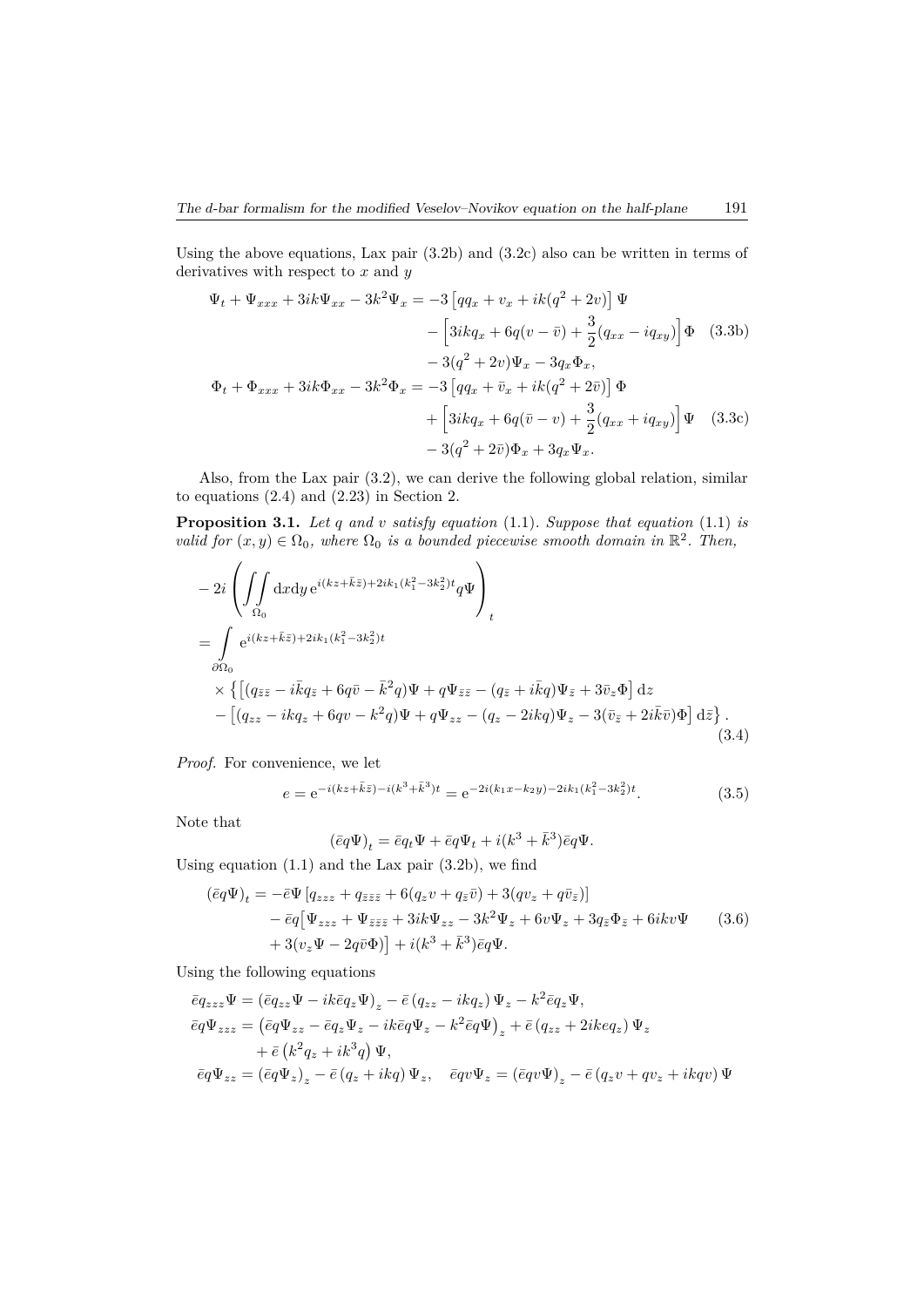Using the above equations, Lax pair (3.2b) and (3.2c) also can be written in terms of derivatives with respect to $x$ and $y$

$$
\begin{aligned}
\Psi_t + \Psi_{xxx} + 3ik\Psi_{xx} - 3k^2\Psi_x = &-3\left[qq_x + v_x + ik(q^2+2v)\right]\Psi \\
&- \left[3ikq_x + 6q(v-\bar{v}) + \frac{3}{2}(q_{xx} - iq_{xy})\right]\Phi \quad (3.3\text{b}) \\
&- 3(q^2+2v)\Psi_x - 3q_x\Phi_x, \\
\Phi_t + \Phi_{xxx} + 3ik\Phi_{xx} - 3k^2\Phi_x = &-3\left[qq_x + \bar{v}_x + ik(q^2+2\bar{v})\right]\Phi \\
&+ \left[3ikq_x + 6q(\bar{v}-v) + \frac{3}{2}(q_{xx} + iq_{xy})\right]\Psi \quad (3.3\text{c}) \\
&- 3(q^2+2\bar{v})\Phi_x + 3q_x\Psi_x.
\end{aligned}
$$

Also, from the Lax pair (3.2), we can derive the following global relation, similar to equations (2.4) and (2.23) in Section 2.

**Proposition 3.1.** *Let $q$ and $v$ satisfy equation* (1.1)*. Suppose that equation* (1.1) *is valid for $(x,y)\in\Omega_0$, where $\Omega_0$ is a bounded piecewise smooth domain in $\mathbb{R}^2$. Then,*

$$
\begin{aligned}
&-2i\left(\iint_{\Omega_0} \mathrm{d}x\mathrm{d}y\, \mathrm{e}^{i(kz+\bar{k}\bar{z})+2ik_1(k_1^2-3k_2^2)t} q\Psi\right)_t \\
&= \int_{\partial\Omega_0} \mathrm{e}^{i(kz+\bar{k}\bar{z})+2ik_1(k_1^2-3k_2^2)t} \\
&\quad\times\left\{\left[(q_{\bar{z}\bar{z}} - i\bar{k}q_{\bar{z}} + 6q\bar{v} - \bar{k}^2q)\Psi + q\Psi_{\bar{z}\bar{z}} - (q_{\bar{z}} + i\bar{k}q)\Psi_{\bar{z}} + 3\bar{v}_z\Phi\right]\mathrm{d}z\right. \\
&\quad\left.-\left[(q_{zz} - ikq_z + 6qv - k^2q)\Psi + q\Psi_{zz} - (q_z - 2ikq)\Psi_z - 3(\bar{v}_{\bar{z}} + 2i\bar{k}\bar{v})\Phi\right]\mathrm{d}\bar{z}\right\}.
\end{aligned} \tag{3.4}
$$

*Proof.* For convenience, we let

$$
e = \mathrm{e}^{-i(kz+\bar{k}\bar{z})-i(k^3+\bar{k}^3)t} = \mathrm{e}^{-2i(k_1x-k_2y)-2ik_1(k_1^2-3k_2^2)t}. \tag{3.5}
$$

Note that

$$
(\bar{e}q\Psi)_t = \bar{e}q_t\Psi + \bar{e}q\Psi_t + i(k^3+\bar{k}^3)\bar{e}q\Psi.
$$

Using equation (1.1) and the Lax pair (3.2b), we find

$$
\begin{aligned}
(\bar{e}q\Psi)_t = &-\bar{e}\Psi\left[q_{zzz} + q_{\bar{z}\bar{z}\bar{z}} + 6(q_zv + q_{\bar{z}}\bar{v}) + 3(qv_z + q\bar{v}_{\bar{z}})\right] \\
&- \bar{e}q\big[\Psi_{zzz} + \Psi_{\bar{z}\bar{z}\bar{z}} + 3ik\Psi_{zz} - 3k^2\Psi_z + 6v\Psi_z + 3q_{\bar{z}}\Phi_{\bar{z}} + 6ikv\Psi \\
&+ 3(v_z\Psi - 2q\bar{v}\Phi)\big] + i(k^3+\bar{k}^3)\bar{e}q\Psi.
\end{aligned} \tag{3.6}
$$

Using the following equations

$$
\begin{aligned}
\bar{e}q_{zzz}\Psi &= (\bar{e}q_{zz}\Psi - ik\bar{e}q_z\Psi)_z - \bar{e}\,(q_{zz} - ikq_z)\,\Psi_z - k^2\bar{e}q_z\Psi, \\
\bar{e}q\Psi_{zzz} &= \left(\bar{e}q\Psi_{zz} - \bar{e}q_z\Psi_z - ik\bar{e}q\Psi_z - k^2\bar{e}q\Psi\right)_z + \bar{e}\,(q_{zz} + 2ikeq_z)\,\Psi_z \\
&\quad + \bar{e}\left(k^2q_z + ik^3q\right)\Psi, \\
\bar{e}q\Psi_{zz} &= (\bar{e}q\Psi_z)_z - \bar{e}\,(q_z + ikq)\,\Psi_z, \quad \bar{e}qv\Psi_z = (\bar{e}qv\Psi)_z - \bar{e}\,(q_zv + qv_z + ikqv)\,\Psi
\end{aligned}
$$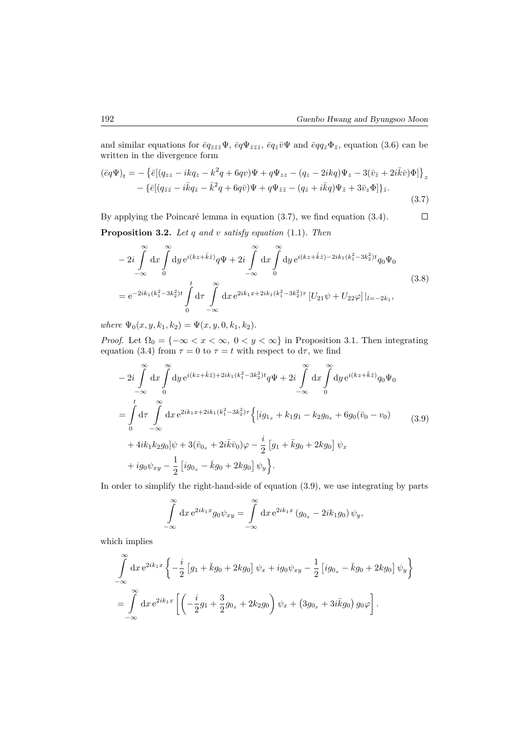and similar equations for $\bar{e}q_{\bar{z}\bar{z}\bar{z}}\Psi$, $\bar{e}q\Psi_{\bar{z}\bar{z}\bar{z}}$, $\bar{e}q_{\bar{z}}\bar{v}\Psi$ and $\bar{e}qq_{\bar{z}}\Phi_{\bar{z}}$, equation (3.6) can be written in the divergence form

$$
\begin{aligned}
(\bar{e}q\Psi)_t = &-\left\{\bar{e}[(q_{zz} - ikq_z - k^2 q + 6qv)\Psi + q\Psi_{zz} - (q_z - 2ikq)\Psi_z - 3(\bar{v}_{\bar{z}} + 2i\bar{k}\bar{v})\Phi]\right\}_z \\
&- \{\bar{e}[(q_{\bar{z}\bar{z}} - i\bar{k}q_{\bar{z}} - \bar{k}^2 q + 6q\bar{v})\Psi + q\Psi_{\bar{z}\bar{z}} - (q_{\bar{z}} + i\bar{k}q)\Psi_{\bar{z}} + 3\bar{v}_z\Phi]\}_{\bar{z}}.
\end{aligned}
\tag{3.7}
$$

By applying the Poincaré lemma in equation (3.7), we find equation (3.4). $\square$

**Proposition 3.2.** *Let $q$ and $v$ satisfy equation* (1.1)*. Then*

$$
\begin{aligned}
&-2i\int_{-\infty}^{\infty} \mathrm{d}x \int_{0}^{\infty} \mathrm{d}y\, \mathrm{e}^{i(kz+\bar{k}\bar{z})} q\Psi + 2i\int_{-\infty}^{\infty} \mathrm{d}x \int_{0}^{\infty} \mathrm{d}y\, \mathrm{e}^{i(kz+\bar{k}\bar{z}) - 2ik_1(k_1^2-3k_2^2)t} q_0\Psi_0 \\
&= \mathrm{e}^{-2ik_1(k_1^2-3k_2^2)t} \int_0^t \mathrm{d}\tau \int_{-\infty}^{\infty} \mathrm{d}x\, \mathrm{e}^{2ik_1x + 2ik_1(k_1^2-3k_2^2)\tau} \left[U_{21}\psi + U_{22}\varphi\right]|_{l=-2k_1},
\end{aligned}
\tag{3.8}
$$

*where* $\Psi_0(x, y, k_1, k_2) = \Psi(x, y, 0, k_1, k_2)$.

*Proof.* Let $\Omega_0 = \{-\infty < x < \infty,\ 0 < y < \infty\}$ in Proposition 3.1. Then integrating equation (3.4) from $\tau = 0$ to $\tau = t$ with respect to $\mathrm{d}\tau$, we find

$$
\begin{aligned}
&-2i\int_{-\infty}^{\infty} \mathrm{d}x \int_{0}^{\infty} \mathrm{d}y\, \mathrm{e}^{i(kz+\bar{k}\bar{z}) + 2ik_1(k_1^2-3k_2^2)t} q\Psi + 2i\int_{-\infty}^{\infty} \mathrm{d}x \int_{0}^{\infty} \mathrm{d}y\, \mathrm{e}^{i(kz+\bar{k}\bar{z})} q_0\Psi_0 \\
&= \int_0^t \mathrm{d}\tau \int_{-\infty}^{\infty} \mathrm{d}x\, \mathrm{e}^{2ik_1x + 2ik_1(k_1^2-3k_2^2)\tau} \Big\{\left[ig_{1_x} + k_1 g_1 - k_2 g_{0_x} + 6g_0(\bar{v}_0 - v_0)\right. \\
&\quad \left. + 4ik_1k_2g_0\right]\psi + 3(\bar{v}_{0_x} + 2i\bar{k}\bar{v}_0)\varphi - \frac{i}{2}\left[g_1 + \bar{k}g_0 + 2kg_0\right]\psi_x \\
&\quad + ig_0\psi_{xy} - \frac{1}{2}\left[ig_{0_x} - \bar{k}g_0 + 2kg_0\right]\psi_y\Big\}.
\end{aligned}
\tag{3.9}
$$

In order to simplify the right-hand-side of equation (3.9), we use integrating by parts

$$
\int_{-\infty}^{\infty} \mathrm{d}x\, \mathrm{e}^{2ik_1x} g_0\psi_{xy} = \int_{-\infty}^{\infty} \mathrm{d}x\, \mathrm{e}^{2ik_1x} \left(g_{0_x} - 2ik_1g_0\right)\psi_y,
$$

which implies

$$
\begin{aligned}
&\int_{-\infty}^{\infty} \mathrm{d}x\, \mathrm{e}^{2ik_1x} \left\{-\frac{i}{2}\left[g_1 + \bar{k}g_0 + 2kg_0\right]\psi_x + ig_0\psi_{xy} - \frac{1}{2}\left[ig_{0_x} - \bar{k}g_0 + 2kg_0\right]\psi_y\right\} \\
&= \int_{-\infty}^{\infty} \mathrm{d}x\, \mathrm{e}^{2ik_1x} \left[\left(-\frac{i}{2}g_1 + \frac{3}{2}g_{0_x} + 2k_2g_0\right)\psi_x + \left(3g_{0_x} + 3i\bar{k}g_0\right)g_0\varphi\right].
\end{aligned}
$$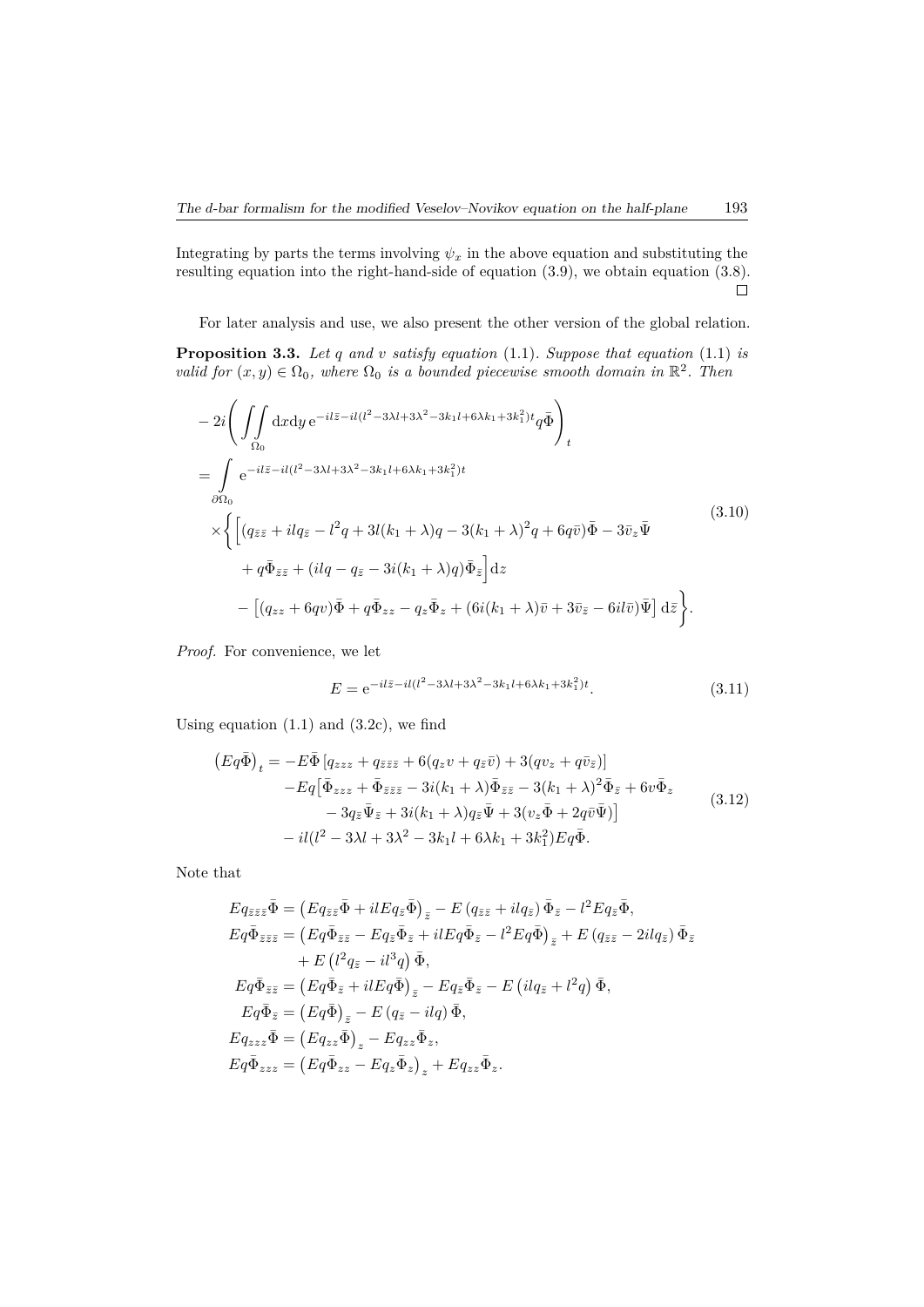Integrating by parts the terms involving $\psi_x$ in the above equation and substituting the resulting equation into the right-hand-side of equation (3.9), we obtain equation (3.8). $\square$

For later analysis and use, we also present the other version of the global relation.

**Proposition 3.3.** *Let $q$ and $v$ satisfy equation* (1.1)*. Suppose that equation* (1.1) *is valid for $(x,y)\in\Omega_0$, where $\Omega_0$ is a bounded piecewise smooth domain in $\mathbb{R}^2$. Then*

$$
\begin{aligned}
&-2i\Bigg(\iint\limits_{\Omega_0}\mathrm{d}x\mathrm{d}y\,\mathrm{e}^{-il\bar z-il(l^2-3\lambda l+3\lambda^2-3k_1l+6\lambda k_1+3k_1^2)t}q\bar\Phi\Bigg)_t\\
&=\int\limits_{\partial\Omega_0}\mathrm{e}^{-il\bar z-il(l^2-3\lambda l+3\lambda^2-3k_1l+6\lambda k_1+3k_1^2)t}\\
&\quad\times\bigg\{\Big[(q_{\bar z\bar z}+ilq_{\bar z}-l^2q+3l(k_1+\lambda)q-3(k_1+\lambda)^2q+6q\bar v)\bar\Phi-3\bar v_z\bar\Psi\\
&\qquad+q\bar\Phi_{\bar z\bar z}+(ilq-q_{\bar z}-3i(k_1+\lambda)q)\bar\Phi_{\bar z}\Big]\mathrm{d}z\\
&\qquad-\big[(q_{zz}+6qv)\bar\Phi+q\bar\Phi_{zz}-q_z\bar\Phi_z+(6i(k_1+\lambda)\bar v+3\bar v_{\bar z}-6il\bar v)\bar\Psi\big]\,\mathrm{d}\bar z\bigg\}.
\end{aligned}
\tag{3.10}
$$

*Proof.* For convenience, we let

$$
E=\mathrm{e}^{-il\bar z-il(l^2-3\lambda l+3\lambda^2-3k_1l+6\lambda k_1+3k_1^2)t}. \tag{3.11}
$$

Using equation (1.1) and (3.2c), we find

$$
\begin{aligned}
\big(Eq\bar\Phi\big)_t&=-E\bar\Phi\left[q_{zzz}+q_{\bar z\bar z\bar z}+6(q_zv+q_{\bar z}\bar v)+3(qv_z+q\bar v_{\bar z})\right]\\
&\quad-Eq\big[\bar\Phi_{zzz}+\bar\Phi_{\bar z\bar z\bar z}-3i(k_1+\lambda)\bar\Phi_{\bar z\bar z}-3(k_1+\lambda)^2\bar\Phi_{\bar z}+6v\bar\Phi_z\\
&\qquad-3q_{\bar z}\bar\Psi_{\bar z}+3i(k_1+\lambda)q_{\bar z}\bar\Psi+3(v_z\bar\Phi+2q\bar v\bar\Psi)\big]\\
&\quad-il(l^2-3\lambda l+3\lambda^2-3k_1l+6\lambda k_1+3k_1^2)Eq\bar\Phi.
\end{aligned}
\tag{3.12}
$$

Note that

$$
\begin{aligned}
Eq_{\bar z\bar z\bar z}\bar\Phi&=\big(Eq_{\bar z\bar z}\bar\Phi+ilEq_{\bar z}\bar\Phi\big)_{\bar z}-E\left(q_{\bar z\bar z}+ilq_{\bar z}\right)\bar\Phi_{\bar z}-l^2Eq_{\bar z}\bar\Phi,\\
Eq\bar\Phi_{\bar z\bar z\bar z}&=\big(Eq\bar\Phi_{\bar z\bar z}-Eq_{\bar z}\bar\Phi_{\bar z}+ilEq\bar\Phi_{\bar z}-l^2Eq\bar\Phi\big)_{\bar z}+E\left(q_{\bar z\bar z}-2ilq_{\bar z}\right)\bar\Phi_{\bar z}\\
&\quad+E\left(l^2q_{\bar z}-il^3q\right)\bar\Phi,\\
Eq\bar\Phi_{\bar z\bar z}&=\big(Eq\bar\Phi_{\bar z}+ilEq\bar\Phi\big)_{\bar z}-Eq_{\bar z}\bar\Phi_{\bar z}-E\left(ilq_{\bar z}+l^2q\right)\bar\Phi,\\
Eq\bar\Phi_{\bar z}&=\big(Eq\bar\Phi\big)_{\bar z}-E\left(q_{\bar z}-ilq\right)\bar\Phi,\\
Eq_{zzz}\bar\Phi&=\big(Eq_{zz}\bar\Phi\big)_z-Eq_{zz}\bar\Phi_z,\\
Eq\bar\Phi_{zzz}&=\big(Eq\bar\Phi_{zz}-Eq_z\bar\Phi_z\big)_z+Eq_{zz}\bar\Phi_z.
\end{aligned}
$$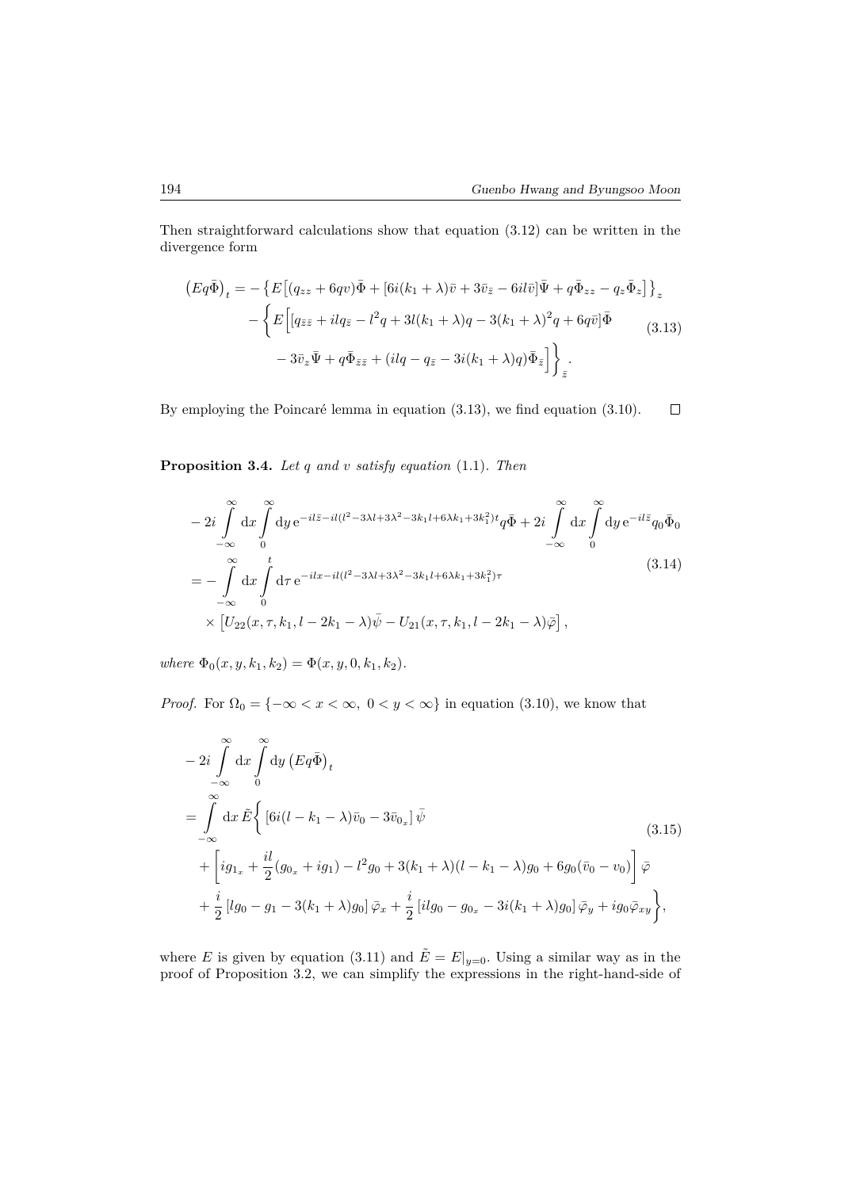Then straightforward calculations show that equation (3.12) can be written in the divergence form

$$
\begin{aligned}
\left(Eq\bar{\Phi}\right)_t = &- \left\{ E\left[(q_{zz} + 6qv)\bar{\Phi} + [6i(k_1+\lambda)\bar{v} + 3\bar{v}_{\bar{z}} - 6il\bar{v}]\bar{\Psi} + q\bar{\Phi}_{zz} - q_z\bar{\Phi}_z\right] \right\}_z \\
&- \left\{ E\Big[ [q_{\bar{z}\bar{z}} + ilq_{\bar{z}} - l^2 q + 3l(k_1+\lambda)q - 3(k_1+\lambda)^2 q + 6q\bar{v}]\bar{\Phi} \right. \\
&\left. - 3\bar{v}_z\bar{\Psi} + q\bar{\Phi}_{\bar{z}\bar{z}} + (ilq - q_{\bar{z}} - 3i(k_1+\lambda)q)\bar{\Phi}_{\bar{z}} \Big] \right\}_{\bar{z}} .
\end{aligned}
\tag{3.13}
$$

By employing the Poincaré lemma in equation (3.13), we find equation (3.10). $\square$

**Proposition 3.4.** *Let $q$ and $v$ satisfy equation* (1.1)*. Then*

$$
\begin{aligned}
&-2i\int_{-\infty}^{\infty} \mathrm{d}x \int_0^{\infty} \mathrm{d}y\, \mathrm{e}^{-il\bar{z} - il(l^2 - 3\lambda l + 3\lambda^2 - 3k_1 l + 6\lambda k_1 + 3k_1^2)t} q\bar{\Phi} + 2i\int_{-\infty}^{\infty} \mathrm{d}x \int_0^{\infty} \mathrm{d}y\, \mathrm{e}^{-il\bar{z}} q_0\bar{\Phi}_0 \\
&= -\int_{-\infty}^{\infty} \mathrm{d}x \int_0^{t} \mathrm{d}\tau\, \mathrm{e}^{-ilx - il(l^2 - 3\lambda l + 3\lambda^2 - 3k_1 l + 6\lambda k_1 + 3k_1^2)\tau} \\
&\quad \times \left[U_{22}(x,\tau,k_1,l-2k_1-\lambda)\bar{\psi} - U_{21}(x,\tau,k_1,l-2k_1-\lambda)\bar{\varphi}\right],
\end{aligned}
\tag{3.14}
$$

*where* $\Phi_0(x,y,k_1,k_2) = \Phi(x,y,0,k_1,k_2)$.

*Proof.* For $\Omega_0 = \{-\infty < x < \infty,\ 0 < y < \infty\}$ in equation (3.10), we know that

$$
\begin{aligned}
&-2i\int_{-\infty}^{\infty} \mathrm{d}x \int_0^{\infty} \mathrm{d}y \left(Eq\bar{\Phi}\right)_t \\
&= \int_{-\infty}^{\infty} \mathrm{d}x\, \tilde{E}\bigg\{ \left[6i(l-k_1-\lambda)\bar{v}_0 - 3\bar{v}_{0_x}\right]\bar{\psi} \\
&\quad + \left[ig_{1_x} + \frac{il}{2}(g_{0_x} + ig_1) - l^2 g_0 + 3(k_1+\lambda)(l-k_1-\lambda)g_0 + 6g_0(\bar{v}_0 - v_0)\right]\bar{\varphi} \\
&\quad + \frac{i}{2}\left[lg_0 - g_1 - 3(k_1+\lambda)g_0\right]\bar{\varphi}_x + \frac{i}{2}\left[ilg_0 - g_{0_x} - 3i(k_1+\lambda)g_0\right]\bar{\varphi}_y + ig_0\bar{\varphi}_{xy}\bigg\},
\end{aligned}
\tag{3.15}
$$

where $E$ is given by equation (3.11) and $\tilde{E} = E|_{y=0}$. Using a similar way as in the proof of Proposition 3.2, we can simplify the expressions in the right-hand-side of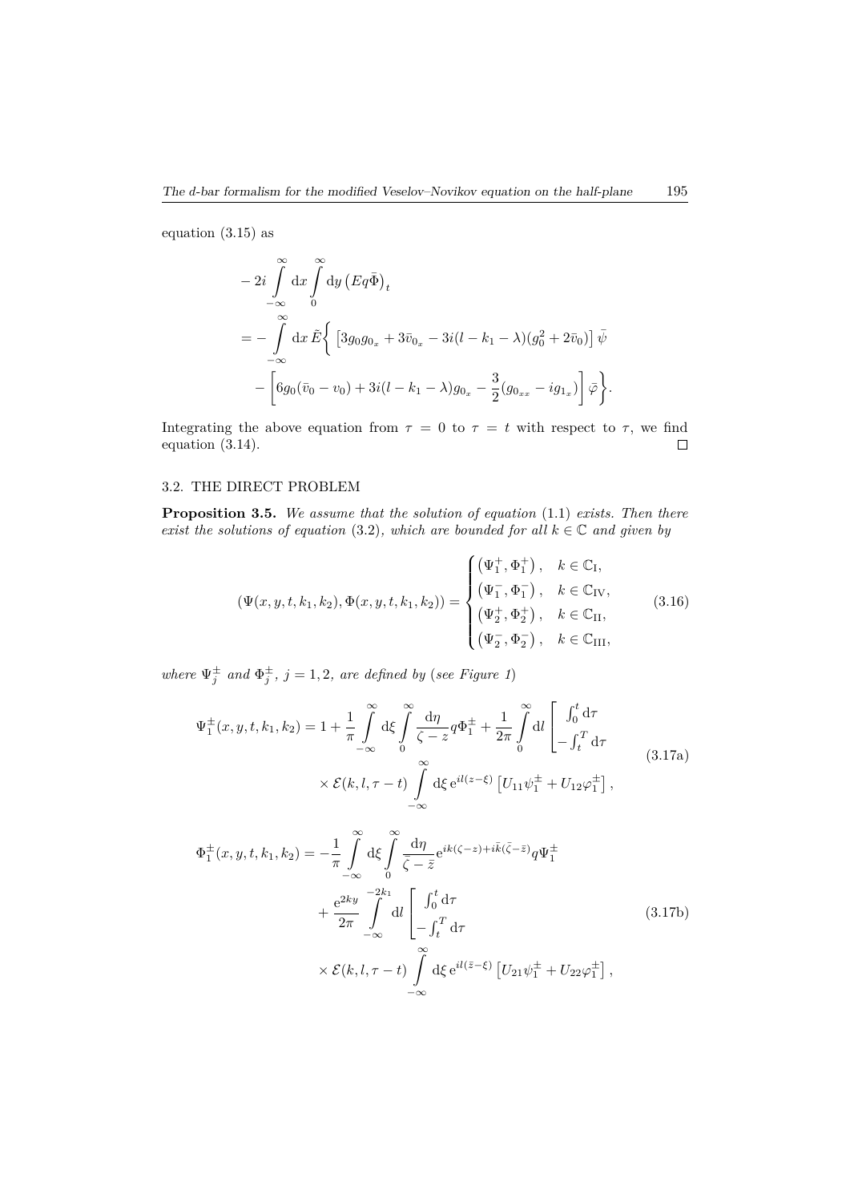equation (3.15) as

$$
\begin{aligned}
& -2i \int_{-\infty}^{\infty} \mathrm{d}x \int_{0}^{\infty} \mathrm{d}y \left(Eq\bar{\Phi}\right)_t \\
&= -\int_{-\infty}^{\infty} \mathrm{d}x\, \tilde{E}\bigg\{ \left[3g_0 g_{0_x} + 3\bar{v}_{0_x} - 3i(l-k_1-\lambda)(g_0^2 + 2\bar{v}_0)\right]\bar{\psi} \\
&\quad - \left[6g_0(\bar{v}_0 - v_0) + 3i(l-k_1-\lambda)g_{0_x} - \frac{3}{2}(g_{0_{xx}} - ig_{1_x})\right]\bar{\varphi}\bigg\}.
\end{aligned}
$$

Integrating the above equation from $\tau = 0$ to $\tau = t$ with respect to $\tau$, we find equation (3.14). $\square$

### 3.2. THE DIRECT PROBLEM

**Proposition 3.5.** *We assume that the solution of equation* (1.1) *exists. Then there exist the solutions of equation* (3.2)*, which are bounded for all $k \in \mathbb{C}$ and given by*

$$
(\Psi(x,y,t,k_1,k_2), \Phi(x,y,t,k_1,k_2)) = \begin{cases} \left(\Psi_1^+, \Phi_1^+\right), & k \in \mathbb{C}_{\mathrm{I}}, \\ \left(\Psi_1^-, \Phi_1^-\right), & k \in \mathbb{C}_{\mathrm{IV}}, \\ \left(\Psi_2^+, \Phi_2^+\right), & k \in \mathbb{C}_{\mathrm{II}}, \\ \left(\Psi_2^-, \Phi_2^-\right), & k \in \mathbb{C}_{\mathrm{III}}, \end{cases} \tag{3.16}
$$

*where $\Psi_j^\pm$ and $\Phi_j^\pm$, $j = 1,2$, are defined by* (*see Figure 1*)

$$
\begin{aligned}
\Psi_1^\pm(x,y,t,k_1,k_2) = 1 &+ \frac{1}{\pi}\int_{-\infty}^{\infty} \mathrm{d}\xi \int_0^\infty \frac{\mathrm{d}\eta}{\zeta - z} q\Phi_1^\pm + \frac{1}{2\pi}\int_0^\infty \mathrm{d}l \begin{bmatrix} \int_0^t \mathrm{d}\tau \\ -\int_t^T \mathrm{d}\tau \end{bmatrix} \\
&\times \mathcal{E}(k,l,\tau - t) \int_{-\infty}^{\infty} \mathrm{d}\xi\, \mathrm{e}^{il(z-\xi)}\left[U_{11}\psi_1^\pm + U_{12}\varphi_1^\pm\right],
\end{aligned} \tag{3.17a}
$$

$$
\begin{aligned}
\Phi_1^\pm(x,y,t,k_1,k_2) = &-\frac{1}{\pi}\int_{-\infty}^{\infty} \mathrm{d}\xi \int_0^\infty \frac{\mathrm{d}\eta}{\bar{\zeta} - \bar{z}} \mathrm{e}^{ik(\zeta - z) + i\bar{k}(\bar{\zeta} - \bar{z})} q\Psi_1^\pm \\
&+ \frac{\mathrm{e}^{2ky}}{2\pi}\int_{-\infty}^{-2k_1} \mathrm{d}l \begin{bmatrix} \int_0^t \mathrm{d}\tau \\ -\int_t^T \mathrm{d}\tau \end{bmatrix} \\
&\times \mathcal{E}(k,l,\tau - t) \int_{-\infty}^{\infty} \mathrm{d}\xi\, \mathrm{e}^{il(\bar{z}-\xi)}\left[U_{21}\psi_1^\pm + U_{22}\varphi_1^\pm\right],
\end{aligned} \tag{3.17b}
$$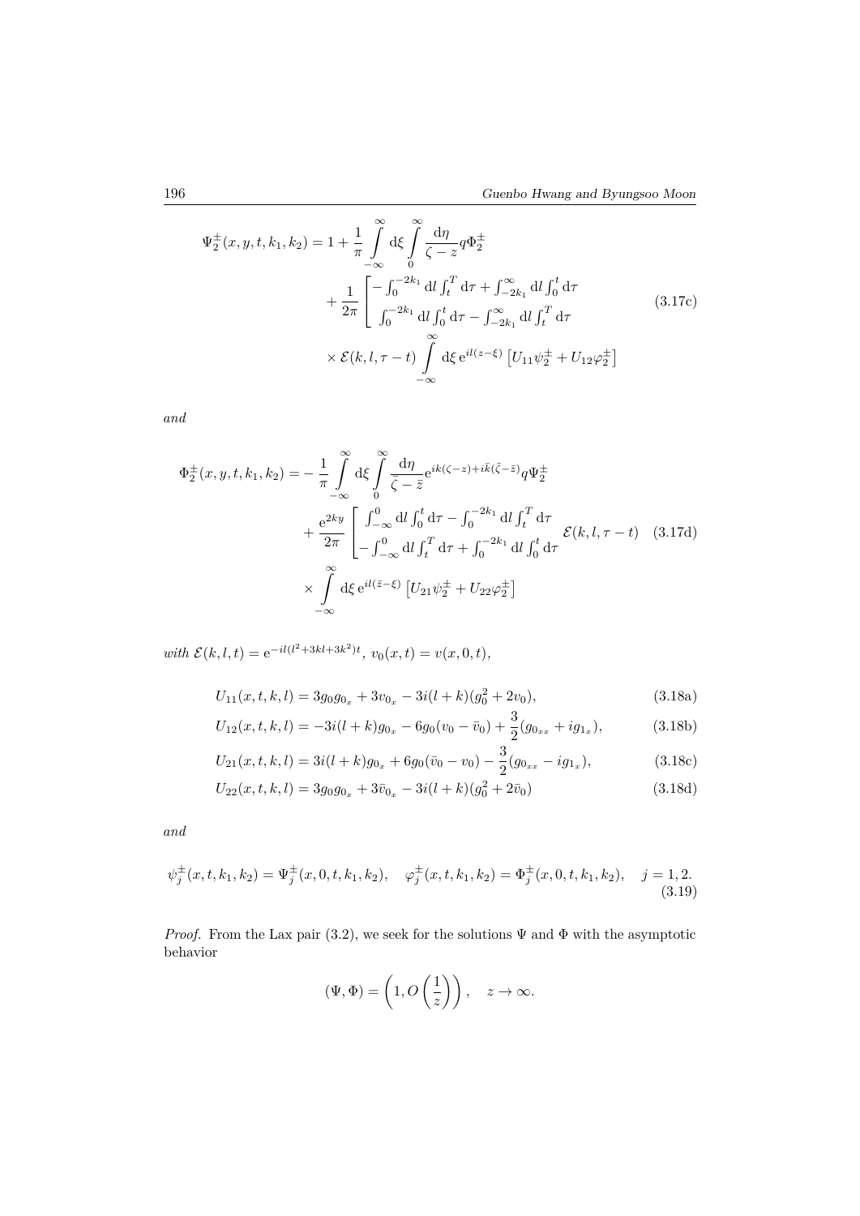$$
\begin{aligned}
\Psi_2^{\pm}(x,y,t,k_1,k_2) = 1 &+ \frac{1}{\pi}\int\limits_{-\infty}^{\infty} \mathrm{d}\xi \int\limits_{0}^{\infty} \frac{\mathrm{d}\eta}{\zeta - z} q \Phi_2^{\pm} \\
&+ \frac{1}{2\pi}\begin{bmatrix} -\int_0^{-2k_1} \mathrm{d}l \int_t^T \mathrm{d}\tau + \int_{-2k_1}^{\infty} \mathrm{d}l \int_0^t \mathrm{d}\tau \\ \int_0^{-2k_1} \mathrm{d}l \int_0^t \mathrm{d}\tau - \int_{-2k_1}^{\infty} \mathrm{d}l \int_t^T \mathrm{d}\tau \end{bmatrix} \\
&\times \mathcal{E}(k,l,\tau - t) \int\limits_{-\infty}^{\infty} \mathrm{d}\xi \, \mathrm{e}^{il(z-\xi)} \left[ U_{11}\psi_2^{\pm} + U_{12}\varphi_2^{\pm} \right]
\end{aligned}
\tag{3.17c}
$$

*and*

$$
\begin{aligned}
\Phi_2^{\pm}(x,y,t,k_1,k_2) = &-\frac{1}{\pi}\int\limits_{-\infty}^{\infty} \mathrm{d}\xi \int\limits_{0}^{\infty} \frac{\mathrm{d}\eta}{\bar{\zeta} - \bar{z}} \mathrm{e}^{ik(\zeta - z) + i\bar{k}(\bar{\zeta} - \bar{z})} q \Psi_2^{\pm} \\
&+ \frac{\mathrm{e}^{2ky}}{2\pi}\begin{bmatrix} \int_{-\infty}^{0} \mathrm{d}l \int_0^t \mathrm{d}\tau - \int_0^{-2k_1} \mathrm{d}l \int_t^T \mathrm{d}\tau \\ -\int_{-\infty}^{0} \mathrm{d}l \int_t^T \mathrm{d}\tau + \int_0^{-2k_1} \mathrm{d}l \int_0^t \mathrm{d}\tau \end{bmatrix} \mathcal{E}(k,l,\tau - t) \\
&\times \int\limits_{-\infty}^{\infty} \mathrm{d}\xi \, \mathrm{e}^{il(\bar{z}-\xi)} \left[ U_{21}\psi_2^{\pm} + U_{22}\varphi_2^{\pm} \right]
\end{aligned}
\tag{3.17d}
$$

*with* $\mathcal{E}(k,l,t) = \mathrm{e}^{-il(l^2+3kl+3k^2)t}$, $v_0(x,t) = v(x,0,t)$,

$$
U_{11}(x,t,k,l) = 3g_0 g_{0_x} + 3v_{0_x} - 3i(l+k)(g_0^2 + 2v_0), \tag{3.18a}
$$

$$
U_{12}(x,t,k,l) = -3i(l+k)g_{0_x} - 6g_0(v_0 - \bar{v}_0) + \frac{3}{2}(g_{0_{xx}} + ig_{1_x}), \tag{3.18b}
$$

$$
U_{21}(x,t,k,l) = 3i(l+k)g_{0_x} + 6g_0(\bar{v}_0 - v_0) - \frac{3}{2}(g_{0_{xx}} - ig_{1_x}), \tag{3.18c}
$$

$$
U_{22}(x,t,k,l) = 3g_0 g_{0_x} + 3\bar{v}_{0_x} - 3i(l+k)(g_0^2 + 2\bar{v}_0) \tag{3.18d}
$$

*and*

$$
\psi_j^{\pm}(x,t,k_1,k_2) = \Psi_j^{\pm}(x,0,t,k_1,k_2), \quad \varphi_j^{\pm}(x,t,k_1,k_2) = \Phi_j^{\pm}(x,0,t,k_1,k_2), \quad j = 1,2. \tag{3.19}
$$

*Proof.* From the Lax pair (3.2), we seek for the solutions $\Psi$ and $\Phi$ with the asymptotic behavior

$$
(\Psi, \Phi) = \left(1, O\left(\frac{1}{z}\right)\right), \quad z \to \infty.
$$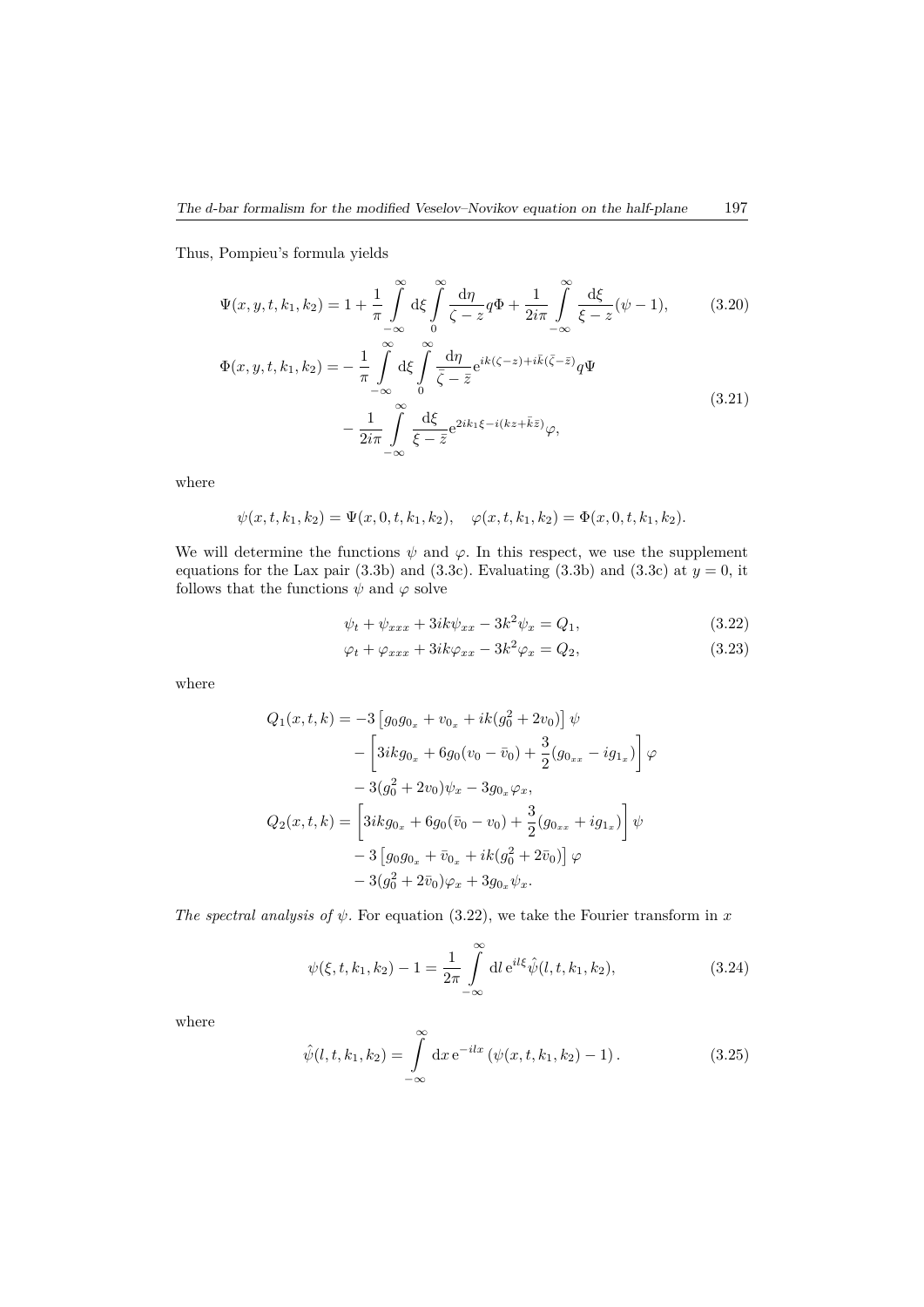Thus, Pompieu's formula yields

$$
\Psi(x,y,t,k_1,k_2) = 1 + \frac{1}{\pi}\int_{-\infty}^{\infty} \mathrm{d}\xi \int_{0}^{\infty} \frac{\mathrm{d}\eta}{\zeta - z} q\Phi + \frac{1}{2i\pi}\int_{-\infty}^{\infty} \frac{\mathrm{d}\xi}{\xi - z}(\psi - 1), \tag{3.20}
$$

$$
\begin{aligned}
\Phi(x,y,t,k_1,k_2) = &-\frac{1}{\pi}\int_{-\infty}^{\infty} \mathrm{d}\xi \int_{0}^{\infty} \frac{\mathrm{d}\eta}{\bar{\zeta} - \bar{z}} \mathrm{e}^{ik(\zeta - z) + i\bar{k}(\bar{\zeta} - \bar{z})} q\Psi \\
&- \frac{1}{2i\pi}\int_{-\infty}^{\infty} \frac{\mathrm{d}\xi}{\xi - \bar{z}} \mathrm{e}^{2ik_1\xi - i(kz + \bar{k}\bar{z})}\varphi,
\end{aligned} \tag{3.21}
$$

where

$$
\psi(x,t,k_1,k_2) = \Psi(x,0,t,k_1,k_2), \quad \varphi(x,t,k_1,k_2) = \Phi(x,0,t,k_1,k_2).
$$

We will determine the functions $\psi$ and $\varphi$. In this respect, we use the supplement equations for the Lax pair (3.3b) and (3.3c). Evaluating (3.3b) and (3.3c) at $y = 0$, it follows that the functions $\psi$ and $\varphi$ solve

$$
\psi_t + \psi_{xxx} + 3ik\psi_{xx} - 3k^2\psi_x = Q_1, \tag{3.22}
$$

$$
\varphi_t + \varphi_{xxx} + 3ik\varphi_{xx} - 3k^2\varphi_x = Q_2, \tag{3.23}
$$

where

$$
\begin{aligned}
Q_1(x,t,k) = &-3\left[g_0 g_{0_x} + v_{0_x} + ik(g_0^2 + 2v_0)\right]\psi \\
&- \left[3ikg_{0_x} + 6g_0(v_0 - \bar{v}_0) + \frac{3}{2}(g_{0_{xx}} - ig_{1_x})\right]\varphi \\
&- 3(g_0^2 + 2v_0)\psi_x - 3g_{0_x}\varphi_x, \\
Q_2(x,t,k) = &\left[3ikg_{0_x} + 6g_0(\bar{v}_0 - v_0) + \frac{3}{2}(g_{0_{xx}} + ig_{1_x})\right]\psi \\
&- 3\left[g_0 g_{0_x} + \bar{v}_{0_x} + ik(g_0^2 + 2\bar{v}_0)\right]\varphi \\
&- 3(g_0^2 + 2\bar{v}_0)\varphi_x + 3g_{0_x}\psi_x.
\end{aligned}
$$

*The spectral analysis of* $\psi$. For equation (3.22), we take the Fourier transform in $x$

$$
\psi(\xi,t,k_1,k_2) - 1 = \frac{1}{2\pi}\int_{-\infty}^{\infty} \mathrm{d}l\, \mathrm{e}^{il\xi}\hat{\psi}(l,t,k_1,k_2), \tag{3.24}
$$

where

$$
\hat{\psi}(l,t,k_1,k_2) = \int_{-\infty}^{\infty} \mathrm{d}x\, \mathrm{e}^{-ilx}\left(\psi(x,t,k_1,k_2) - 1\right). \tag{3.25}
$$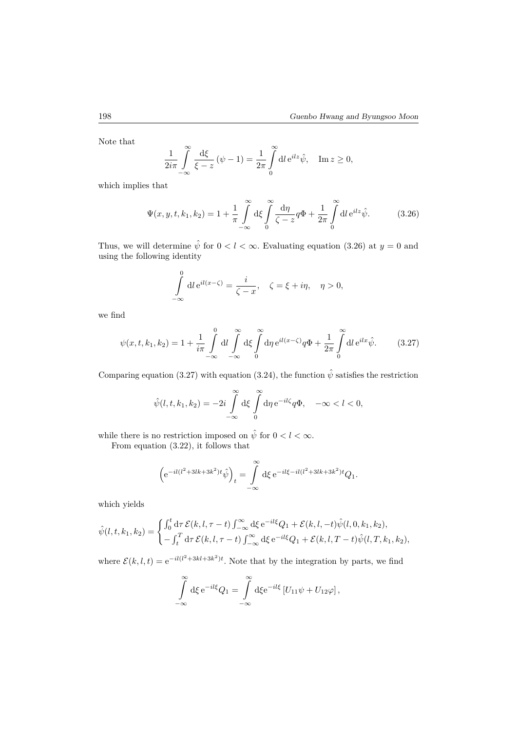Note that

$$\frac{1}{2i\pi}\int_{-\infty}^{\infty}\frac{\mathrm{d}\xi}{\xi-z}\left(\psi-1\right)=\frac{1}{2\pi}\int_{0}^{\infty}\mathrm{d}l\,\mathrm{e}^{ilz}\hat{\psi},\quad \operatorname{Im}z\geq 0,$$

which implies that

$$\Psi(x,y,t,k_1,k_2)=1+\frac{1}{\pi}\int_{-\infty}^{\infty}\mathrm{d}\xi\int_{0}^{\infty}\frac{\mathrm{d}\eta}{\zeta-z}q\Phi+\frac{1}{2\pi}\int_{0}^{\infty}\mathrm{d}l\,\mathrm{e}^{ilz}\hat{\psi}. \tag{3.26}$$

Thus, we will determine $\hat{\psi}$ for $0<l<\infty$. Evaluating equation (3.26) at $y=0$ and using the following identity

$$\int_{-\infty}^{0}\mathrm{d}l\,\mathrm{e}^{il(x-\zeta)}=\frac{i}{\zeta-x},\quad \zeta=\xi+i\eta,\quad \eta>0,$$

we find

$$\psi(x,t,k_1,k_2)=1+\frac{1}{i\pi}\int_{-\infty}^{0}\mathrm{d}l\int_{-\infty}^{\infty}\mathrm{d}\xi\int_{0}^{\infty}\mathrm{d}\eta\,\mathrm{e}^{il(x-\zeta)}q\Phi+\frac{1}{2\pi}\int_{0}^{\infty}\mathrm{d}l\,\mathrm{e}^{ilx}\hat{\psi}. \tag{3.27}$$

Comparing equation (3.27) with equation (3.24), the function $\hat{\psi}$ satisfies the restriction

$$\hat{\psi}(l,t,k_1,k_2)=-2i\int_{-\infty}^{\infty}\mathrm{d}\xi\int_{0}^{\infty}\mathrm{d}\eta\,\mathrm{e}^{-il\zeta}q\Phi,\quad -\infty<l<0,$$

while there is no restriction imposed on $\hat{\psi}$ for $0<l<\infty$.

From equation (3.22), it follows that

$$\left(\mathrm{e}^{-il(l^2+3lk+3k^2)t}\hat{\psi}\right)_t=\int_{-\infty}^{\infty}\mathrm{d}\xi\,\mathrm{e}^{-il\xi-il(l^2+3lk+3k^2)t}Q_1.$$

which yields

$$\hat{\psi}(l,t,k_1,k_2)=\begin{cases}\int_0^t\mathrm{d}\tau\,\mathcal{E}(k,l,\tau-t)\int_{-\infty}^{\infty}\mathrm{d}\xi\,\mathrm{e}^{-il\xi}Q_1+\mathcal{E}(k,l,-t)\hat{\psi}(l,0,k_1,k_2),\\ -\int_t^T\mathrm{d}\tau\,\mathcal{E}(k,l,\tau-t)\int_{-\infty}^{\infty}\mathrm{d}\xi\,\mathrm{e}^{-il\xi}Q_1+\mathcal{E}(k,l,T-t)\hat{\psi}(l,T,k_1,k_2),\end{cases}$$

where $\mathcal{E}(k,l,t)=\mathrm{e}^{-il(l^2+3kl+3k^2)t}$. Note that by the integration by parts, we find

$$\int_{-\infty}^{\infty}\mathrm{d}\xi\,\mathrm{e}^{-il\xi}Q_1=\int_{-\infty}^{\infty}\mathrm{d}\xi\mathrm{e}^{-il\xi}\left[U_{11}\psi+U_{12}\varphi\right],$$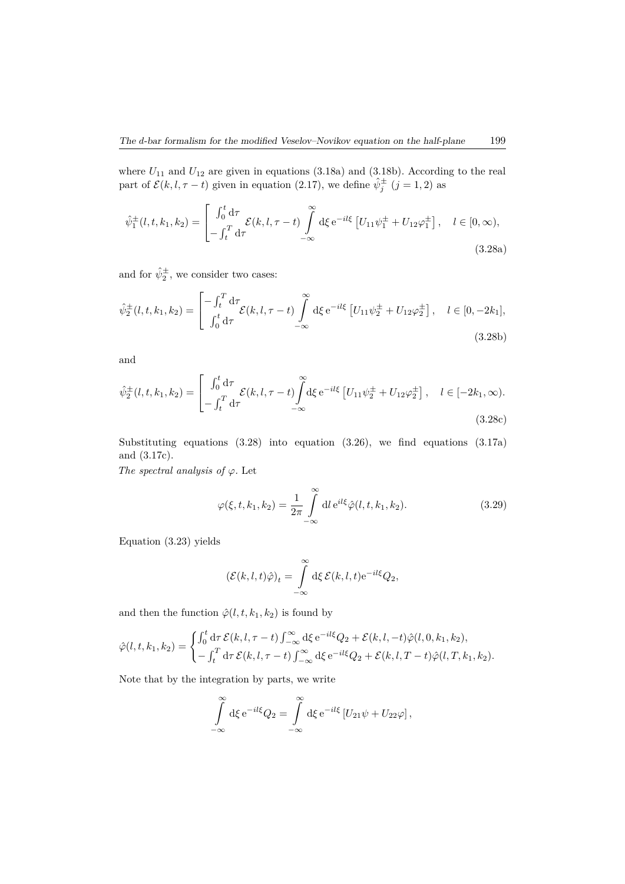where $U_{11}$ and $U_{12}$ are given in equations (3.18a) and (3.18b). According to the real part of $\mathcal{E}(k,l,\tau-t)$ given in equation (2.17), we define $\hat{\psi}_j^{\pm}$ $(j=1,2)$ as

$$
\hat{\psi}_1^{\pm}(l,t,k_1,k_2) = \begin{bmatrix} \int_0^t \mathrm{d}\tau \\ -\int_t^T \mathrm{d}\tau \end{bmatrix} \mathcal{E}(k,l,\tau-t) \int\limits_{-\infty}^{\infty} \mathrm{d}\xi\, \mathrm{e}^{-il\xi} \left[U_{11}\psi_1^{\pm} + U_{12}\varphi_1^{\pm}\right], \quad l \in [0,\infty), \tag{3.28a}
$$

and for $\hat{\psi}_2^{\pm}$, we consider two cases:

$$
\hat{\psi}_2^{\pm}(l,t,k_1,k_2) = \begin{bmatrix} -\int_t^T \mathrm{d}\tau \\ \int_0^t \mathrm{d}\tau \end{bmatrix} \mathcal{E}(k,l,\tau-t) \int\limits_{-\infty}^{\infty} \mathrm{d}\xi\, \mathrm{e}^{-il\xi} \left[U_{11}\psi_2^{\pm} + U_{12}\varphi_2^{\pm}\right], \quad l \in [0,-2k_1], \tag{3.28b}
$$

and

$$
\hat{\psi}_2^{\pm}(l,t,k_1,k_2) = \begin{bmatrix} \int_0^t \mathrm{d}\tau \\ -\int_t^T \mathrm{d}\tau \end{bmatrix} \mathcal{E}(k,l,\tau-t) \int\limits_{-\infty}^{\infty} \mathrm{d}\xi\, \mathrm{e}^{-il\xi} \left[U_{11}\psi_2^{\pm} + U_{12}\varphi_2^{\pm}\right], \quad l \in [-2k_1,\infty). \tag{3.28c}
$$

Substituting equations (3.28) into equation (3.26), we find equations (3.17a) and (3.17c).

*The spectral analysis of $\varphi$.* Let

$$
\varphi(\xi,t,k_1,k_2) = \frac{1}{2\pi} \int\limits_{-\infty}^{\infty} \mathrm{d}l\, \mathrm{e}^{il\xi} \hat{\varphi}(l,t,k_1,k_2). \tag{3.29}
$$

Equation (3.23) yields

$$
(\mathcal{E}(k,l,t)\hat{\varphi})_t = \int\limits_{-\infty}^{\infty} \mathrm{d}\xi\, \mathcal{E}(k,l,t) \mathrm{e}^{-il\xi} Q_2,
$$

and then the function $\hat{\varphi}(l,t,k_1,k_2)$ is found by

$$
\hat{\varphi}(l,t,k_1,k_2) = \begin{cases} \int_0^t \mathrm{d}\tau\, \mathcal{E}(k,l,\tau-t) \int_{-\infty}^{\infty} \mathrm{d}\xi\, \mathrm{e}^{-il\xi} Q_2 + \mathcal{E}(k,l,-t)\hat{\varphi}(l,0,k_1,k_2), \\ -\int_t^T \mathrm{d}\tau\, \mathcal{E}(k,l,\tau-t) \int_{-\infty}^{\infty} \mathrm{d}\xi\, \mathrm{e}^{-il\xi} Q_2 + \mathcal{E}(k,l,T-t)\hat{\varphi}(l,T,k_1,k_2). \end{cases}
$$

Note that by the integration by parts, we write

$$
\int\limits_{-\infty}^{\infty} \mathrm{d}\xi\, \mathrm{e}^{-il\xi} Q_2 = \int\limits_{-\infty}^{\infty} \mathrm{d}\xi\, \mathrm{e}^{-il\xi} \left[U_{21}\psi + U_{22}\varphi\right],
$$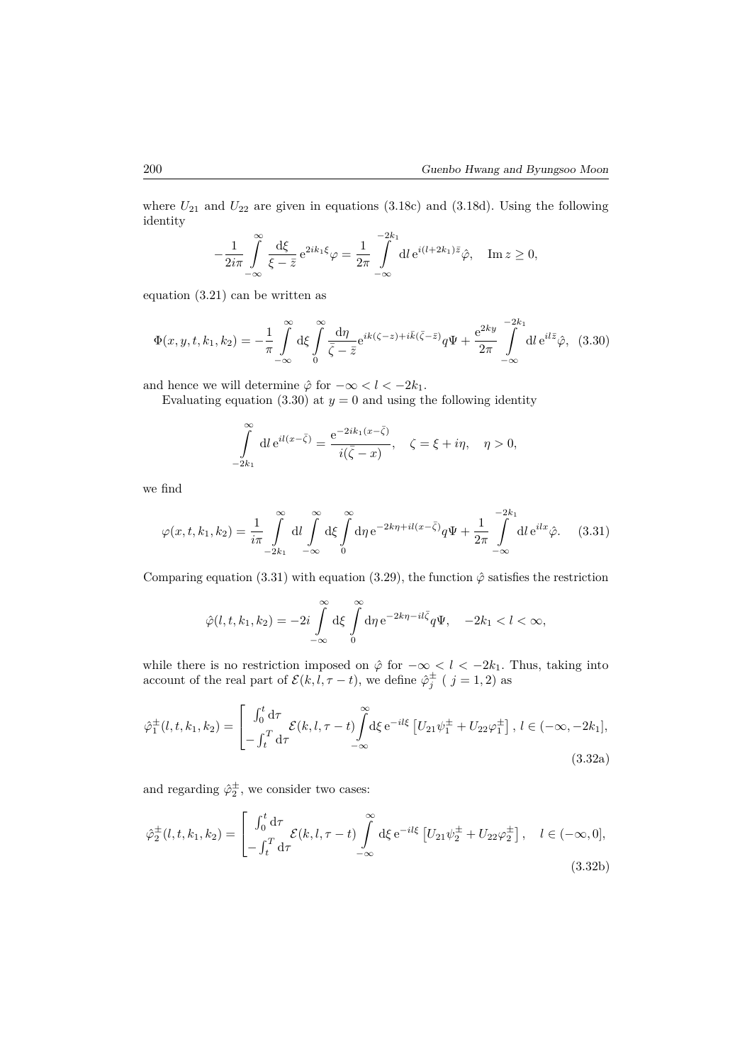where $U_{21}$ and $U_{22}$ are given in equations (3.18c) and (3.18d). Using the following identity

$$
-\frac{1}{2i\pi}\int_{-\infty}^{\infty}\frac{\mathrm{d}\xi}{\xi-\bar{z}}\,\mathrm{e}^{2ik_1\xi}\varphi=\frac{1}{2\pi}\int_{-\infty}^{-2k_1}\mathrm{d}l\,\mathrm{e}^{i(l+2k_1)\bar{z}}\hat{\varphi},\quad \operatorname{Im} z\geq 0,
$$

equation (3.21) can be written as

$$
\Phi(x,y,t,k_1,k_2)=-\frac{1}{\pi}\int_{-\infty}^{\infty}\mathrm{d}\xi\int_{0}^{\infty}\frac{\mathrm{d}\eta}{\bar{\zeta}-\bar{z}}\mathrm{e}^{ik(\zeta-z)+i\bar{k}(\bar{\zeta}-\bar{z})}q\Psi+\frac{\mathrm{e}^{2ky}}{2\pi}\int_{-\infty}^{-2k_1}\mathrm{d}l\,\mathrm{e}^{il\bar{z}}\hat{\varphi},\quad (3.30)
$$

and hence we will determine $\hat{\varphi}$ for $-\infty<l<-2k_1$.

Evaluating equation (3.30) at $y=0$ and using the following identity

$$
\int_{-2k_1}^{\infty}\mathrm{d}l\,\mathrm{e}^{il(x-\bar{\zeta})}=\frac{\mathrm{e}^{-2ik_1(x-\bar{\zeta})}}{i(\bar{\zeta}-x)},\quad \zeta=\xi+i\eta,\quad \eta>0,
$$

we find

$$
\varphi(x,t,k_1,k_2)=\frac{1}{i\pi}\int_{-2k_1}^{\infty}\mathrm{d}l\int_{-\infty}^{\infty}\mathrm{d}\xi\int_{0}^{\infty}\mathrm{d}\eta\,\mathrm{e}^{-2k\eta+il(x-\bar{\zeta})}q\Psi+\frac{1}{2\pi}\int_{-\infty}^{-2k_1}\mathrm{d}l\,\mathrm{e}^{ilx}\hat{\varphi}.\quad (3.31)
$$

Comparing equation (3.31) with equation (3.29), the function $\hat{\varphi}$ satisfies the restriction

$$
\hat{\varphi}(l,t,k_1,k_2)=-2i\int_{-\infty}^{\infty}\mathrm{d}\xi\int_{0}^{\infty}\mathrm{d}\eta\,\mathrm{e}^{-2k\eta-il\bar{\zeta}}q\Psi,\quad -2k_1<l<\infty,
$$

while there is no restriction imposed on $\hat{\varphi}$ for $-\infty<l<-2k_1$. Thus, taking into account of the real part of $\mathcal{E}(k,l,\tau-t)$, we define $\hat{\varphi}_j^{\pm}$ ( $j=1,2$) as

$$
\hat{\varphi}_1^{\pm}(l,t,k_1,k_2)=\begin{bmatrix}\int_0^t\mathrm{d}\tau\\-\int_t^T\mathrm{d}\tau\end{bmatrix}\mathcal{E}(k,l,\tau-t)\int_{-\infty}^{\infty}\mathrm{d}\xi\,\mathrm{e}^{-il\xi}\left[U_{21}\psi_1^{\pm}+U_{22}\varphi_1^{\pm}\right],\ l\in(-\infty,-2k_1],\quad (3.32\text{a})
$$

and regarding $\hat{\varphi}_2^{\pm}$, we consider two cases:

$$
\hat{\varphi}_2^{\pm}(l,t,k_1,k_2)=\begin{bmatrix}\int_0^t\mathrm{d}\tau\\-\int_t^T\mathrm{d}\tau\end{bmatrix}\mathcal{E}(k,l,\tau-t)\int_{-\infty}^{\infty}\mathrm{d}\xi\,\mathrm{e}^{-il\xi}\left[U_{21}\psi_2^{\pm}+U_{22}\varphi_2^{\pm}\right],\quad l\in(-\infty,0],\quad (3.32\text{b})
$$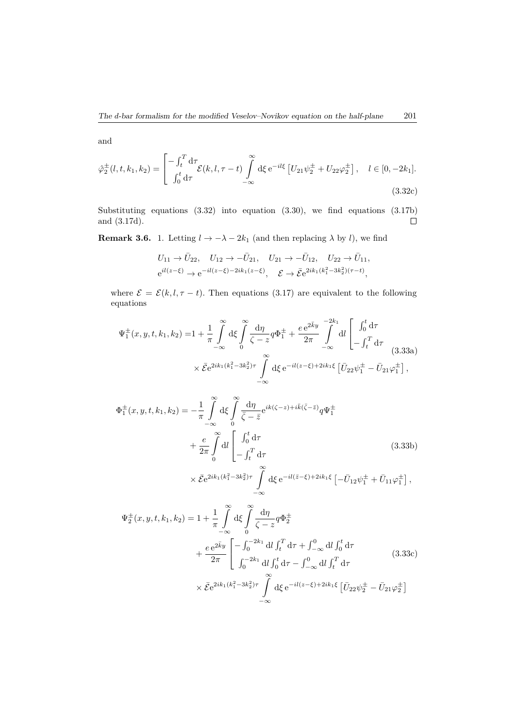and

$$\hat{\varphi}_2^{\pm}(l,t,k_1,k_2) = \begin{bmatrix} -\int_t^T \mathrm{d}\tau \\ \int_0^t \mathrm{d}\tau \end{bmatrix} \mathcal{E}(k,l,\tau-t) \int_{-\infty}^{\infty} \mathrm{d}\xi\, \mathrm{e}^{-il\xi} \left[U_{21}\psi_2^{\pm} + U_{22}\varphi_2^{\pm}\right], \quad l \in [0,-2k_1]. \tag{3.32c}$$

Substituting equations (3.32) into equation (3.30), we find equations (3.17b) and (3.17d). $\square$

**Remark 3.6.** 1. Letting $l \to -\lambda - 2k_1$ (and then replacing $\lambda$ by $l$), we find

$$U_{11} \to \bar{U}_{22}, \quad U_{12} \to -\bar{U}_{21}, \quad U_{21} \to -\bar{U}_{12}, \quad U_{22} \to \bar{U}_{11},$$
$$\mathrm{e}^{il(z-\xi)} \to \mathrm{e}^{-il(z-\xi)-2ik_1(z-\xi)}, \quad \mathcal{E} \to \bar{\mathcal{E}}\mathrm{e}^{2ik_1(k_1^2-3k_2^2)(\tau-t)},$$

where $\mathcal{E} = \mathcal{E}(k,l,\tau-t)$. Then equations (3.17) are equivalent to the following equations

$$\begin{aligned}\Psi_1^{\pm}(x,y,t,k_1,k_2) =& 1 + \frac{1}{\pi}\int_{-\infty}^{\infty}\mathrm{d}\xi \int_0^{\infty}\frac{\mathrm{d}\eta}{\zeta - z} q\Phi_1^{\pm} + \frac{e\,\mathrm{e}^{2\bar{k}y}}{2\pi}\int_{-\infty}^{-2k_1}\mathrm{d}l \begin{bmatrix} \int_0^t \mathrm{d}\tau \\ -\int_t^T \mathrm{d}\tau \end{bmatrix} \\ &\times \bar{\mathcal{E}}\mathrm{e}^{2ik_1(k_1^2-3k_2^2)\tau}\int_{-\infty}^{\infty}\mathrm{d}\xi\, \mathrm{e}^{-il(z-\xi)+2ik_1\xi}\left[\bar{U}_{22}\psi_1^{\pm} - \bar{U}_{21}\varphi_1^{\pm}\right],\end{aligned} \tag{3.33a}$$

$$\begin{aligned}\Phi_1^{\pm}(x,y,t,k_1,k_2) =& -\frac{1}{\pi}\int_{-\infty}^{\infty}\mathrm{d}\xi\int_0^{\infty}\frac{\mathrm{d}\eta}{\bar{\zeta}-\bar{z}}\mathrm{e}^{ik(\zeta-z)+i\bar{k}(\bar{\zeta}-\bar{z})}q\Psi_1^{\pm} \\ &+ \frac{e}{2\pi}\int_0^{\infty}\mathrm{d}l \begin{bmatrix} \int_0^t \mathrm{d}\tau \\ -\int_t^T \mathrm{d}\tau \end{bmatrix} \\ &\times \bar{\mathcal{E}}\mathrm{e}^{2ik_1(k_1^2-3k_2^2)\tau}\int_{-\infty}^{\infty}\mathrm{d}\xi\,\mathrm{e}^{-il(\bar{z}-\xi)+2ik_1\xi}\left[-\bar{U}_{12}\psi_1^{\pm} + \bar{U}_{11}\varphi_1^{\pm}\right],\end{aligned} \tag{3.33b}$$

$$\begin{aligned}\Psi_2^{\pm}(x,y,t,k_1,k_2) =& 1 + \frac{1}{\pi}\int_{-\infty}^{\infty}\mathrm{d}\xi\int_0^{\infty}\frac{\mathrm{d}\eta}{\zeta-z}q\Phi_2^{\pm} \\ &+ \frac{e\,\mathrm{e}^{2\bar{k}y}}{2\pi}\begin{bmatrix} -\int_0^{-2k_1}\mathrm{d}l\int_t^T\mathrm{d}\tau + \int_{-\infty}^0\mathrm{d}l\int_0^t\mathrm{d}\tau \\ \int_0^{-2k_1}\mathrm{d}l\int_0^t\mathrm{d}\tau - \int_{-\infty}^0\mathrm{d}l\int_t^T\mathrm{d}\tau \end{bmatrix} \\ &\times \bar{\mathcal{E}}\mathrm{e}^{2ik_1(k_1^2-3k_2^2)\tau}\int_{-\infty}^{\infty}\mathrm{d}\xi\,\mathrm{e}^{-il(z-\xi)+2ik_1\xi}\left[\bar{U}_{22}\psi_2^{\pm} - \bar{U}_{21}\varphi_2^{\pm}\right]\end{aligned} \tag{3.33c}$$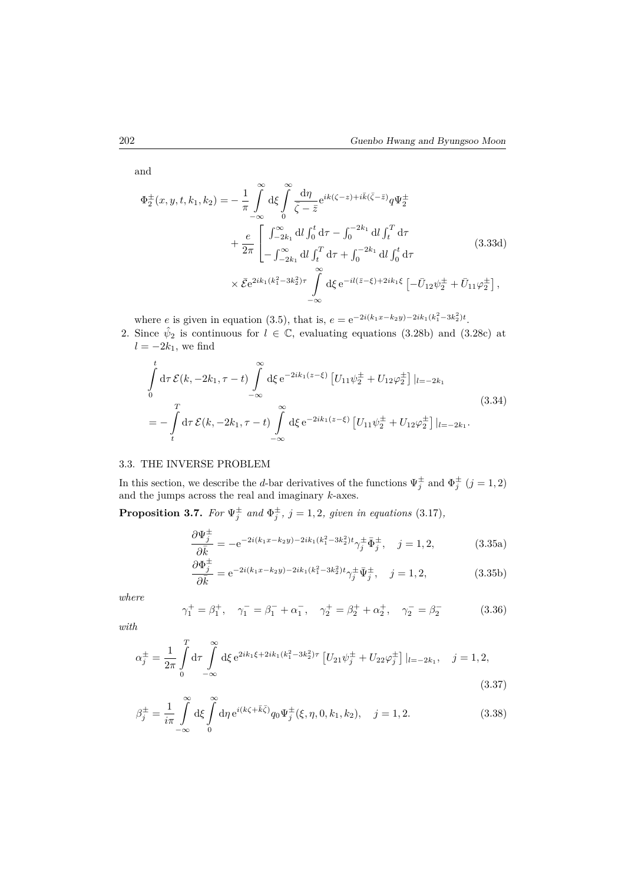and

$$
\begin{aligned}
\Phi_2^{\pm}(x,y,t,k_1,k_2) = &-\frac{1}{\pi}\int_{-\infty}^{\infty} \mathrm{d}\xi \int_0^{\infty} \frac{\mathrm{d}\eta}{\bar{\zeta}-\bar{z}} \mathrm{e}^{ik(\zeta-z)+i\bar{k}(\bar{\zeta}-\bar{z})} q\Psi_2^{\pm} \\
&+\frac{e}{2\pi}\begin{bmatrix} \int_{-2k_1}^{\infty}\mathrm{d}l\int_0^t \mathrm{d}\tau - \int_0^{-2k_1}\mathrm{d}l\int_t^T \mathrm{d}\tau \\ -\int_{-2k_1}^{\infty}\mathrm{d}l\int_t^T \mathrm{d}\tau + \int_0^{-2k_1}\mathrm{d}l\int_0^t \mathrm{d}\tau \end{bmatrix} \\
&\times \bar{\mathcal{E}}\mathrm{e}^{2ik_1(k_1^2-3k_2^2)\tau}\int_{-\infty}^{\infty}\mathrm{d}\xi\,\mathrm{e}^{-il(\bar{z}-\xi)+2ik_1\xi}\left[-\bar{U}_{12}\psi_2^{\pm}+\bar{U}_{11}\varphi_2^{\pm}\right],
\end{aligned}
\tag{3.33d}
$$

where $e$ is given in equation (3.5), that is, $e=\mathrm{e}^{-2i(k_1x-k_2y)-2ik_1(k_1^2-3k_2^2)t}$.

2. Since $\hat{\psi}_2$ is continuous for $l\in\mathbb{C}$, evaluating equations (3.28b) and (3.28c) at $l=-2k_1$, we find

$$
\begin{aligned}
&\int_0^t \mathrm{d}\tau\,\mathcal{E}(k,-2k_1,\tau-t)\int_{-\infty}^{\infty}\mathrm{d}\xi\,\mathrm{e}^{-2ik_1(z-\xi)}\left[U_{11}\psi_2^{\pm}+U_{12}\varphi_2^{\pm}\right]|_{l=-2k_1} \\
&=-\int_t^T \mathrm{d}\tau\,\mathcal{E}(k,-2k_1,\tau-t)\int_{-\infty}^{\infty}\mathrm{d}\xi\,\mathrm{e}^{-2ik_1(z-\xi)}\left[U_{11}\psi_2^{\pm}+U_{12}\varphi_2^{\pm}\right]|_{l=-2k_1}.
\end{aligned}
\tag{3.34}
$$

### 3.3. THE INVERSE PROBLEM

In this section, we describe the $d$-bar derivatives of the functions $\Psi_j^{\pm}$ and $\Phi_j^{\pm}$ $(j=1,2)$ and the jumps across the real and imaginary $k$-axes.

**Proposition 3.7.** *For $\Psi_j^{\pm}$ and $\Phi_j^{\pm}$, $j=1,2$, given in equations (3.17),*

$$
\frac{\partial\Psi_j^{\pm}}{\partial\bar{k}}=-\mathrm{e}^{-2i(k_1x-k_2y)-2ik_1(k_1^2-3k_2^2)t}\gamma_j^{\pm}\bar{\Phi}_j^{\pm},\quad j=1,2,
\tag{3.35a}
$$

$$
\frac{\partial\Phi_j^{\pm}}{\partial\bar{k}}=\mathrm{e}^{-2i(k_1x-k_2y)-2ik_1(k_1^2-3k_2^2)t}\gamma_j^{\pm}\bar{\Psi}_j^{\pm},\quad j=1,2,
\tag{3.35b}
$$

*where*

$$
\gamma_1^{+}=\beta_1^{+},\quad \gamma_1^{-}=\beta_1^{-}+\alpha_1^{-},\quad \gamma_2^{+}=\beta_2^{+}+\alpha_2^{+},\quad \gamma_2^{-}=\beta_2^{-}
\tag{3.36}
$$

*with*

$$
\alpha_j^{\pm}=\frac{1}{2\pi}\int_0^T \mathrm{d}\tau\int_{-\infty}^{\infty}\mathrm{d}\xi\,\mathrm{e}^{2ik_1\xi+2ik_1(k_1^2-3k_2^2)\tau}\left[U_{21}\psi_j^{\pm}+U_{22}\varphi_j^{\pm}\right]|_{l=-2k_1},\quad j=1,2,
\tag{3.37}
$$

$$
\beta_j^{\pm}=\frac{1}{i\pi}\int_{-\infty}^{\infty}\mathrm{d}\xi\int_0^{\infty}\mathrm{d}\eta\,\mathrm{e}^{i(k\zeta+\bar{k}\bar{\zeta})}q_0\Psi_j^{\pm}(\xi,\eta,0,k_1,k_2),\quad j=1,2.
\tag{3.38}
$$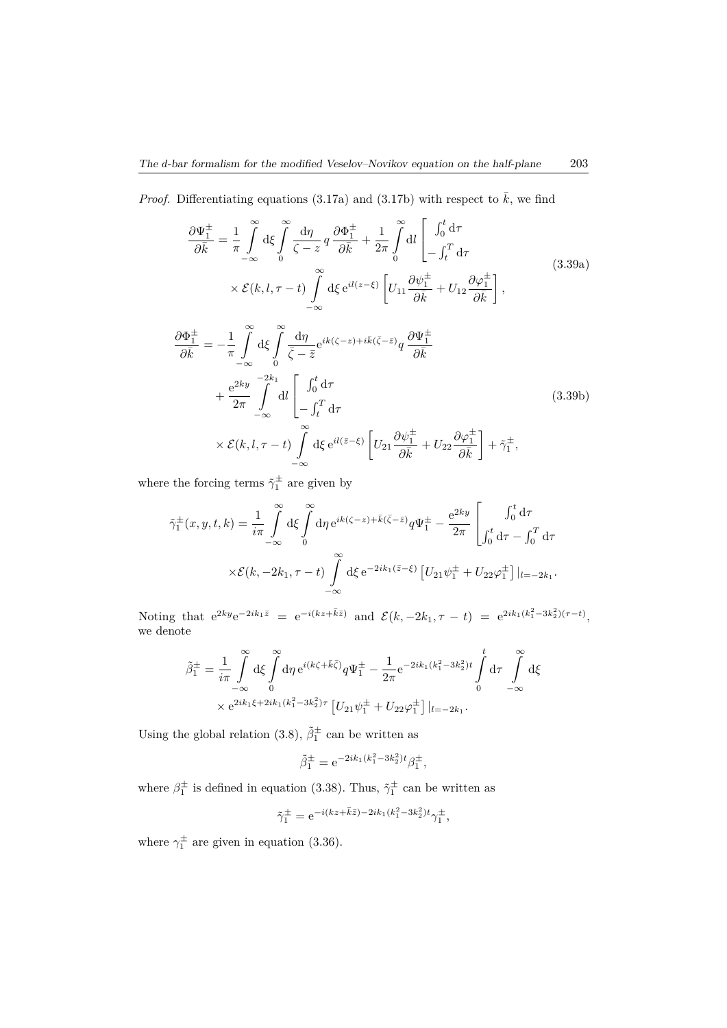*Proof.* Differentiating equations (3.17a) and (3.17b) with respect to $\bar{k}$, we find

$$
\begin{aligned}
\frac{\partial \Psi_1^{\pm}}{\partial \bar{k}} &= \frac{1}{\pi} \int_{-\infty}^{\infty} \mathrm{d}\xi \int_0^{\infty} \frac{\mathrm{d}\eta}{\zeta - z}\, q\, \frac{\partial \Phi_1^{\pm}}{\partial \bar{k}} + \frac{1}{2\pi} \int_0^{\infty} \mathrm{d}l \begin{bmatrix} \int_0^t \mathrm{d}\tau \\ -\int_t^T \mathrm{d}\tau \end{bmatrix} \\
&\quad \times \mathcal{E}(k, l, \tau - t) \int_{-\infty}^{\infty} \mathrm{d}\xi\, \mathrm{e}^{il(z-\xi)} \left[ U_{11} \frac{\partial \psi_1^{\pm}}{\partial \bar{k}} + U_{12} \frac{\partial \varphi_1^{\pm}}{\partial \bar{k}} \right],
\end{aligned} \tag{3.39a}
$$

$$
\begin{aligned}
\frac{\partial \Phi_1^{\pm}}{\partial \bar{k}} &= -\frac{1}{\pi} \int_{-\infty}^{\infty} \mathrm{d}\xi \int_0^{\infty} \frac{\mathrm{d}\eta}{\bar{\zeta} - \bar{z}} \mathrm{e}^{ik(\zeta - z) + i\bar{k}(\bar{\zeta} - \bar{z})} q\, \frac{\partial \Psi_1^{\pm}}{\partial \bar{k}} \\
&\quad + \frac{\mathrm{e}^{2ky}}{2\pi} \int_{-\infty}^{-2k_1} \mathrm{d}l \begin{bmatrix} \int_0^t \mathrm{d}\tau \\ -\int_t^T \mathrm{d}\tau \end{bmatrix} \\
&\quad \times \mathcal{E}(k, l, \tau - t) \int_{-\infty}^{\infty} \mathrm{d}\xi\, \mathrm{e}^{il(\bar{z} - \xi)} \left[ U_{21} \frac{\partial \psi_1^{\pm}}{\partial \bar{k}} + U_{22} \frac{\partial \varphi_1^{\pm}}{\partial \bar{k}} \right] + \tilde{\gamma}_1^{\pm},
\end{aligned} \tag{3.39b}
$$

where the forcing terms $\tilde{\gamma}_1^{\pm}$ are given by

$$
\begin{aligned}
\tilde{\gamma}_1^{\pm}(x, y, t, k) &= \frac{1}{i\pi} \int_{-\infty}^{\infty} \mathrm{d}\xi \int_0^{\infty} \mathrm{d}\eta\, \mathrm{e}^{ik(\zeta - z) + \bar{k}(\bar{\zeta} - \bar{z})} q \Psi_1^{\pm} - \frac{\mathrm{e}^{2ky}}{2\pi} \begin{bmatrix} \int_0^t \mathrm{d}\tau \\ \int_0^t \mathrm{d}\tau - \int_0^T \mathrm{d}\tau \end{bmatrix} \\
&\quad \times \mathcal{E}(k, -2k_1, \tau - t) \int_{-\infty}^{\infty} \mathrm{d}\xi\, \mathrm{e}^{-2ik_1(\bar{z} - \xi)} \left[ U_{21} \psi_1^{\pm} + U_{22} \varphi_1^{\pm} \right] |_{l = -2k_1}.
\end{aligned}
$$

Noting that $\mathrm{e}^{2ky} \mathrm{e}^{-2ik_1 \bar{z}} = \mathrm{e}^{-i(kz + \bar{k}\bar{z})}$ and $\mathcal{E}(k, -2k_1, \tau - t) = \mathrm{e}^{2ik_1(k_1^2 - 3k_2^2)(\tau - t)}$, we denote

$$
\begin{aligned}
\tilde{\beta}_1^{\pm} &= \frac{1}{i\pi} \int_{-\infty}^{\infty} \mathrm{d}\xi \int_0^{\infty} \mathrm{d}\eta\, \mathrm{e}^{i(k\zeta + \bar{k}\bar{\zeta})} q \Psi_1^{\pm} - \frac{1}{2\pi} \mathrm{e}^{-2ik_1(k_1^2 - 3k_2^2)t} \int_0^t \mathrm{d}\tau \int_{-\infty}^{\infty} \mathrm{d}\xi \\
&\quad \times \mathrm{e}^{2ik_1\xi + 2ik_1(k_1^2 - 3k_2^2)\tau} \left[ U_{21} \psi_1^{\pm} + U_{22} \varphi_1^{\pm} \right] |_{l = -2k_1}.
\end{aligned}
$$

Using the global relation (3.8), $\tilde{\beta}_1^{\pm}$ can be written as

$$
\tilde{\beta}_1^{\pm} = \mathrm{e}^{-2ik_1(k_1^2 - 3k_2^2)t} \beta_1^{\pm},
$$

where $\beta_1^{\pm}$ is defined in equation (3.38). Thus, $\tilde{\gamma}_1^{\pm}$ can be written as

$$
\tilde{\gamma}_1^{\pm} = \mathrm{e}^{-i(kz + \bar{k}\bar{z}) - 2ik_1(k_1^2 - 3k_2^2)t} \gamma_1^{\pm},
$$

where $\gamma_1^{\pm}$ are given in equation (3.36).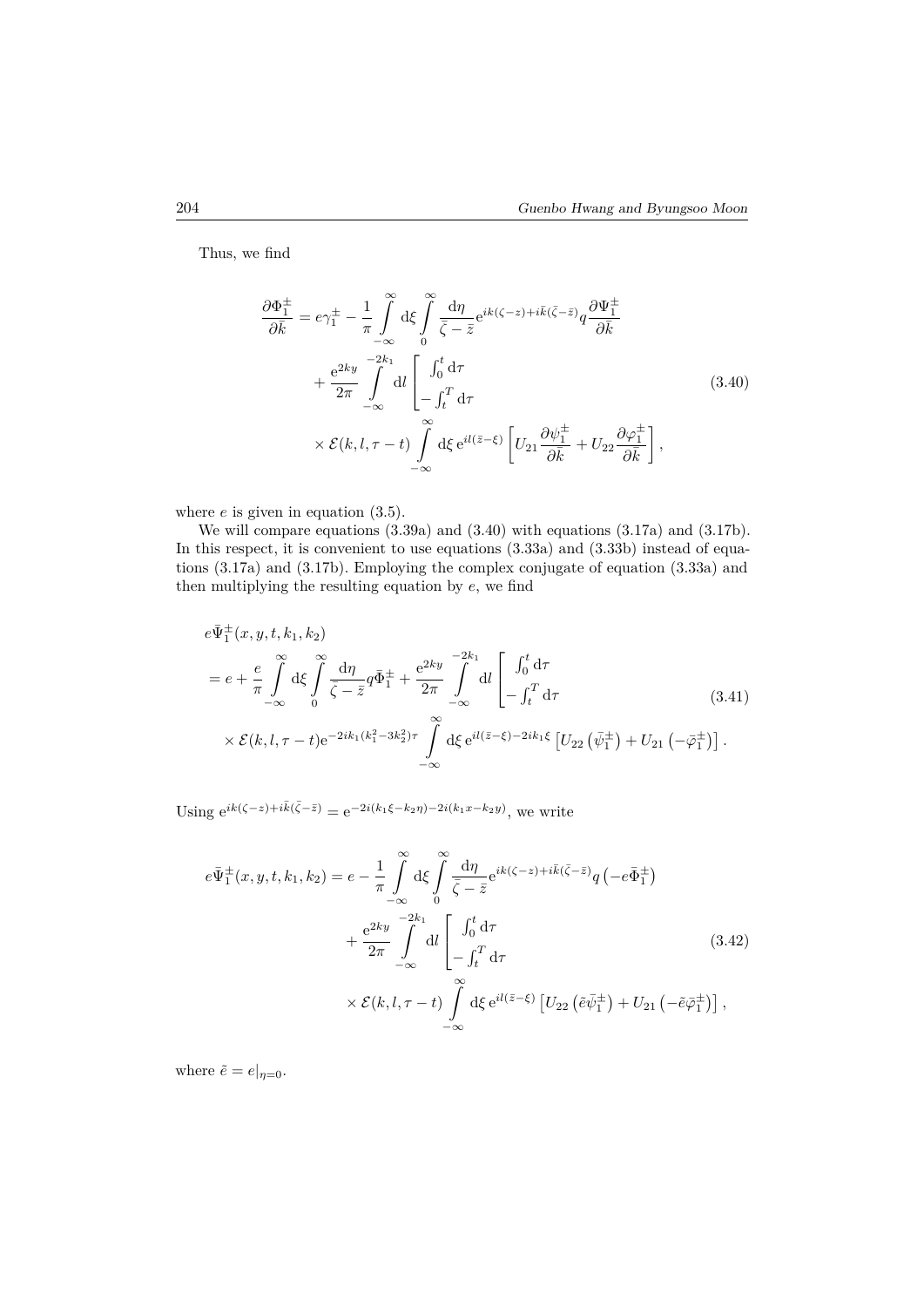Thus, we find

$$
\begin{aligned}
\frac{\partial \Phi_1^{\pm}}{\partial \bar{k}} &= e\gamma_1^{\pm} - \frac{1}{\pi}\int\limits_{-\infty}^{\infty} \mathrm{d}\xi \int\limits_{0}^{\infty} \frac{\mathrm{d}\eta}{\bar{\zeta}-\bar{z}} \mathrm{e}^{ik(\zeta-z)+i\bar{k}(\bar{\zeta}-\bar{z})} q \frac{\partial \Psi_1^{\pm}}{\partial \bar{k}} \\
&\quad + \frac{\mathrm{e}^{2ky}}{2\pi} \int\limits_{-\infty}^{-2k_1} \mathrm{d}l \begin{bmatrix} \int_0^t \mathrm{d}\tau \\ -\int_t^T \mathrm{d}\tau \end{bmatrix} \\
&\quad \times \mathcal{E}(k,l,\tau-t) \int\limits_{-\infty}^{\infty} \mathrm{d}\xi \, \mathrm{e}^{il(\bar{z}-\xi)} \left[ U_{21} \frac{\partial \psi_1^{\pm}}{\partial \bar{k}} + U_{22} \frac{\partial \varphi_1^{\pm}}{\partial \bar{k}} \right],
\end{aligned} \tag{3.40}
$$

where $e$ is given in equation (3.5).

We will compare equations (3.39a) and (3.40) with equations (3.17a) and (3.17b). In this respect, it is convenient to use equations (3.33a) and (3.33b) instead of equations (3.17a) and (3.17b). Employing the complex conjugate of equation (3.33a) and then multiplying the resulting equation by $e$, we find

$$
\begin{aligned}
&e\bar{\Psi}_1^{\pm}(x,y,t,k_1,k_2) \\
&= e + \frac{e}{\pi}\int\limits_{-\infty}^{\infty} \mathrm{d}\xi \int\limits_{0}^{\infty} \frac{\mathrm{d}\eta}{\bar{\zeta}-\bar{z}} q \bar{\Phi}_1^{\pm} + \frac{\mathrm{e}^{2ky}}{2\pi} \int\limits_{-\infty}^{-2k_1} \mathrm{d}l \begin{bmatrix} \int_0^t \mathrm{d}\tau \\ -\int_t^T \mathrm{d}\tau \end{bmatrix} \\
&\quad \times \mathcal{E}(k,l,\tau-t) \mathrm{e}^{-2ik_1(k_1^2-3k_2^2)\tau} \int\limits_{-\infty}^{\infty} \mathrm{d}\xi \, \mathrm{e}^{il(\bar{z}-\xi)-2ik_1\xi} \left[ U_{22}\left(\bar{\psi}_1^{\pm}\right) + U_{21}\left(-\bar{\varphi}_1^{\pm}\right) \right].
\end{aligned} \tag{3.41}
$$

Using $\mathrm{e}^{ik(\zeta-z)+i\bar{k}(\bar{\zeta}-\bar{z})} = \mathrm{e}^{-2i(k_1\xi-k_2\eta)-2i(k_1x-k_2y)}$, we write

$$
\begin{aligned}
e\bar{\Psi}_1^{\pm}(x,y,t,k_1,k_2) &= e - \frac{1}{\pi}\int\limits_{-\infty}^{\infty} \mathrm{d}\xi \int\limits_{0}^{\infty} \frac{\mathrm{d}\eta}{\bar{\zeta}-\bar{z}} \mathrm{e}^{ik(\zeta-z)+i\bar{k}(\bar{\zeta}-\bar{z})} q \left(-e\bar{\Phi}_1^{\pm}\right) \\
&\quad + \frac{\mathrm{e}^{2ky}}{2\pi} \int\limits_{-\infty}^{-2k_1} \mathrm{d}l \begin{bmatrix} \int_0^t \mathrm{d}\tau \\ -\int_t^T \mathrm{d}\tau \end{bmatrix} \\
&\quad \times \mathcal{E}(k,l,\tau-t) \int\limits_{-\infty}^{\infty} \mathrm{d}\xi \, \mathrm{e}^{il(\bar{z}-\xi)} \left[ U_{22}\left(\tilde{e}\bar{\psi}_1^{\pm}\right) + U_{21}\left(-\tilde{e}\bar{\varphi}_1^{\pm}\right) \right],
\end{aligned} \tag{3.42}
$$

where $\tilde{e} = e|_{\eta=0}$.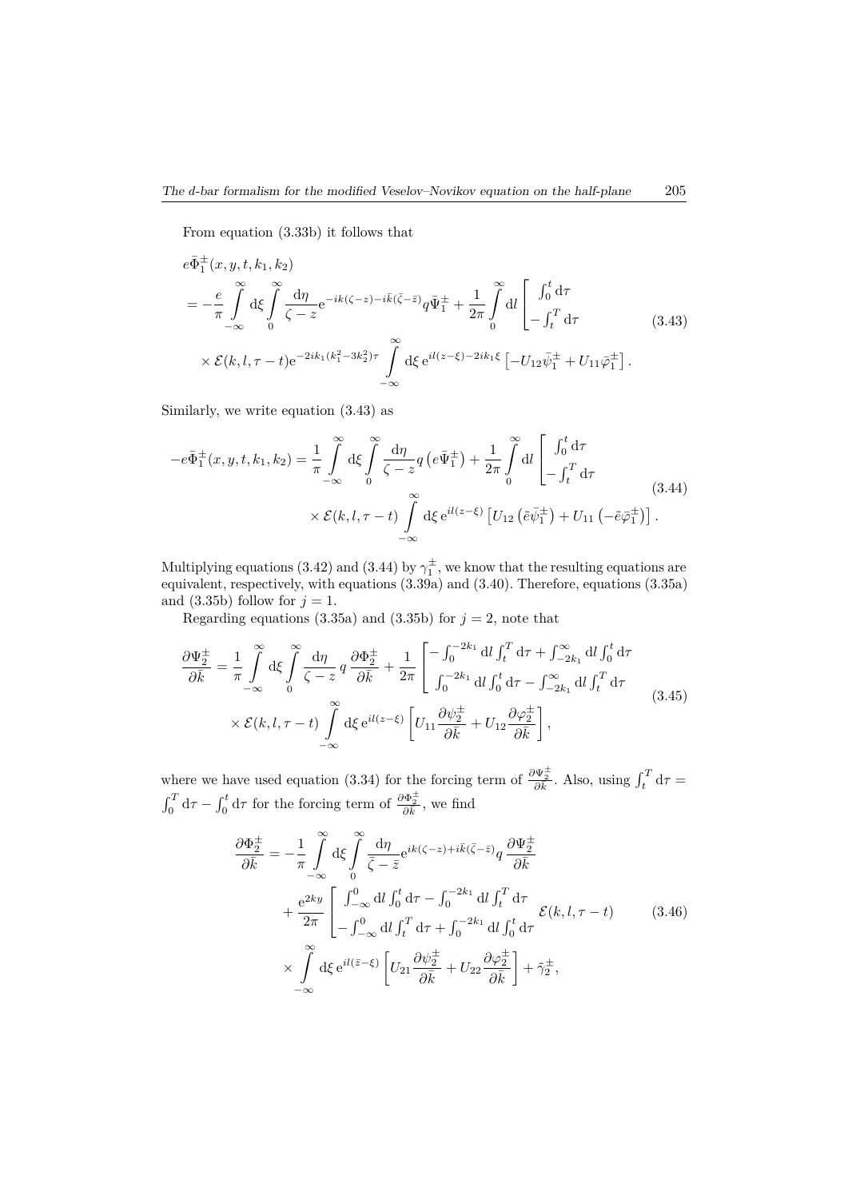From equation (3.33b) it follows that

$$
\begin{aligned}
&e\bar{\Phi}_1^{\pm}(x,y,t,k_1,k_2) \\
&= -\frac{e}{\pi}\int_{-\infty}^{\infty} d\xi \int_0^{\infty} \frac{d\eta}{\zeta - z} e^{-ik(\zeta - z) - i\bar{k}(\bar{\zeta} - \bar{z})} q\bar{\Psi}_1^{\pm} + \frac{1}{2\pi}\int_0^{\infty} dl \begin{bmatrix} \int_0^t d\tau \\ -\int_t^T d\tau \end{bmatrix} \\
&\quad \times \mathcal{E}(k,l,\tau - t) e^{-2ik_1(k_1^2 - 3k_2^2)\tau} \int_{-\infty}^{\infty} d\xi \, e^{il(z-\xi) - 2ik_1\xi}\left[-U_{12}\bar{\psi}_1^{\pm} + U_{11}\bar{\varphi}_1^{\pm}\right].
\end{aligned} \tag{3.43}
$$

Similarly, we write equation (3.43) as

$$
\begin{aligned}
-e\bar{\Phi}_1^{\pm}(x,y,t,k_1,k_2) &= \frac{1}{\pi}\int_{-\infty}^{\infty} d\xi \int_0^{\infty} \frac{d\eta}{\zeta - z} q\left(e\bar{\Psi}_1^{\pm}\right) + \frac{1}{2\pi}\int_0^{\infty} dl \begin{bmatrix} \int_0^t d\tau \\ -\int_t^T d\tau \end{bmatrix} \\
&\quad \times \mathcal{E}(k,l,\tau - t)\int_{-\infty}^{\infty} d\xi \, e^{il(z-\xi)}\left[U_{12}\left(\tilde{e}\bar{\psi}_1^{\pm}\right) + U_{11}\left(-\tilde{e}\bar{\varphi}_1^{\pm}\right)\right].
\end{aligned} \tag{3.44}
$$

Multiplying equations (3.42) and (3.44) by $\gamma_1^{\pm}$, we know that the resulting equations are equivalent, respectively, with equations (3.39a) and (3.40). Therefore, equations (3.35a) and (3.35b) follow for $j = 1$.

Regarding equations (3.35a) and (3.35b) for $j = 2$, note that

$$
\begin{aligned}
\frac{\partial \Psi_2^{\pm}}{\partial \bar{k}} &= \frac{1}{\pi}\int_{-\infty}^{\infty} d\xi \int_0^{\infty} \frac{d\eta}{\zeta - z} q \frac{\partial \Phi_2^{\pm}}{\partial \bar{k}} + \frac{1}{2\pi}\begin{bmatrix} -\int_0^{-2k_1} dl \int_t^T d\tau + \int_{-2k_1}^{\infty} dl \int_0^t d\tau \\ \int_0^{-2k_1} dl \int_0^t d\tau - \int_{-2k_1}^{\infty} dl \int_t^T d\tau \end{bmatrix} \\
&\quad \times \mathcal{E}(k,l,\tau - t)\int_{-\infty}^{\infty} d\xi \, e^{il(z-\xi)}\left[U_{11}\frac{\partial \psi_2^{\pm}}{\partial \bar{k}} + U_{12}\frac{\partial \varphi_2^{\pm}}{\partial \bar{k}}\right],
\end{aligned} \tag{3.45}
$$

where we have used equation (3.34) for the forcing term of $\frac{\partial \Psi_2^{\pm}}{\partial \bar{k}}$. Also, using $\int_t^T d\tau = \int_0^T d\tau - \int_0^t d\tau$ for the forcing term of $\frac{\partial \Phi_2^{\pm}}{\partial \bar{k}}$, we find

$$
\begin{aligned}
\frac{\partial \Phi_2^{\pm}}{\partial \bar{k}} &= -\frac{1}{\pi}\int_{-\infty}^{\infty} d\xi \int_0^{\infty} \frac{d\eta}{\bar{\zeta} - \bar{z}} e^{ik(\zeta - z) + i\bar{k}(\bar{\zeta} - \bar{z})} q \frac{\partial \Psi_2^{\pm}}{\partial \bar{k}} \\
&\quad + \frac{e^{2ky}}{2\pi}\begin{bmatrix} \int_{-\infty}^0 dl \int_0^t d\tau - \int_0^{-2k_1} dl \int_t^T d\tau \\ -\int_{-\infty}^0 dl \int_t^T d\tau + \int_0^{-2k_1} dl \int_0^t d\tau \end{bmatrix} \mathcal{E}(k,l,\tau - t) \\
&\quad \times \int_{-\infty}^{\infty} d\xi \, e^{il(\bar{z}-\xi)}\left[U_{21}\frac{\partial \psi_2^{\pm}}{\partial \bar{k}} + U_{22}\frac{\partial \varphi_2^{\pm}}{\partial \bar{k}}\right] + \tilde{\gamma}_2^{\pm},
\end{aligned} \tag{3.46}
$$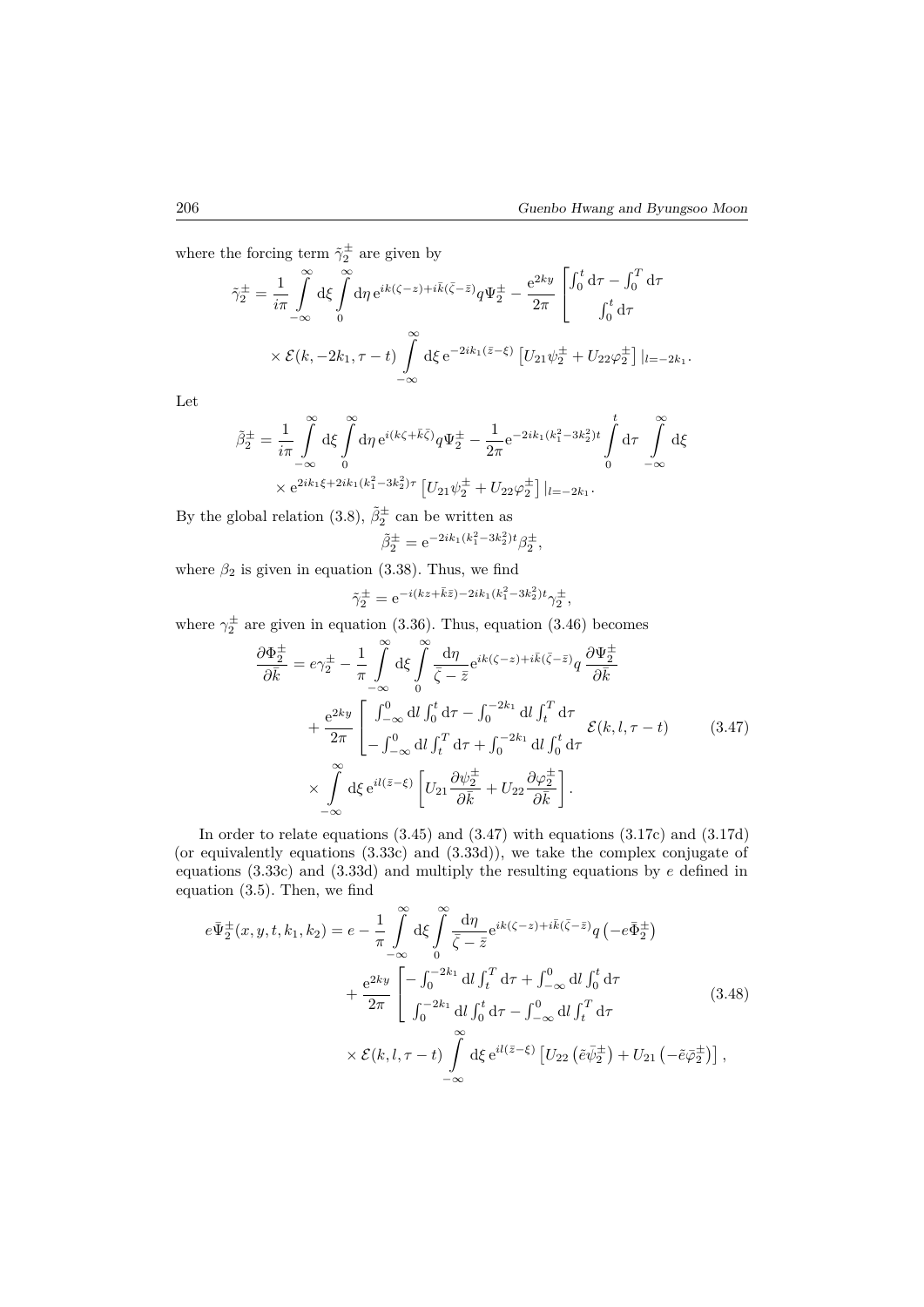where the forcing term $\tilde{\gamma}_2^{\pm}$ are given by

$$\tilde{\gamma}_2^{\pm} = \frac{1}{i\pi}\int_{-\infty}^{\infty} \mathrm{d}\xi \int_0^{\infty} \mathrm{d}\eta\, \mathrm{e}^{ik(\zeta - z) + i\bar{k}(\bar{\zeta}-\bar{z})} q \Psi_2^{\pm} - \frac{\mathrm{e}^{2ky}}{2\pi}\begin{bmatrix} \int_0^t \mathrm{d}\tau - \int_0^T \mathrm{d}\tau \\ \int_0^t \mathrm{d}\tau \end{bmatrix}$$

$$\times\, \mathcal{E}(k, -2k_1, \tau - t)\int_{-\infty}^{\infty} \mathrm{d}\xi\, \mathrm{e}^{-2ik_1(\bar{z}-\xi)}\left[U_{21}\psi_2^{\pm} + U_{22}\varphi_2^{\pm}\right]|_{l=-2k_1}.$$

Let

$$\tilde{\beta}_2^{\pm} = \frac{1}{i\pi}\int_{-\infty}^{\infty} \mathrm{d}\xi \int_0^{\infty} \mathrm{d}\eta\, \mathrm{e}^{i(k\zeta + \bar{k}\bar{\zeta})} q \Psi_2^{\pm} - \frac{1}{2\pi}\mathrm{e}^{-2ik_1(k_1^2 - 3k_2^2)t}\int_0^t \mathrm{d}\tau \int_{-\infty}^{\infty} \mathrm{d}\xi$$

$$\times\, \mathrm{e}^{2ik_1\xi + 2ik_1(k_1^2-3k_2^2)\tau}\left[U_{21}\psi_2^{\pm} + U_{22}\varphi_2^{\pm}\right]|_{l=-2k_1}.$$

By the global relation (3.8), $\tilde{\beta}_2^{\pm}$ can be written as

$$\tilde{\beta}_2^{\pm} = \mathrm{e}^{-2ik_1(k_1^2-3k_2^2)t}\beta_2^{\pm},$$

where $\beta_2$ is given in equation (3.38). Thus, we find

$$\tilde{\gamma}_2^{\pm} = \mathrm{e}^{-i(kz + \bar{k}\bar{z}) - 2ik_1(k_1^2 - 3k_2^2)t}\gamma_2^{\pm},$$

where $\gamma_2^{\pm}$ are given in equation (3.36). Thus, equation (3.46) becomes

$$\begin{aligned}
\frac{\partial \Phi_2^{\pm}}{\partial \bar{k}} &= e\gamma_2^{\pm} - \frac{1}{\pi}\int_{-\infty}^{\infty} \mathrm{d}\xi \int_0^{\infty} \frac{\mathrm{d}\eta}{\bar{\zeta} - \bar{z}} \mathrm{e}^{ik(\zeta - z) + i\bar{k}(\bar{\zeta}-\bar{z})} q\, \frac{\partial \Psi_2^{\pm}}{\partial \bar{k}} \\
&\quad + \frac{\mathrm{e}^{2ky}}{2\pi}\begin{bmatrix} \int_{-\infty}^0 \mathrm{d}l \int_0^t \mathrm{d}\tau - \int_0^{-2k_1} \mathrm{d}l \int_t^T \mathrm{d}\tau \\ -\int_{-\infty}^0 \mathrm{d}l \int_t^T \mathrm{d}\tau + \int_0^{-2k_1} \mathrm{d}l \int_0^t \mathrm{d}\tau \end{bmatrix} \mathcal{E}(k, l, \tau - t) \\
&\quad \times \int_{-\infty}^{\infty} \mathrm{d}\xi\, \mathrm{e}^{il(\bar{z}-\xi)}\left[U_{21}\frac{\partial \psi_2^{\pm}}{\partial \bar{k}} + U_{22}\frac{\partial \varphi_2^{\pm}}{\partial \bar{k}}\right].
\end{aligned} \tag{3.47}$$

In order to relate equations (3.45) and (3.47) with equations (3.17c) and (3.17d) (or equivalently equations (3.33c) and (3.33d)), we take the complex conjugate of equations (3.33c) and (3.33d) and multiply the resulting equations by $e$ defined in equation (3.5). Then, we find

$$\begin{aligned}
e\bar{\Psi}_2^{\pm}(x, y, t, k_1, k_2) &= e - \frac{1}{\pi}\int_{-\infty}^{\infty} \mathrm{d}\xi \int_0^{\infty} \frac{\mathrm{d}\eta}{\bar{\zeta} - \bar{z}} \mathrm{e}^{ik(\zeta - z) + i\bar{k}(\bar{\zeta}-\bar{z})} q\left(-e\bar{\Phi}_2^{\pm}\right) \\
&\quad + \frac{\mathrm{e}^{2ky}}{2\pi}\begin{bmatrix} -\int_0^{-2k_1} \mathrm{d}l \int_t^T \mathrm{d}\tau + \int_{-\infty}^0 \mathrm{d}l \int_0^t \mathrm{d}\tau \\ \int_0^{-2k_1} \mathrm{d}l \int_0^t \mathrm{d}\tau - \int_{-\infty}^0 \mathrm{d}l \int_t^T \mathrm{d}\tau \end{bmatrix} \\
&\quad \times \mathcal{E}(k, l, \tau - t)\int_{-\infty}^{\infty} \mathrm{d}\xi\, \mathrm{e}^{il(\bar{z}-\xi)}\left[U_{22}\left(\tilde{e}\bar{\psi}_2^{\pm}\right) + U_{21}\left(-\tilde{e}\bar{\varphi}_2^{\pm}\right)\right],
\end{aligned} \tag{3.48}$$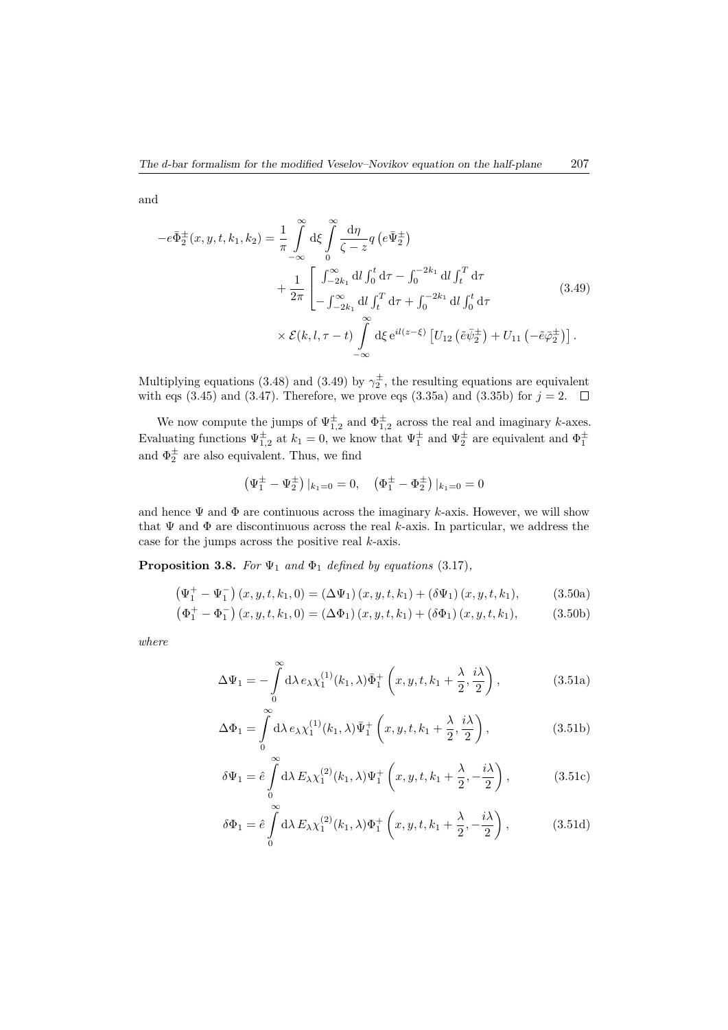and

$$
\begin{aligned}
-e\bar{\Phi}_2^{\pm}(x,y,t,k_1,k_2) &= \frac{1}{\pi}\int_{-\infty}^{\infty}\mathrm{d}\xi\int_0^{\infty}\frac{\mathrm{d}\eta}{\zeta - z}q\left(e\bar{\Psi}_2^{\pm}\right) \\
&\quad + \frac{1}{2\pi}\begin{bmatrix} \int_{-2k_1}^{\infty}\mathrm{d}l\int_0^t \mathrm{d}\tau - \int_0^{-2k_1}\mathrm{d}l\int_t^T \mathrm{d}\tau \\ -\int_{-2k_1}^{\infty}\mathrm{d}l\int_t^T\mathrm{d}\tau + \int_0^{-2k_1}\mathrm{d}l\int_0^t\mathrm{d}\tau \end{bmatrix} \\
&\quad \times \mathcal{E}(k,l,\tau - t)\int_{-\infty}^{\infty}\mathrm{d}\xi\, \mathrm{e}^{il(z-\xi)}\left[U_{12}\left(\tilde{e}\bar{\tilde{\psi}}_2^{\pm}\right) + U_{11}\left(-\tilde{e}\bar{\tilde{\varphi}}_2^{\pm}\right)\right].
\end{aligned}
\tag{3.49}
$$

Multiplying equations (3.48) and (3.49) by $\gamma_2^{\pm}$, the resulting equations are equivalent with eqs (3.45) and (3.47). Therefore, we prove eqs (3.35a) and (3.35b) for $j = 2$. $\square$

We now compute the jumps of $\Psi_{1,2}^{\pm}$ and $\Phi_{1,2}^{\pm}$ across the real and imaginary $k$-axes. Evaluating functions $\Psi_{1,2}^{\pm}$ at $k_1 = 0$, we know that $\Psi_1^{\pm}$ and $\Psi_2^{\pm}$ are equivalent and $\Phi_1^{\pm}$ and $\Phi_2^{\pm}$ are also equivalent. Thus, we find

$$
\left(\Psi_1^{\pm} - \Psi_2^{\pm}\right)|_{k_1=0} = 0, \quad \left(\Phi_1^{\pm} - \Phi_2^{\pm}\right)|_{k_1=0} = 0
$$

and hence $\Psi$ and $\Phi$ are continuous across the imaginary $k$-axis. However, we will show that $\Psi$ and $\Phi$ are discontinuous across the real $k$-axis. In particular, we address the case for the jumps across the positive real $k$-axis.

**Proposition 3.8.** *For $\Psi_1$ and $\Phi_1$ defined by equations* (3.17)*,*

$$
\left(\Psi_1^{+} - \Psi_1^{-}\right)(x,y,t,k_1,0) = \left(\Delta\Psi_1\right)(x,y,t,k_1) + \left(\delta\Psi_1\right)(x,y,t,k_1), \tag{3.50a}
$$

$$
\left(\Phi_1^{+} - \Phi_1^{-}\right)(x,y,t,k_1,0) = \left(\Delta\Phi_1\right)(x,y,t,k_1) + \left(\delta\Phi_1\right)(x,y,t,k_1), \tag{3.50b}
$$

*where*

$$
\Delta\Psi_1 = -\int_0^{\infty}\mathrm{d}\lambda\, e_{\lambda}\chi_1^{(1)}(k_1,\lambda)\bar{\Phi}_1^{+}\left(x,y,t,k_1 + \frac{\lambda}{2}, \frac{i\lambda}{2}\right), \tag{3.51a}
$$

$$
\Delta\Phi_1 = \int_0^{\infty}\mathrm{d}\lambda\, e_{\lambda}\chi_1^{(1)}(k_1,\lambda)\bar{\Psi}_1^{+}\left(x,y,t,k_1 + \frac{\lambda}{2}, \frac{i\lambda}{2}\right), \tag{3.51b}
$$

$$
\delta\Psi_1 = \hat{e}\int_0^{\infty}\mathrm{d}\lambda\, E_{\lambda}\chi_1^{(2)}(k_1,\lambda)\Psi_1^{+}\left(x,y,t,k_1 + \frac{\lambda}{2}, -\frac{i\lambda}{2}\right), \tag{3.51c}
$$

$$
\delta\Phi_1 = \hat{e}\int_0^{\infty}\mathrm{d}\lambda\, E_{\lambda}\chi_1^{(2)}(k_1,\lambda)\Phi_1^{+}\left(x,y,t,k_1 + \frac{\lambda}{2}, -\frac{i\lambda}{2}\right), \tag{3.51d}
$$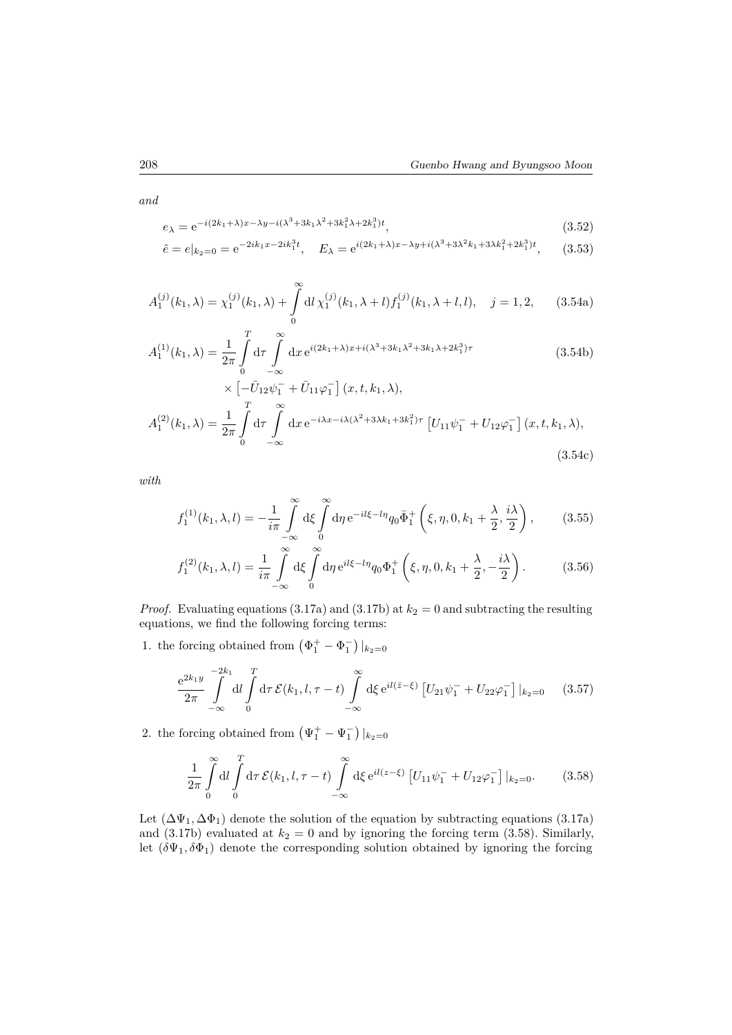*and*

$$e_\lambda = \mathrm{e}^{-i(2k_1+\lambda)x-\lambda y-i(\lambda^3+3k_1\lambda^2+3k_1^2\lambda+2k_1^3)t}, \tag{3.52}$$

$$\hat{e} = e|_{k_2=0} = \mathrm{e}^{-2ik_1x-2ik_1^3t}, \quad E_\lambda = \mathrm{e}^{i(2k_1+\lambda)x-\lambda y+i(\lambda^3+3\lambda^2k_1+3\lambda k_1^2+2k_1^3)t}, \tag{3.53}$$

$$A_1^{(j)}(k_1,\lambda) = \chi_1^{(j)}(k_1,\lambda) + \int_0^\infty \mathrm{d}l\, \chi_1^{(j)}(k_1,\lambda+l) f_1^{(j)}(k_1,\lambda+l,l), \quad j=1,2, \tag{3.54a}$$

$$\begin{aligned} A_1^{(1)}(k_1,\lambda) = \frac{1}{2\pi}\int_0^T \mathrm{d}\tau \int_{-\infty}^\infty \mathrm{d}x\, &\mathrm{e}^{i(2k_1+\lambda)x+i(\lambda^3+3k_1\lambda^2+3k_1\lambda+2k_1^3)\tau} \\ &\times \left[-\bar{U}_{12}\psi_1^- + \bar{U}_{11}\varphi_1^-\right](x,t,k_1,\lambda), \end{aligned} \tag{3.54b}$$

$$A_1^{(2)}(k_1,\lambda) = \frac{1}{2\pi}\int_0^T \mathrm{d}\tau \int_{-\infty}^\infty \mathrm{d}x\, \mathrm{e}^{-i\lambda x-i\lambda(\lambda^2+3\lambda k_1+3k_1^2)\tau}\left[U_{11}\psi_1^- + U_{12}\varphi_1^-\right](x,t,k_1,\lambda), \tag{3.54c}$$

*with*

$$f_1^{(1)}(k_1,\lambda,l) = -\frac{1}{i\pi}\int_{-\infty}^\infty \mathrm{d}\xi \int_0^\infty \mathrm{d}\eta\, \mathrm{e}^{-il\xi-l\eta} q_0 \bar{\Phi}_1^+\left(\xi,\eta,0,k_1+\frac{\lambda}{2},\frac{i\lambda}{2}\right), \tag{3.55}$$

$$f_1^{(2)}(k_1,\lambda,l) = \frac{1}{i\pi}\int_{-\infty}^\infty \mathrm{d}\xi \int_0^\infty \mathrm{d}\eta\, \mathrm{e}^{il\xi-l\eta} q_0 \Phi_1^+\left(\xi,\eta,0,k_1+\frac{\lambda}{2},-\frac{i\lambda}{2}\right). \tag{3.56}$$

*Proof.* Evaluating equations (3.17a) and (3.17b) at $k_2 = 0$ and subtracting the resulting equations, we find the following forcing terms:

1. the forcing obtained from $\left(\Phi_1^+ - \Phi_1^-\right)|_{k_2=0}$

$$\frac{\mathrm{e}^{2k_1y}}{2\pi}\int_{-\infty}^{-2k_1} \mathrm{d}l \int_0^T \mathrm{d}\tau\, \mathcal{E}(k_1,l,\tau-t)\int_{-\infty}^\infty \mathrm{d}\xi\, \mathrm{e}^{il(\bar{z}-\xi)}\left[U_{21}\psi_1^- + U_{22}\varphi_1^-\right]|_{k_2=0} \tag{3.57}$$

2. the forcing obtained from $\left(\Psi_1^+ - \Psi_1^-\right)|_{k_2=0}$

$$\frac{1}{2\pi}\int_0^\infty \mathrm{d}l \int_0^T \mathrm{d}\tau\, \mathcal{E}(k_1,l,\tau-t)\int_{-\infty}^\infty \mathrm{d}\xi\, \mathrm{e}^{il(z-\xi)}\left[U_{11}\psi_1^- + U_{12}\varphi_1^-\right]|_{k_2=0}. \tag{3.58}$$

Let $(\Delta\Psi_1, \Delta\Phi_1)$ denote the solution of the equation by subtracting equations (3.17a) and (3.17b) evaluated at $k_2 = 0$ and by ignoring the forcing term (3.58). Similarly, let $(\delta\Psi_1, \delta\Phi_1)$ denote the corresponding solution obtained by ignoring the forcing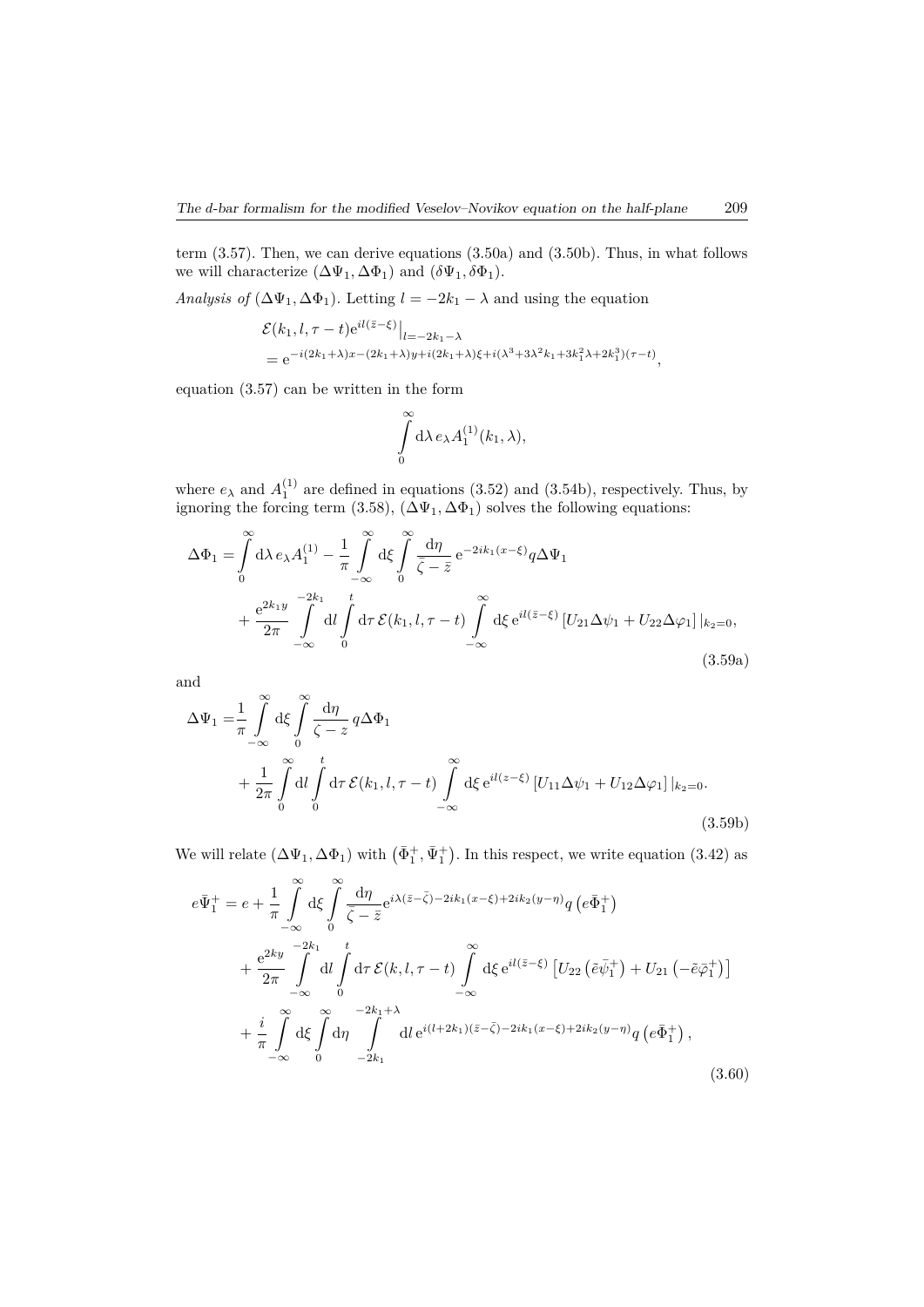term (3.57). Then, we can derive equations (3.50a) and (3.50b). Thus, in what follows we will characterize $(\Delta\Psi_1, \Delta\Phi_1)$ and $(\delta\Psi_1, \delta\Phi_1)$.

*Analysis of* $(\Delta\Psi_1, \Delta\Phi_1)$. Letting $l = -2k_1 - \lambda$ and using the equation

$$
\begin{aligned}
&\mathcal{E}(k_1, l, \tau - t) \mathrm{e}^{il(\bar{z}-\xi)}\big|_{l=-2k_1-\lambda} \\
&= \mathrm{e}^{-i(2k_1+\lambda)x-(2k_1+\lambda)y+i(2k_1+\lambda)\xi+i(\lambda^3+3\lambda^2k_1+3k_1^2\lambda+2k_1^3)(\tau-t)},
\end{aligned}
$$

equation (3.57) can be written in the form

$$
\int_0^\infty \mathrm{d}\lambda \, e_\lambda A_1^{(1)}(k_1, \lambda),
$$

where $e_\lambda$ and $A_1^{(1)}$ are defined in equations (3.52) and (3.54b), respectively. Thus, by ignoring the forcing term (3.58), $(\Delta\Psi_1, \Delta\Phi_1)$ solves the following equations:

$$
\begin{aligned}
\Delta\Phi_1 = &\int_0^\infty \mathrm{d}\lambda \, e_\lambda A_1^{(1)} - \frac{1}{\pi} \int_{-\infty}^\infty \mathrm{d}\xi \int_0^\infty \frac{\mathrm{d}\eta}{\bar{\zeta} - \bar{z}} \, \mathrm{e}^{-2ik_1(x-\xi)} q \Delta\Psi_1 \\
&+ \frac{\mathrm{e}^{2k_1 y}}{2\pi} \int_{-\infty}^{-2k_1} \mathrm{d}l \int_0^t \mathrm{d}\tau \, \mathcal{E}(k_1, l, \tau - t) \int_{-\infty}^\infty \mathrm{d}\xi \, \mathrm{e}^{il(\bar{z}-\xi)} \left[U_{21}\Delta\psi_1 + U_{22}\Delta\varphi_1\right]|_{k_2=0},
\end{aligned}
\tag{3.59a}
$$

and

$$
\begin{aligned}
\Delta\Psi_1 = &\frac{1}{\pi} \int_{-\infty}^\infty \mathrm{d}\xi \int_0^\infty \frac{\mathrm{d}\eta}{\zeta - z} \, q\Delta\Phi_1 \\
&+ \frac{1}{2\pi} \int_0^\infty \mathrm{d}l \int_0^t \mathrm{d}\tau \, \mathcal{E}(k_1, l, \tau - t) \int_{-\infty}^\infty \mathrm{d}\xi \, \mathrm{e}^{il(z-\xi)} \left[U_{11}\Delta\psi_1 + U_{12}\Delta\varphi_1\right]|_{k_2=0}.
\end{aligned}
\tag{3.59b}
$$

We will relate $(\Delta\Psi_1, \Delta\Phi_1)$ with $\left(\bar{\Phi}_1^+, \bar{\Psi}_1^+\right)$. In this respect, we write equation (3.42) as

$$
\begin{aligned}
e\bar{\Psi}_1^+ = e &+ \frac{1}{\pi} \int_{-\infty}^\infty \mathrm{d}\xi \int_0^\infty \frac{\mathrm{d}\eta}{\bar{\zeta} - \bar{z}} \mathrm{e}^{i\lambda(\bar{z}-\bar{\zeta})-2ik_1(x-\xi)+2ik_2(y-\eta)} q \left(e\bar{\Phi}_1^+\right) \\
&+ \frac{\mathrm{e}^{2ky}}{2\pi} \int_{-\infty}^{-2k_1} \mathrm{d}l \int_0^t \mathrm{d}\tau \, \mathcal{E}(k, l, \tau - t) \int_{-\infty}^\infty \mathrm{d}\xi \, \mathrm{e}^{il(\bar{z}-\xi)} \left[U_{22}\left(\tilde{e}\bar{\psi}_1^+\right) + U_{21}\left(-\tilde{e}\bar{\varphi}_1^+\right)\right] \\
&+ \frac{i}{\pi} \int_{-\infty}^\infty \mathrm{d}\xi \int_0^\infty \mathrm{d}\eta \int_{-2k_1}^{-2k_1+\lambda} \mathrm{d}l \, \mathrm{e}^{i(l+2k_1)(\bar{z}-\bar{\zeta})-2ik_1(x-\xi)+2ik_2(y-\eta)} q\left(e\bar{\Phi}_1^+\right),
\end{aligned}
\tag{3.60}
$$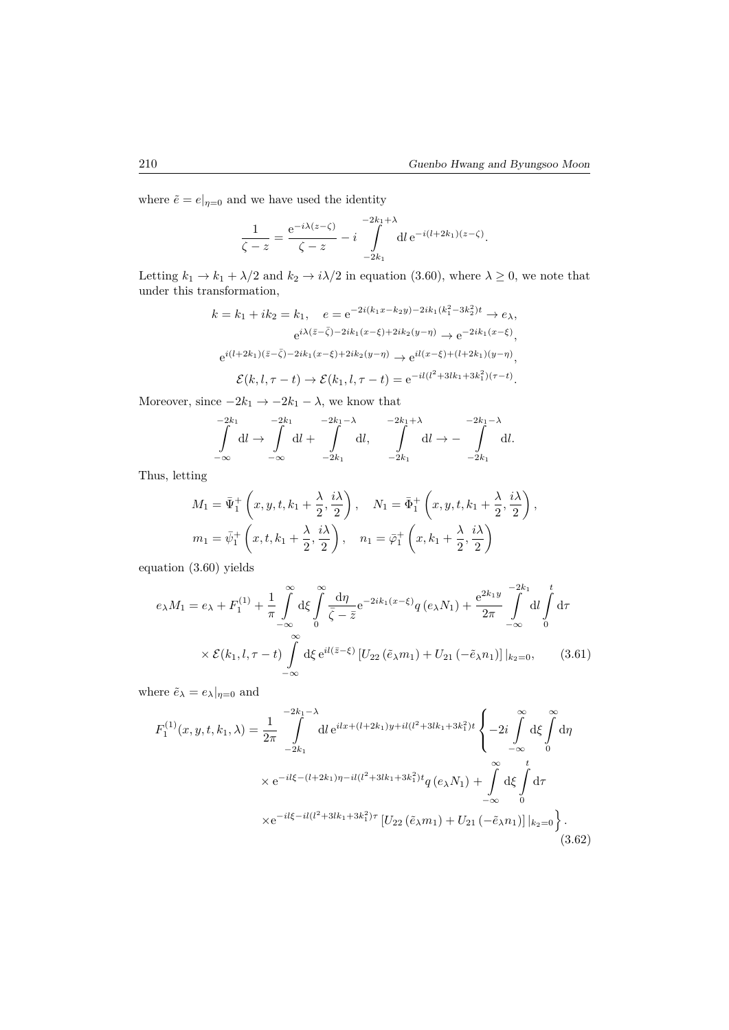where $\tilde{e} = e|_{\eta=0}$ and we have used the identity

$$\frac{1}{\zeta - z} = \frac{\mathrm{e}^{-i\lambda(z-\zeta)}}{\zeta - z} - i \int\limits_{-2k_1}^{-2k_1+\lambda} \mathrm{d}l\, \mathrm{e}^{-i(l+2k_1)(z-\zeta)}.$$

Letting $k_1 \to k_1 + \lambda/2$ and $k_2 \to i\lambda/2$ in equation (3.60), where $\lambda \geq 0$, we note that under this transformation,

$$k = k_1 + ik_2 = k_1, \quad e = \mathrm{e}^{-2i(k_1 x - k_2 y) - 2ik_1(k_1^2 - 3k_2^2)t} \to e_\lambda,$$

$$\mathrm{e}^{i\lambda(\bar{z}-\bar{\zeta}) - 2ik_1(x-\xi) + 2ik_2(y-\eta)} \to \mathrm{e}^{-2ik_1(x-\xi)},$$

$$\mathrm{e}^{i(l+2k_1)(\bar{z}-\bar{\zeta}) - 2ik_1(x-\xi) + 2ik_2(y-\eta)} \to \mathrm{e}^{il(x-\xi) + (l+2k_1)(y-\eta)},$$

$$\mathcal{E}(k, l, \tau - t) \to \mathcal{E}(k_1, l, \tau - t) = \mathrm{e}^{-il(l^2 + 3lk_1 + 3k_1^2)(\tau - t)}.$$

Moreover, since $-2k_1 \to -2k_1 - \lambda$, we know that

$$\int\limits_{-\infty}^{-2k_1} \mathrm{d}l \to \int\limits_{-\infty}^{-2k_1} \mathrm{d}l + \int\limits_{-2k_1}^{-2k_1-\lambda} \mathrm{d}l, \qquad \int\limits_{-2k_1}^{-2k_1+\lambda} \mathrm{d}l \to -\int\limits_{-2k_1}^{-2k_1-\lambda} \mathrm{d}l.$$

Thus, letting

$$M_1 = \bar{\Psi}_1^+\left(x, y, t, k_1 + \frac{\lambda}{2}, \frac{i\lambda}{2}\right), \quad N_1 = \bar{\Phi}_1^+\left(x, y, t, k_1 + \frac{\lambda}{2}, \frac{i\lambda}{2}\right),$$

$$m_1 = \bar{\psi}_1^+\left(x, t, k_1 + \frac{\lambda}{2}, \frac{i\lambda}{2}\right), \quad n_1 = \bar{\varphi}_1^+\left(x, k_1 + \frac{\lambda}{2}, \frac{i\lambda}{2}\right)$$

equation (3.60) yields

$$e_\lambda M_1 = e_\lambda + F_1^{(1)} + \frac{1}{\pi} \int\limits_{-\infty}^{\infty} \mathrm{d}\xi \int\limits_{0}^{\infty} \frac{\mathrm{d}\eta}{\bar{\zeta} - \bar{z}} \mathrm{e}^{-2ik_1(x-\xi)} q\left(e_\lambda N_1\right) + \frac{\mathrm{e}^{2k_1 y}}{2\pi} \int\limits_{-\infty}^{-2k_1} \mathrm{d}l \int\limits_{0}^{t} \mathrm{d}\tau$$
$$\times \mathcal{E}(k_1, l, \tau - t) \int\limits_{-\infty}^{\infty} \mathrm{d}\xi\, \mathrm{e}^{il(\bar{z}-\xi)} \left[U_{22}\left(\tilde{e}_\lambda m_1\right) + U_{21}\left(-\tilde{e}_\lambda n_1\right)\right]|_{k_2=0}, \qquad (3.61)$$

where $\tilde{e}_\lambda = e_\lambda|_{\eta=0}$ and

$$F_1^{(1)}(x, y, t, k_1, \lambda) = \frac{1}{2\pi} \int\limits_{-2k_1}^{-2k_1-\lambda} \mathrm{d}l\, \mathrm{e}^{ilx + (l+2k_1)y + il(l^2+3lk_1+3k_1^2)t} \left\{ -2i \int\limits_{-\infty}^{\infty} \mathrm{d}\xi \int\limits_{0}^{\infty} \mathrm{d}\eta \right.$$
$$\times \mathrm{e}^{-il\xi - (l+2k_1)\eta - il(l^2+3lk_1+3k_1^2)t} q\left(e_\lambda N_1\right) + \int\limits_{-\infty}^{\infty} \mathrm{d}\xi \int\limits_{0}^{t} \mathrm{d}\tau$$
$$\left. \times \mathrm{e}^{-il\xi - il(l^2+3lk_1+3k_1^2)\tau} \left[U_{22}\left(\tilde{e}_\lambda m_1\right) + U_{21}\left(-\tilde{e}_\lambda n_1\right)\right]|_{k_2=0} \right\}. \qquad (3.62)$$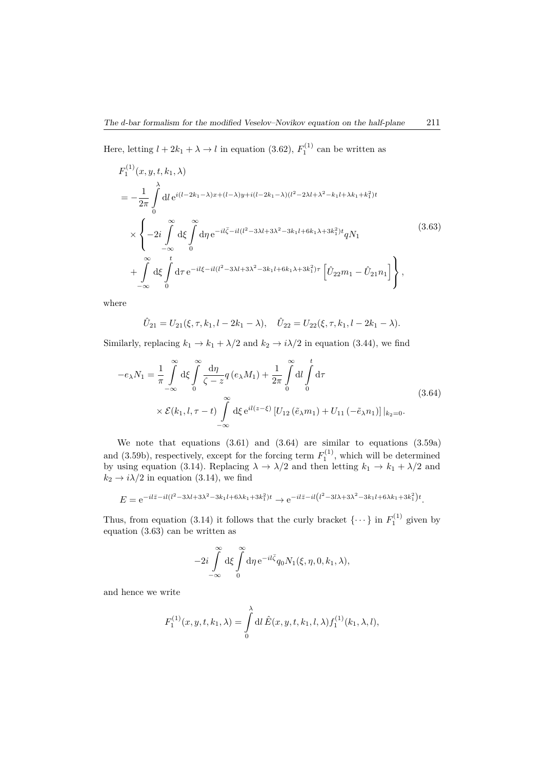Here, letting $l + 2k_1 + \lambda \to l$ in equation (3.62), $F_1^{(1)}$ can be written as

$$
\begin{aligned}
&F_1^{(1)}(x, y, t, k_1, \lambda) \\
&= -\frac{1}{2\pi} \int_0^{\lambda} \mathrm{d}l \, \mathrm{e}^{i(l-2k_1-\lambda)x + (l-\lambda)y + i(l-2k_1-\lambda)(l^2-2\lambda l+\lambda^2-k_1 l+\lambda k_1+k_1^2)t} \\
&\quad \times \left\{ -2i \int_{-\infty}^{\infty} \mathrm{d}\xi \int_0^{\infty} \mathrm{d}\eta \, \mathrm{e}^{-il\bar{\zeta} - il(l^2-3\lambda l+3\lambda^2-3k_1 l+6k_1\lambda+3k_1^2)t} q N_1 \right. \\
&\quad \left. + \int_{-\infty}^{\infty} \mathrm{d}\xi \int_0^{t} \mathrm{d}\tau \, \mathrm{e}^{-il\xi - il(l^2-3\lambda l+3\lambda^2-3k_1 l+6k_1\lambda+3k_1^2)\tau} \left[ \hat{U}_{22} m_1 - \hat{U}_{21} n_1 \right] \right\},
\end{aligned}
\tag{3.63}
$$

where

$$
\hat{U}_{21} = U_{21}(\xi, \tau, k_1, l - 2k_1 - \lambda), \quad \hat{U}_{22} = U_{22}(\xi, \tau, k_1, l - 2k_1 - \lambda).
$$

Similarly, replacing $k_1 \to k_1 + \lambda/2$ and $k_2 \to i\lambda/2$ in equation (3.44), we find

$$
\begin{aligned}
-e_\lambda N_1 = \frac{1}{\pi} \int_{-\infty}^{\infty} \mathrm{d}\xi \int_0^{\infty} \frac{\mathrm{d}\eta}{\zeta - z} q \left( e_\lambda M_1 \right) + \frac{1}{2\pi} \int_0^{\infty} \mathrm{d}l \int_0^{t} \mathrm{d}\tau \\
\times \mathcal{E}(k_1, l, \tau - t) \int_{-\infty}^{\infty} \mathrm{d}\xi \, \mathrm{e}^{il(z-\xi)} \left[ U_{12} \left( \tilde{e}_\lambda m_1 \right) + U_{11} \left( -\tilde{e}_\lambda n_1 \right) \right] |_{k_2 = 0}.
\end{aligned}
\tag{3.64}
$$

We note that equations (3.61) and (3.64) are similar to equations (3.59a) and (3.59b), respectively, except for the forcing term $F_1^{(1)}$, which will be determined by using equation (3.14). Replacing $\lambda \to \lambda/2$ and then letting $k_1 \to k_1 + \lambda/2$ and $k_2 \to i\lambda/2$ in equation (3.14), we find

$$
E = \mathrm{e}^{-il\bar{z} - il(l^2-3\lambda l+3\lambda^2-3k_1 l+6\lambda k_1+3k_1^2)t} \to \mathrm{e}^{-il\bar{z} - il\left(l^2-3l\lambda+3\lambda^2-3k_1 l+6\lambda k_1+3k_1^2\right)t}.
$$

Thus, from equation (3.14) it follows that the curly bracket $\{\cdots\}$ in $F_1^{(1)}$ given by equation (3.63) can be written as

$$
-2i \int_{-\infty}^{\infty} \mathrm{d}\xi \int_0^{\infty} \mathrm{d}\eta \, \mathrm{e}^{-il\bar{\zeta}} q_0 N_1(\xi, \eta, 0, k_1, \lambda),
$$

and hence we write

$$
F_1^{(1)}(x, y, t, k_1, \lambda) = \int_0^{\lambda} \mathrm{d}l \, \hat{E}(x, y, t, k_1, l, \lambda) f_1^{(1)}(k_1, \lambda, l),
$$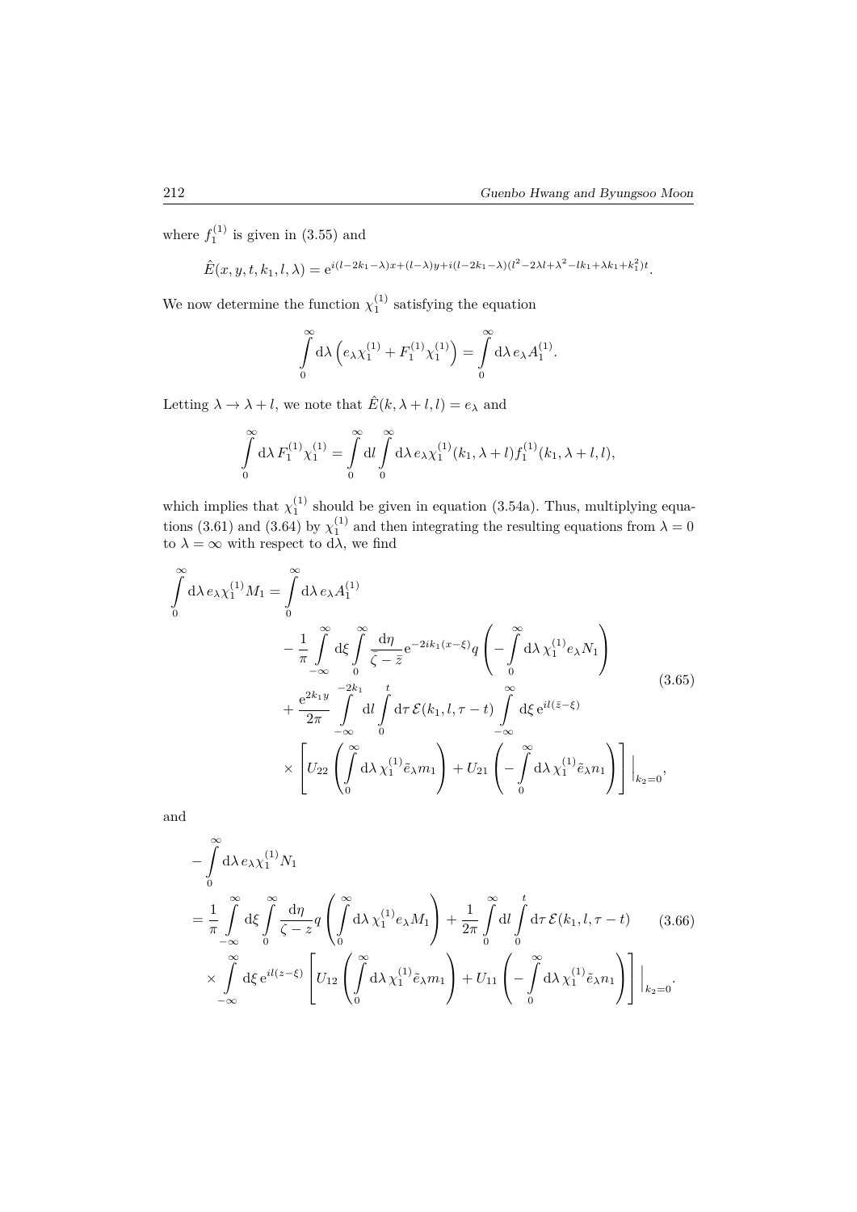where $f_1^{(1)}$ is given in (3.55) and

$$\hat{E}(x,y,t,k_1,l,\lambda) = \mathrm{e}^{i(l-2k_1-\lambda)x+(l-\lambda)y+i(l-2k_1-\lambda)(l^2-2\lambda l+\lambda^2-lk_1+\lambda k_1+k_1^2)t}.$$

We now determine the function $\chi_1^{(1)}$ satisfying the equation

$$\int_0^\infty \mathrm{d}\lambda \left( e_\lambda \chi_1^{(1)} + F_1^{(1)} \chi_1^{(1)} \right) = \int_0^\infty \mathrm{d}\lambda \, e_\lambda A_1^{(1)}.$$

Letting $\lambda \to \lambda + l$, we note that $\hat{E}(k,\lambda+l,l) = e_\lambda$ and

$$\int_0^\infty \mathrm{d}\lambda \, F_1^{(1)} \chi_1^{(1)} = \int_0^\infty \mathrm{d}l \int_0^\infty \mathrm{d}\lambda \, e_\lambda \chi_1^{(1)}(k_1,\lambda+l) f_1^{(1)}(k_1,\lambda+l,l),$$

which implies that $\chi_1^{(1)}$ should be given in equation (3.54a). Thus, multiplying equations (3.61) and (3.64) by $\chi_1^{(1)}$ and then integrating the resulting equations from $\lambda = 0$ to $\lambda = \infty$ with respect to $\mathrm{d}\lambda$, we find

$$\begin{aligned}
\int_0^\infty \mathrm{d}\lambda \, e_\lambda \chi_1^{(1)} M_1 = \int_0^\infty & \mathrm{d}\lambda \, e_\lambda A_1^{(1)} \\
& - \frac{1}{\pi} \int_{-\infty}^\infty \mathrm{d}\xi \int_0^\infty \frac{\mathrm{d}\eta}{\bar{\zeta} - \bar{z}} \mathrm{e}^{-2ik_1(x-\xi)} q \left( - \int_0^\infty \mathrm{d}\lambda \, \chi_1^{(1)} e_\lambda N_1 \right) \\
& + \frac{\mathrm{e}^{2k_1 y}}{2\pi} \int_{-\infty}^{-2k_1} \mathrm{d}l \int_0^t \mathrm{d}\tau \, \mathcal{E}(k_1,l,\tau-t) \int_{-\infty}^\infty \mathrm{d}\xi \, \mathrm{e}^{il(\bar{z}-\xi)} \\
& \times \left[ U_{22} \left( \int_0^\infty \mathrm{d}\lambda \, \chi_1^{(1)} \tilde{e}_\lambda m_1 \right) + U_{21} \left( - \int_0^\infty \mathrm{d}\lambda \, \chi_1^{(1)} \tilde{e}_\lambda n_1 \right) \right] \Big|_{k_2=0},
\end{aligned} \tag{3.65}$$

and

$$\begin{aligned}
& - \int_0^\infty \mathrm{d}\lambda \, e_\lambda \chi_1^{(1)} N_1 \\
& = \frac{1}{\pi} \int_{-\infty}^\infty \mathrm{d}\xi \int_0^\infty \frac{\mathrm{d}\eta}{\zeta - z} q \left( \int_0^\infty \mathrm{d}\lambda \, \chi_1^{(1)} e_\lambda M_1 \right) + \frac{1}{2\pi} \int_0^\infty \mathrm{d}l \int_0^t \mathrm{d}\tau \, \mathcal{E}(k_1,l,\tau-t) \\
& \quad \times \int_{-\infty}^\infty \mathrm{d}\xi \, \mathrm{e}^{il(z-\xi)} \left[ U_{12} \left( \int_0^\infty \mathrm{d}\lambda \, \chi_1^{(1)} \tilde{e}_\lambda m_1 \right) + U_{11} \left( - \int_0^\infty \mathrm{d}\lambda \, \chi_1^{(1)} \tilde{e}_\lambda n_1 \right) \right] \Big|_{k_2=0}.
\end{aligned} \tag{3.66}$$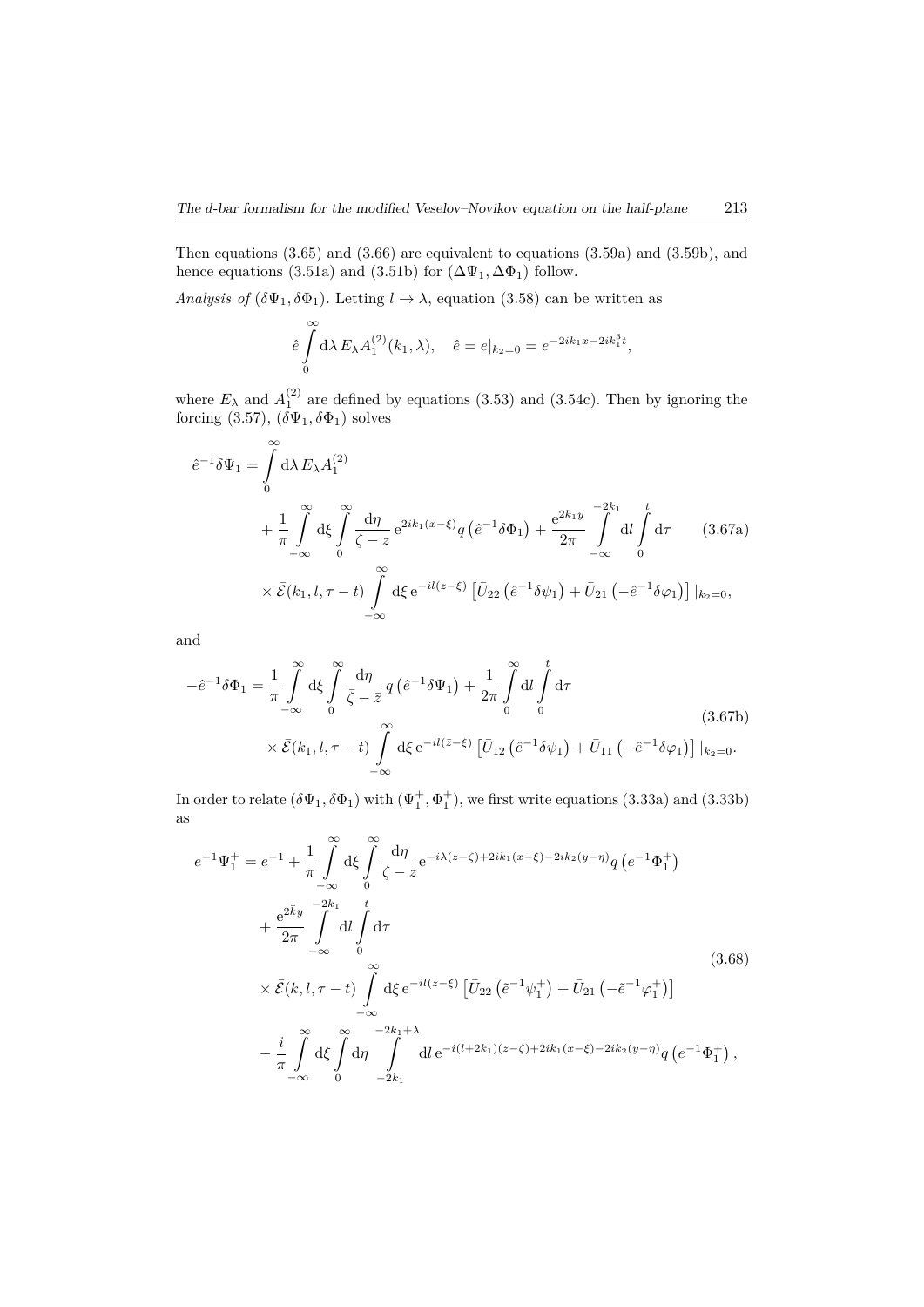Then equations (3.65) and (3.66) are equivalent to equations (3.59a) and (3.59b), and hence equations (3.51a) and (3.51b) for $(\Delta\Psi_1, \Delta\Phi_1)$ follow.

*Analysis of* $(\delta\Psi_1, \delta\Phi_1)$. Letting $l \to \lambda$, equation (3.58) can be written as

$$\hat{e} \int_0^\infty \mathrm{d}\lambda\, E_\lambda A_1^{(2)}(k_1, \lambda), \quad \hat{e} = e|_{k_2=0} = e^{-2ik_1 x - 2ik_1^3 t},$$

where $E_\lambda$ and $A_1^{(2)}$ are defined by equations (3.53) and (3.54c). Then by ignoring the forcing (3.57), $(\delta\Psi_1, \delta\Phi_1)$ solves

$$\begin{aligned}
\hat{e}^{-1}\delta\Psi_1 = &\int_0^\infty \mathrm{d}\lambda\, E_\lambda A_1^{(2)} \\
&+ \frac{1}{\pi}\int_{-\infty}^\infty \mathrm{d}\xi \int_0^\infty \frac{\mathrm{d}\eta}{\zeta - z}\, \mathrm{e}^{2ik_1(x-\xi)} q\left(\hat{e}^{-1}\delta\Phi_1\right) + \frac{\mathrm{e}^{2k_1 y}}{2\pi}\int_{-\infty}^{-2k_1} \mathrm{d}l \int_0^t \mathrm{d}\tau \\
&\times \bar{\mathcal{E}}(k_1, l, \tau - t)\int_{-\infty}^\infty \mathrm{d}\xi\, \mathrm{e}^{-il(z-\xi)}\left[\bar{U}_{22}\left(\hat{e}^{-1}\delta\psi_1\right) + \bar{U}_{21}\left(-\hat{e}^{-1}\delta\varphi_1\right)\right]|_{k_2=0},
\end{aligned} \tag{3.67a}$$

and

$$\begin{aligned}
-\hat{e}^{-1}\delta\Phi_1 = &\frac{1}{\pi}\int_{-\infty}^\infty \mathrm{d}\xi \int_0^\infty \frac{\mathrm{d}\eta}{\bar{\zeta} - \bar{z}}\, q\left(\hat{e}^{-1}\delta\Psi_1\right) + \frac{1}{2\pi}\int_0^\infty \mathrm{d}l \int_0^t \mathrm{d}\tau \\
&\times \bar{\mathcal{E}}(k_1, l, \tau - t)\int_{-\infty}^\infty \mathrm{d}\xi\, \mathrm{e}^{-il(\bar{z}-\xi)}\left[\bar{U}_{12}\left(\hat{e}^{-1}\delta\psi_1\right) + \bar{U}_{11}\left(-\hat{e}^{-1}\delta\varphi_1\right)\right]|_{k_2=0}.
\end{aligned} \tag{3.67b}$$

In order to relate $(\delta\Psi_1, \delta\Phi_1)$ with $(\Psi_1^+, \Phi_1^+)$, we first write equations (3.33a) and (3.33b) as

$$\begin{aligned}
e^{-1}\Psi_1^+ = &e^{-1} + \frac{1}{\pi}\int_{-\infty}^\infty \mathrm{d}\xi \int_0^\infty \frac{\mathrm{d}\eta}{\zeta - z}\mathrm{e}^{-i\lambda(z-\zeta)+2ik_1(x-\xi)-2ik_2(y-\eta)} q\left(e^{-1}\Phi_1^+\right) \\
&+ \frac{\mathrm{e}^{2\bar{k}y}}{2\pi}\int_{-\infty}^{-2k_1} \mathrm{d}l \int_0^t \mathrm{d}\tau \\
&\times \bar{\mathcal{E}}(k, l, \tau - t)\int_{-\infty}^\infty \mathrm{d}\xi\, \mathrm{e}^{-il(z-\xi)}\left[\bar{U}_{22}\left(\tilde{e}^{-1}\psi_1^+\right) + \bar{U}_{21}\left(-\tilde{e}^{-1}\varphi_1^+\right)\right] \\
&- \frac{i}{\pi}\int_{-\infty}^\infty \mathrm{d}\xi \int_0^\infty \mathrm{d}\eta \int_{-2k_1}^{-2k_1+\lambda} \mathrm{d}l\, \mathrm{e}^{-i(l+2k_1)(z-\zeta)+2ik_1(x-\xi)-2ik_2(y-\eta)} q\left(e^{-1}\Phi_1^+\right),
\end{aligned} \tag{3.68}$$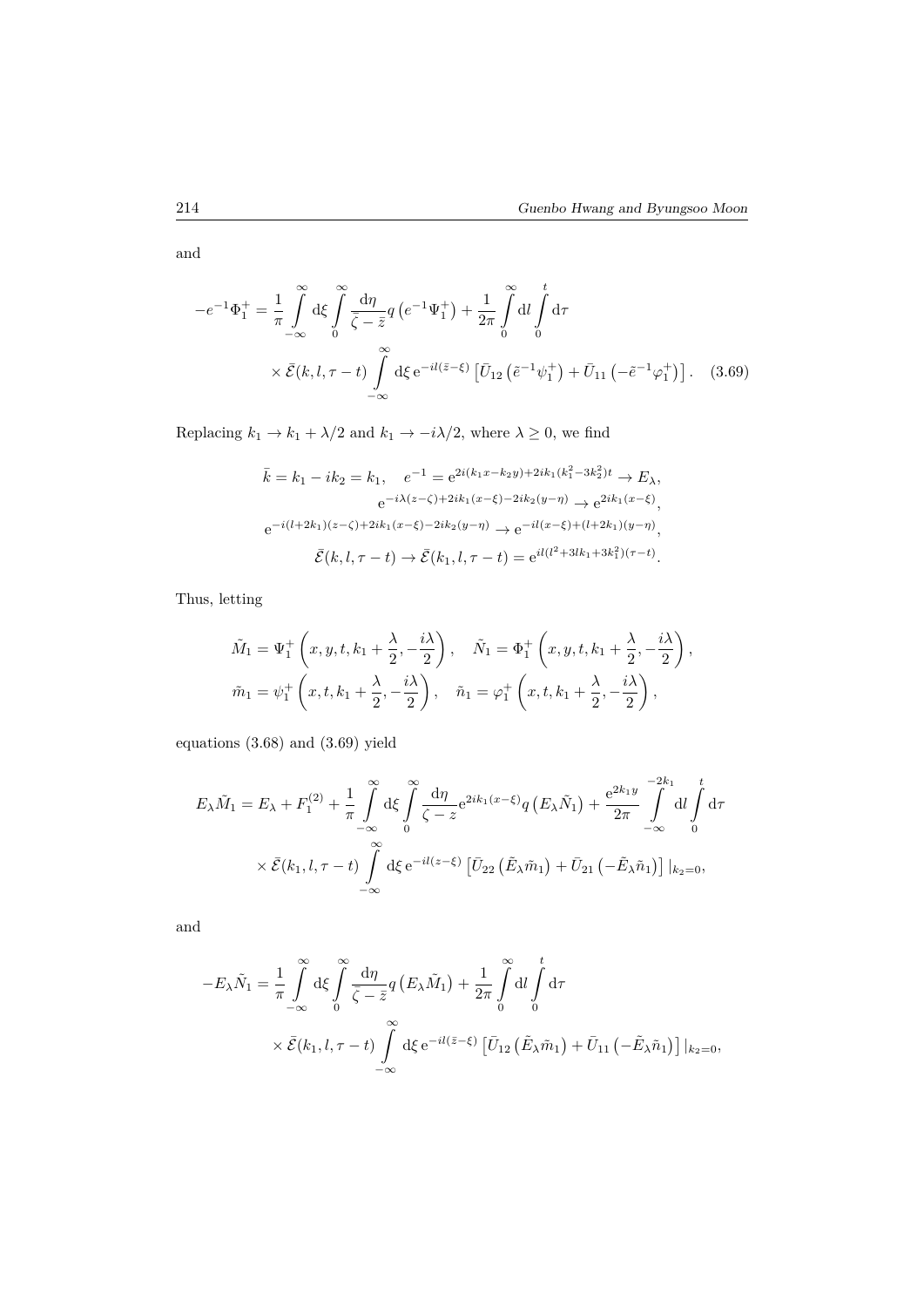and

$$
-e^{-1}\Phi_1^+ = \frac{1}{\pi}\int\limits_{-\infty}^{\infty} \mathrm{d}\xi \int\limits_{0}^{\infty} \frac{\mathrm{d}\eta}{\bar{\zeta}-\bar{z}} q\left(e^{-1}\Psi_1^+\right) + \frac{1}{2\pi}\int\limits_{0}^{\infty} \mathrm{d}l \int\limits_{0}^{t} \mathrm{d}\tau \\
\times \bar{\mathcal{E}}(k,l,\tau-t) \int\limits_{-\infty}^{\infty} \mathrm{d}\xi\, \mathrm{e}^{-il(\bar{z}-\xi)} \left[\bar{U}_{12}\left(\tilde{e}^{-1}\psi_1^+\right) + \bar{U}_{11}\left(-\tilde{e}^{-1}\varphi_1^+\right)\right]. \quad (3.69)
$$

Replacing $k_1 \to k_1 + \lambda/2$ and $k_1 \to -i\lambda/2$, where $\lambda \geq 0$, we find

$$
\bar{k} = k_1 - ik_2 = k_1, \quad e^{-1} = \mathrm{e}^{2i(k_1 x - k_2 y) + 2ik_1(k_1^2 - 3k_2^2)t} \to E_\lambda,
$$

$$
\mathrm{e}^{-i\lambda(z-\zeta)+2ik_1(x-\xi)-2ik_2(y-\eta)} \to \mathrm{e}^{2ik_1(x-\xi)},
$$

$$
\mathrm{e}^{-i(l+2k_1)(z-\zeta)+2ik_1(x-\xi)-2ik_2(y-\eta)} \to \mathrm{e}^{-il(x-\xi)+(l+2k_1)(y-\eta)},
$$

$$
\bar{\mathcal{E}}(k,l,\tau-t) \to \bar{\mathcal{E}}(k_1,l,\tau-t) = \mathrm{e}^{il(l^2+3lk_1+3k_1^2)(\tau-t)}.
$$

Thus, letting

$$
\tilde{M}_1 = \Psi_1^+\left(x,y,t,k_1+\frac{\lambda}{2},-\frac{i\lambda}{2}\right), \quad \tilde{N}_1 = \Phi_1^+\left(x,y,t,k_1+\frac{\lambda}{2},-\frac{i\lambda}{2}\right),
$$

$$
\tilde{m}_1 = \psi_1^+\left(x,t,k_1+\frac{\lambda}{2},-\frac{i\lambda}{2}\right), \quad \tilde{n}_1 = \varphi_1^+\left(x,t,k_1+\frac{\lambda}{2},-\frac{i\lambda}{2}\right),
$$

equations (3.68) and (3.69) yield

$$
E_\lambda \tilde{M}_1 = E_\lambda + F_1^{(2)} + \frac{1}{\pi}\int\limits_{-\infty}^{\infty} \mathrm{d}\xi \int\limits_{0}^{\infty} \frac{\mathrm{d}\eta}{\zeta - z} \mathrm{e}^{2ik_1(x-\xi)} q\left(E_\lambda \tilde{N}_1\right) + \frac{\mathrm{e}^{2k_1 y}}{2\pi}\int\limits_{-\infty}^{-2k_1} \mathrm{d}l \int\limits_{0}^{t} \mathrm{d}\tau \\
\times \bar{\mathcal{E}}(k_1,l,\tau-t) \int\limits_{-\infty}^{\infty} \mathrm{d}\xi\, \mathrm{e}^{-il(z-\xi)} \left[\bar{U}_{22}\left(\tilde{E}_\lambda \tilde{m}_1\right) + \bar{U}_{21}\left(-\tilde{E}_\lambda \tilde{n}_1\right)\right]|_{k_2=0},
$$

and

$$
-E_\lambda \tilde{N}_1 = \frac{1}{\pi}\int\limits_{-\infty}^{\infty} \mathrm{d}\xi \int\limits_{0}^{\infty} \frac{\mathrm{d}\eta}{\bar{\zeta}-\bar{z}} q\left(E_\lambda \tilde{M}_1\right) + \frac{1}{2\pi}\int\limits_{0}^{\infty} \mathrm{d}l \int\limits_{0}^{t} \mathrm{d}\tau \\
\times \bar{\mathcal{E}}(k_1,l,\tau-t) \int\limits_{-\infty}^{\infty} \mathrm{d}\xi\, \mathrm{e}^{-il(\bar{z}-\xi)} \left[\bar{U}_{12}\left(\tilde{E}_\lambda \tilde{m}_1\right) + \bar{U}_{11}\left(-\tilde{E}_\lambda \tilde{n}_1\right)\right]|_{k_2=0},
$$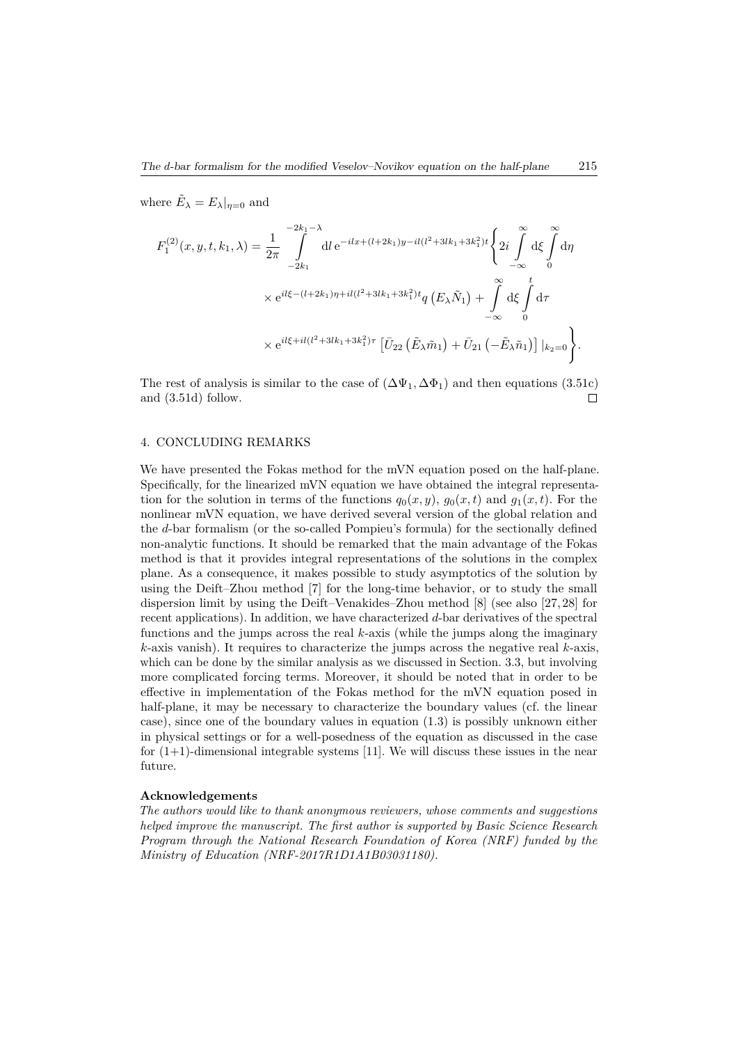where $\tilde{E}_\lambda = E_\lambda|_{\eta=0}$ and

$$F_1^{(2)}(x,y,t,k_1,\lambda) = \frac{1}{2\pi} \int_{-2k_1}^{-2k_1-\lambda} \mathrm{d}l\, \mathrm{e}^{-ilx+(l+2k_1)y-il(l^2+3lk_1+3k_1^2)t} \Bigg\{ 2i \int_{-\infty}^{\infty} \mathrm{d}\xi \int_0^{\infty} \mathrm{d}\eta$$

$$\times\, \mathrm{e}^{il\xi-(l+2k_1)\eta+il(l^2+3lk_1+3k_1^2)t} q\left(E_\lambda \tilde{N}_1\right) + \int_{-\infty}^{\infty} \mathrm{d}\xi \int_0^t \mathrm{d}\tau$$

$$\times\, \mathrm{e}^{il\xi+il(l^2+3lk_1+3k_1^2)\tau} \left[\bar{U}_{22}\left(\tilde{E}_\lambda \tilde{m}_1\right) + \bar{U}_{21}\left(-\tilde{E}_\lambda \tilde{n}_1\right)\right]|_{k_2=0} \Bigg\}.$$

The rest of analysis is similar to the case of $(\Delta\Psi_1, \Delta\Phi_1)$ and then equations (3.51c) and (3.51d) follow. □

## 4. CONCLUDING REMARKS

We have presented the Fokas method for the mVN equation posed on the half-plane. Specifically, for the linearized mVN equation we have obtained the integral representation for the solution in terms of the functions $q_0(x,y)$, $g_0(x,t)$ and $g_1(x,t)$. For the nonlinear mVN equation, we have derived several version of the global relation and the $d$-bar formalism (or the so-called Pompieu's formula) for the sectionally defined non-analytic functions. It should be remarked that the main advantage of the Fokas method is that it provides integral representations of the solutions in the complex plane. As a consequence, it makes possible to study asymptotics of the solution by using the Deift–Zhou method [7] for the long-time behavior, or to study the small dispersion limit by using the Deift–Venakides–Zhou method [8] (see also [27, 28] for recent applications). In addition, we have characterized $d$-bar derivatives of the spectral functions and the jumps across the real $k$-axis (while the jumps along the imaginary $k$-axis vanish). It requires to characterize the jumps across the negative real $k$-axis, which can be done by the similar analysis as we discussed in Section. 3.3, but involving more complicated forcing terms. Moreover, it should be noted that in order to be effective in implementation of the Fokas method for the mVN equation posed in half-plane, it may be necessary to characterize the boundary values (cf. the linear case), since one of the boundary values in equation (1.3) is possibly unknown either in physical settings or for a well-posedness of the equation as discussed in the case for (1+1)-dimensional integrable systems [11]. We will discuss these issues in the near future.

**Acknowledgements**

*The authors would like to thank anonymous reviewers, whose comments and suggestions helped improve the manuscript. The first author is supported by Basic Science Research Program through the National Research Foundation of Korea (NRF) funded by the Ministry of Education (NRF-2017R1D1A1B03031180).*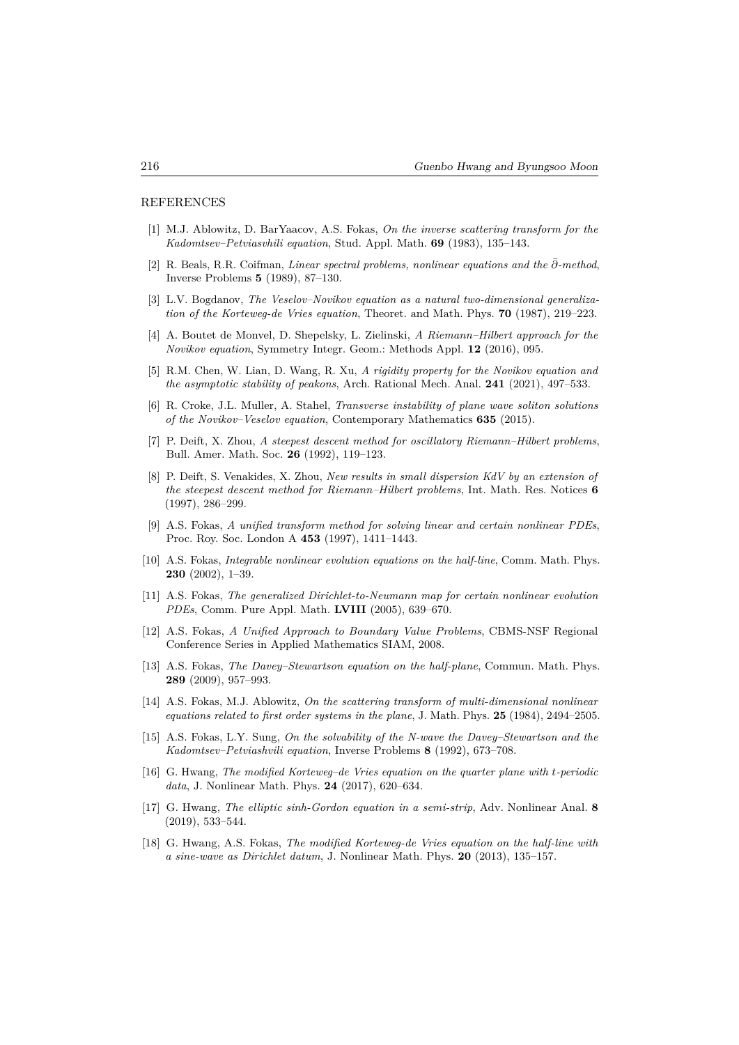REFERENCES

[1] M.J. Ablowitz, D. BarYaacov, A.S. Fokas, *On the inverse scattering transform for the Kadomtsev–Petviasvhili equation*, Stud. Appl. Math. **69** (1983), 135–143.

[2] R. Beals, R.R. Coifman, *Linear spectral problems, nonlinear equations and the $\bar{\partial}$-method*, Inverse Problems **5** (1989), 87–130.

[3] L.V. Bogdanov, *The Veselov–Novikov equation as a natural two-dimensional generalization of the Korteweg-de Vries equation*, Theoret. and Math. Phys. **70** (1987), 219–223.

[4] A. Boutet de Monvel, D. Shepelsky, L. Zielinski, *A Riemann–Hilbert approach for the Novikov equation*, Symmetry Integr. Geom.: Methods Appl. **12** (2016), 095.

[5] R.M. Chen, W. Lian, D. Wang, R. Xu, *A rigidity property for the Novikov equation and the asymptotic stability of peakons*, Arch. Rational Mech. Anal. **241** (2021), 497–533.

[6] R. Croke, J.L. Muller, A. Stahel, *Transverse instability of plane wave soliton solutions of the Novikov–Veselov equation*, Contemporary Mathematics **635** (2015).

[7] P. Deift, X. Zhou, *A steepest descent method for oscillatory Riemann–Hilbert problems*, Bull. Amer. Math. Soc. **26** (1992), 119–123.

[8] P. Deift, S. Venakides, X. Zhou, *New results in small dispersion KdV by an extension of the steepest descent method for Riemann–Hilbert problems*, Int. Math. Res. Notices **6** (1997), 286–299.

[9] A.S. Fokas, *A unified transform method for solving linear and certain nonlinear PDEs*, Proc. Roy. Soc. London A **453** (1997), 1411–1443.

[10] A.S. Fokas, *Integrable nonlinear evolution equations on the half-line*, Comm. Math. Phys. **230** (2002), 1–39.

[11] A.S. Fokas, *The generalized Dirichlet-to-Neumann map for certain nonlinear evolution PDEs*, Comm. Pure Appl. Math. **LVIII** (2005), 639–670.

[12] A.S. Fokas, *A Unified Approach to Boundary Value Problems*, CBMS-NSF Regional Conference Series in Applied Mathematics SIAM, 2008.

[13] A.S. Fokas, *The Davey–Stewartson equation on the half-plane*, Commun. Math. Phys. **289** (2009), 957–993.

[14] A.S. Fokas, M.J. Ablowitz, *On the scattering transform of multi-dimensional nonlinear equations related to first order systems in the plane*, J. Math. Phys. **25** (1984), 2494–2505.

[15] A.S. Fokas, L.Y. Sung, *On the solvability of the N-wave the Davey–Stewartson and the Kadomtsev–Petviashvili equation*, Inverse Problems **8** (1992), 673–708.

[16] G. Hwang, *The modified Korteweg–de Vries equation on the quarter plane with t-periodic data*, J. Nonlinear Math. Phys. **24** (2017), 620–634.

[17] G. Hwang, *The elliptic sinh-Gordon equation in a semi-strip*, Adv. Nonlinear Anal. **8** (2019), 533–544.

[18] G. Hwang, A.S. Fokas, *The modified Korteweg-de Vries equation on the half-line with a sine-wave as Dirichlet datum*, J. Nonlinear Math. Phys. **20** (2013), 135–157.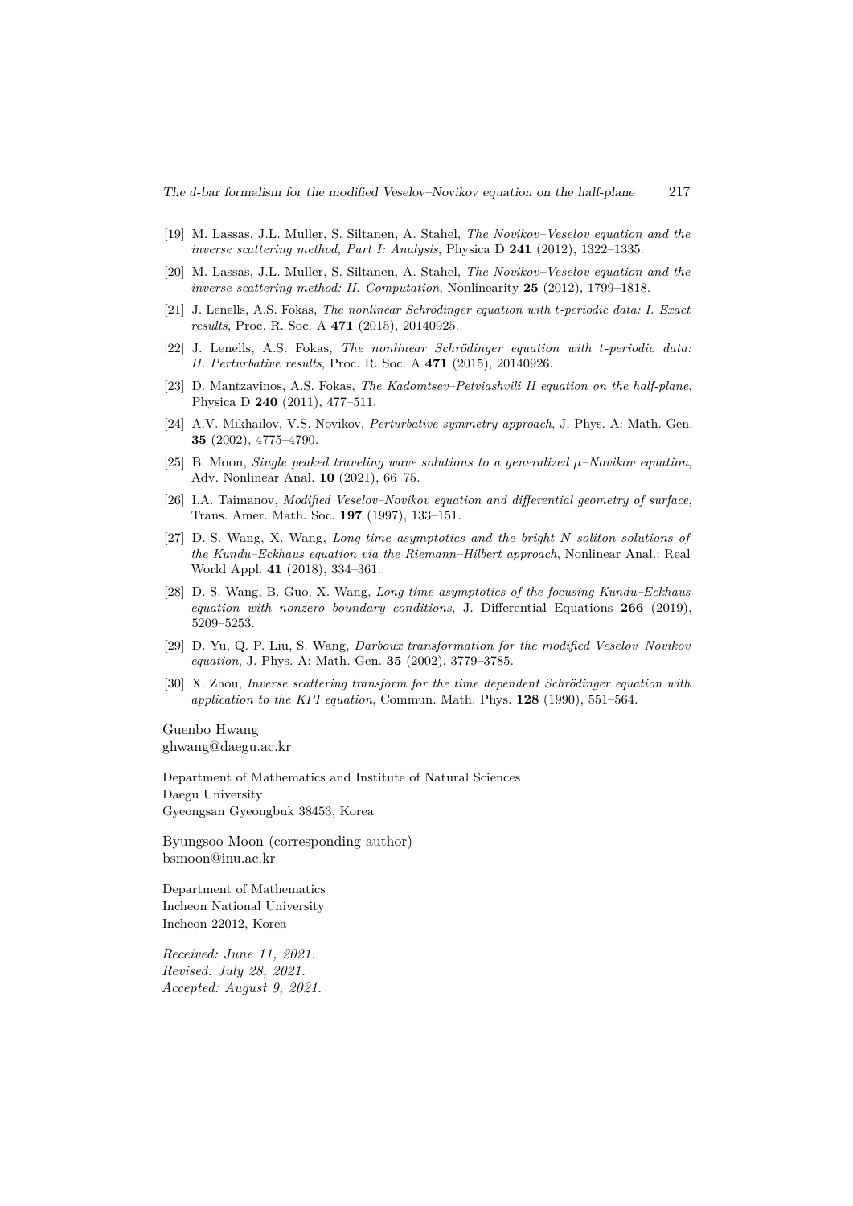[19] M. Lassas, J.L. Muller, S. Siltanen, A. Stahel, *The Novikov–Veselov equation and the inverse scattering method, Part I: Analysis*, Physica D **241** (2012), 1322–1335.

[20] M. Lassas, J.L. Muller, S. Siltanen, A. Stahel, *The Novikov–Veselov equation and the inverse scattering method: II. Computation*, Nonlinearity **25** (2012), 1799–1818.

[21] J. Lenells, A.S. Fokas, *The nonlinear Schrödinger equation with t-periodic data: I. Exact results*, Proc. R. Soc. A **471** (2015), 20140925.

[22] J. Lenells, A.S. Fokas, *The nonlinear Schrödinger equation with t-periodic data: II. Perturbative results*, Proc. R. Soc. A **471** (2015), 20140926.

[23] D. Mantzavinos, A.S. Fokas, *The Kadomtsev–Petviashvili II equation on the half-plane*, Physica D **240** (2011), 477–511.

[24] A.V. Mikhailov, V.S. Novikov, *Perturbative symmetry approach*, J. Phys. A: Math. Gen. **35** (2002), 4775–4790.

[25] B. Moon, *Single peaked traveling wave solutions to a generalized $\mu$–Novikov equation*, Adv. Nonlinear Anal. **10** (2021), 66–75.

[26] I.A. Taimanov, *Modified Veselov–Novikov equation and differential geometry of surface*, Trans. Amer. Math. Soc. **197** (1997), 133–151.

[27] D.-S. Wang, X. Wang, *Long-time asymptotics and the bright N-soliton solutions of the Kundu–Eckhaus equation via the Riemann–Hilbert approach*, Nonlinear Anal.: Real World Appl. **41** (2018), 334–361.

[28] D.-S. Wang, B. Guo, X. Wang, *Long-time asymptotics of the focusing Kundu–Eckhaus equation with nonzero boundary conditions*, J. Differential Equations **266** (2019), 5209–5253.

[29] D. Yu, Q. P. Liu, S. Wang, *Darboux transformation for the modified Veselov–Novikov equation*, J. Phys. A: Math. Gen. **35** (2002), 3779–3785.

[30] X. Zhou, *Inverse scattering transform for the time dependent Schrödinger equation with application to the KPI equation*, Commun. Math. Phys. **128** (1990), 551–564.

Guenbo Hwang
ghwang@daegu.ac.kr

Department of Mathematics and Institute of Natural Sciences
Daegu University
Gyeongsan Gyeongbuk 38453, Korea

Byungsoo Moon (corresponding author)
bsmoon@inu.ac.kr

Department of Mathematics
Incheon National University
Incheon 22012, Korea

*Received: June 11, 2021.*
*Revised: July 28, 2021.*
*Accepted: August 9, 2021.*